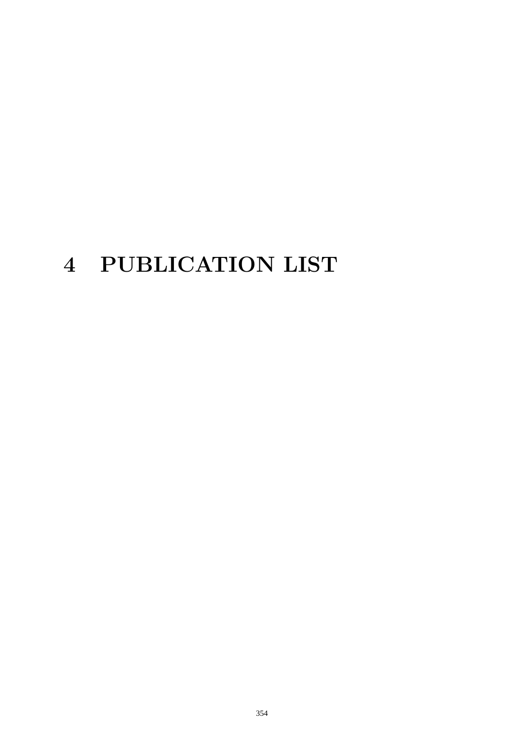# 4 PUBLICATION LIST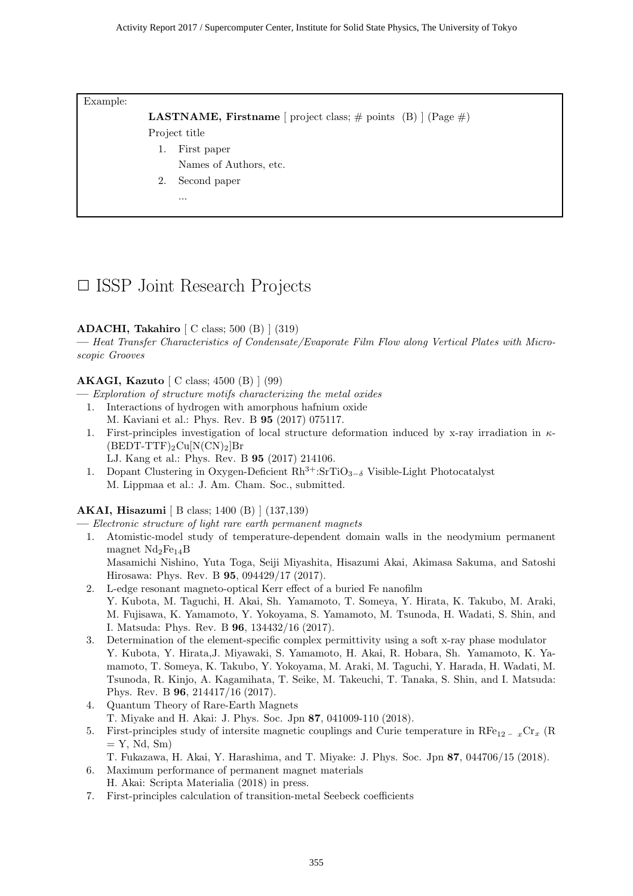Example:

> **LASTNAME, Firstname** [ project class; # points (B) ] (Page #)
> Project title
> 1. First paper
>    Names of Authors, etc.
> 2. Second paper
>    ...

# □ ISSP Joint Research Projects

**ADACHI, Takahiro** [ C class; 500 (B) ] (319)
— *Heat Transfer Characteristics of Condensate/Evaporate Film Flow along Vertical Plates with Microscopic Grooves*

**AKAGI, Kazuto** [ C class; 4500 (B) ] (99)
— *Exploration of structure motifs characterizing the metal oxides*

1. Interactions of hydrogen with amorphous hafnium oxide
   M. Kaviani et al.: Phys. Rev. B **95** (2017) 075117.
1. First-principles investigation of local structure deformation induced by x-ray irradiation in $\kappa$-$(BEDT\text{-}TTF)_2Cu[N(CN)_2]Br$
   LJ. Kang et al.: Phys. Rev. B **95** (2017) 214106.
1. Dopant Clustering in Oxygen-Deficient $Rh^{3+}$:$SrTiO_{3-\delta}$ Visible-Light Photocatalyst
   M. Lippmaa et al.: J. Am. Cham. Soc., submitted.

**AKAI, Hisazumi** [ B class; 1400 (B) ] (137,139)
— *Electronic structure of light rare earth permanent magnets*

1. Atomistic-model study of temperature-dependent domain walls in the neodymium permanent magnet $Nd_2Fe_{14}B$
   Masamichi Nishino, Yuta Toga, Seiji Miyashita, Hisazumi Akai, Akimasa Sakuma, and Satoshi Hirosawa: Phys. Rev. B **95**, 094429/17 (2017).
2. L-edge resonant magneto-optical Kerr effect of a buried Fe nanofilm
   Y. Kubota, M. Taguchi, H. Akai, Sh. Yamamoto, T. Someya, Y. Hirata, K. Takubo, M. Araki, M. Fujisawa, K. Yamamoto, Y. Yokoyama, S. Yamamoto, M. Tsunoda, H. Wadati, S. Shin, and I. Matsuda: Phys. Rev. B **96**, 134432/16 (2017).
3. Determination of the element-specific complex permittivity using a soft x-ray phase modulator
   Y. Kubota, Y. Hirata,J. Miyawaki, S. Yamamoto, H. Akai, R. Hobara, Sh. Yamamoto, K. Yamamoto, T. Someya, K. Takubo, Y. Yokoyama, M. Araki, M. Taguchi, Y. Harada, H. Wadati, M. Tsunoda, R. Kinjo, A. Kagamihata, T. Seike, M. Takeuchi, T. Tanaka, S. Shin, and I. Matsuda: Phys. Rev. B **96**, 214417/16 (2017).
4. Quantum Theory of Rare-Earth Magnets
   T. Miyake and H. Akai: J. Phys. Soc. Jpn **87**, 041009-110 (2018).
5. First-principles study of intersite magnetic couplings and Curie temperature in $RFe_{12-x}Cr_x$ (R = Y, Nd, Sm)
   T. Fukazawa, H. Akai, Y. Harashima, and T. Miyake: J. Phys. Soc. Jpn **87**, 044706/15 (2018).
6. Maximum performance of permanent magnet materials
   H. Akai: Scripta Materialia (2018) in press.
7. First-principles calculation of transition-metal Seebeck coefficients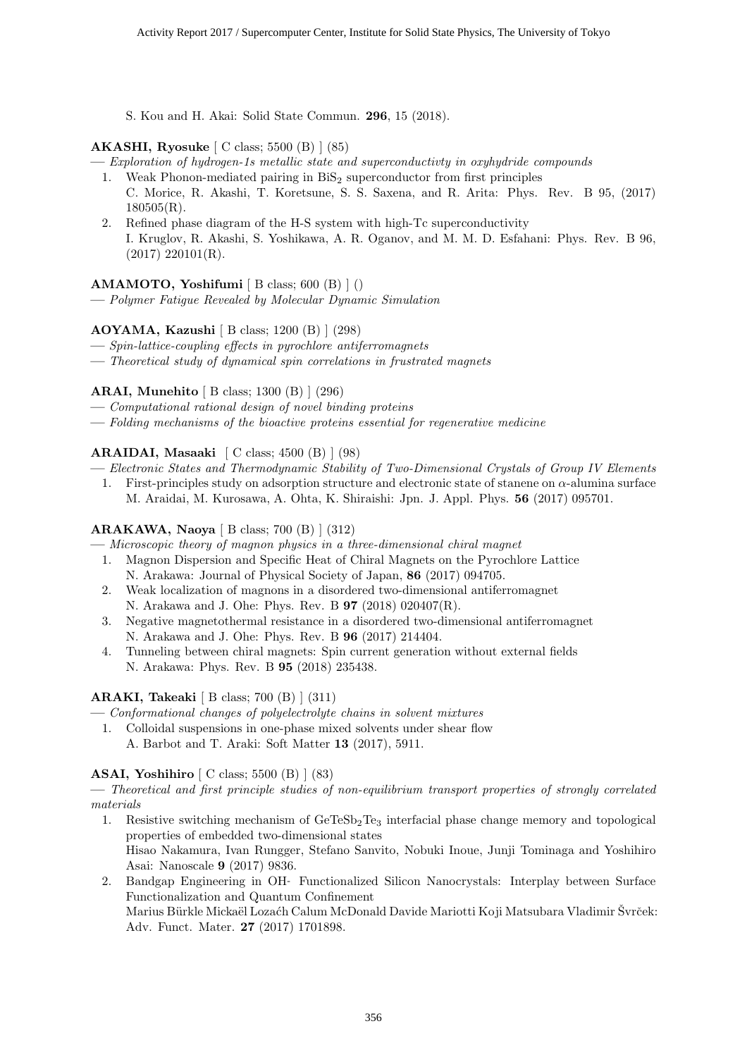S. Kou and H. Akai: Solid State Commun. **296**, 15 (2018).

**AKASHI, Ryosuke** [ C class; 5500 (B) ] (85)

— *Exploration of hydrogen-1s metallic state and superconductivty in oxyhydride compounds*

1. Weak Phonon-mediated pairing in $BiS_2$ superconductor from first principles
   C. Morice, R. Akashi, T. Koretsune, S. S. Saxena, and R. Arita: Phys. Rev. B 95, (2017) 180505(R).
2. Refined phase diagram of the H-S system with high-Tc superconductivity
   I. Kruglov, R. Akashi, S. Yoshikawa, A. R. Oganov, and M. M. D. Esfahani: Phys. Rev. B 96, (2017) 220101(R).

**AMAMOTO, Yoshifumi** [ B class; 600 (B) ] ()

— *Polymer Fatigue Revealed by Molecular Dynamic Simulation*

**AOYAMA, Kazushi** [ B class; 1200 (B) ] (298)

— *Spin-lattice-coupling effects in pyrochlore antiferromagnets*

— *Theoretical study of dynamical spin correlations in frustrated magnets*

**ARAI, Munehito** [ B class; 1300 (B) ] (296)

— *Computational rational design of novel binding proteins*

— *Folding mechanisms of the bioactive proteins essential for regenerative medicine*

**ARAIDAI, Masaaki** [ C class; 4500 (B) ] (98)

— *Electronic States and Thermodynamic Stability of Two-Dimensional Crystals of Group IV Elements*

1. First-principles study on adsorption structure and electronic state of stanene on $\alpha$-alumina surface
   M. Araidai, M. Kurosawa, A. Ohta, K. Shiraishi: Jpn. J. Appl. Phys. **56** (2017) 095701.

**ARAKAWA, Naoya** [ B class; 700 (B) ] (312)

— *Microscopic theory of magnon physics in a three-dimensional chiral magnet*

1. Magnon Dispersion and Specific Heat of Chiral Magnets on the Pyrochlore Lattice
   N. Arakawa: Journal of Physical Society of Japan, **86** (2017) 094705.
2. Weak localization of magnons in a disordered two-dimensional antiferromagnet
   N. Arakawa and J. Ohe: Phys. Rev. B **97** (2018) 020407(R).
3. Negative magnetothermal resistance in a disordered two-dimensional antiferromagnet
   N. Arakawa and J. Ohe: Phys. Rev. B **96** (2017) 214404.
4. Tunneling between chiral magnets: Spin current generation without external fields
   N. Arakawa: Phys. Rev. B **95** (2018) 235438.

**ARAKI, Takeaki** [ B class; 700 (B) ] (311)

— *Conformational changes of polyelectrolyte chains in solvent mixtures*

1. Colloidal suspensions in one-phase mixed solvents under shear flow
   A. Barbot and T. Araki: Soft Matter **13** (2017), 5911.

**ASAI, Yoshihiro** [ C class; 5500 (B) ] (83)

— *Theoretical and first principle studies of non-equilibrium transport properties of strongly correlated materials*

1. Resistive switching mechanism of $GeTeSb_2Te_3$ interfacial phase change memory and topological properties of embedded two-dimensional states
   Hisao Nakamura, Ivan Rungger, Stefano Sanvito, Nobuki Inoue, Junji Tominaga and Yoshihiro Asai: Nanoscale **9** (2017) 9836.
2. Bandgap Engineering in OH- Functionalized Silicon Nanocrystals: Interplay between Surface Functionalization and Quantum Confinement
   Marius Bürkle Mickaël Lozaćh Calum McDonald Davide Mariotti Koji Matsubara Vladimir Švrček: Adv. Funct. Mater. **27** (2017) 1701898.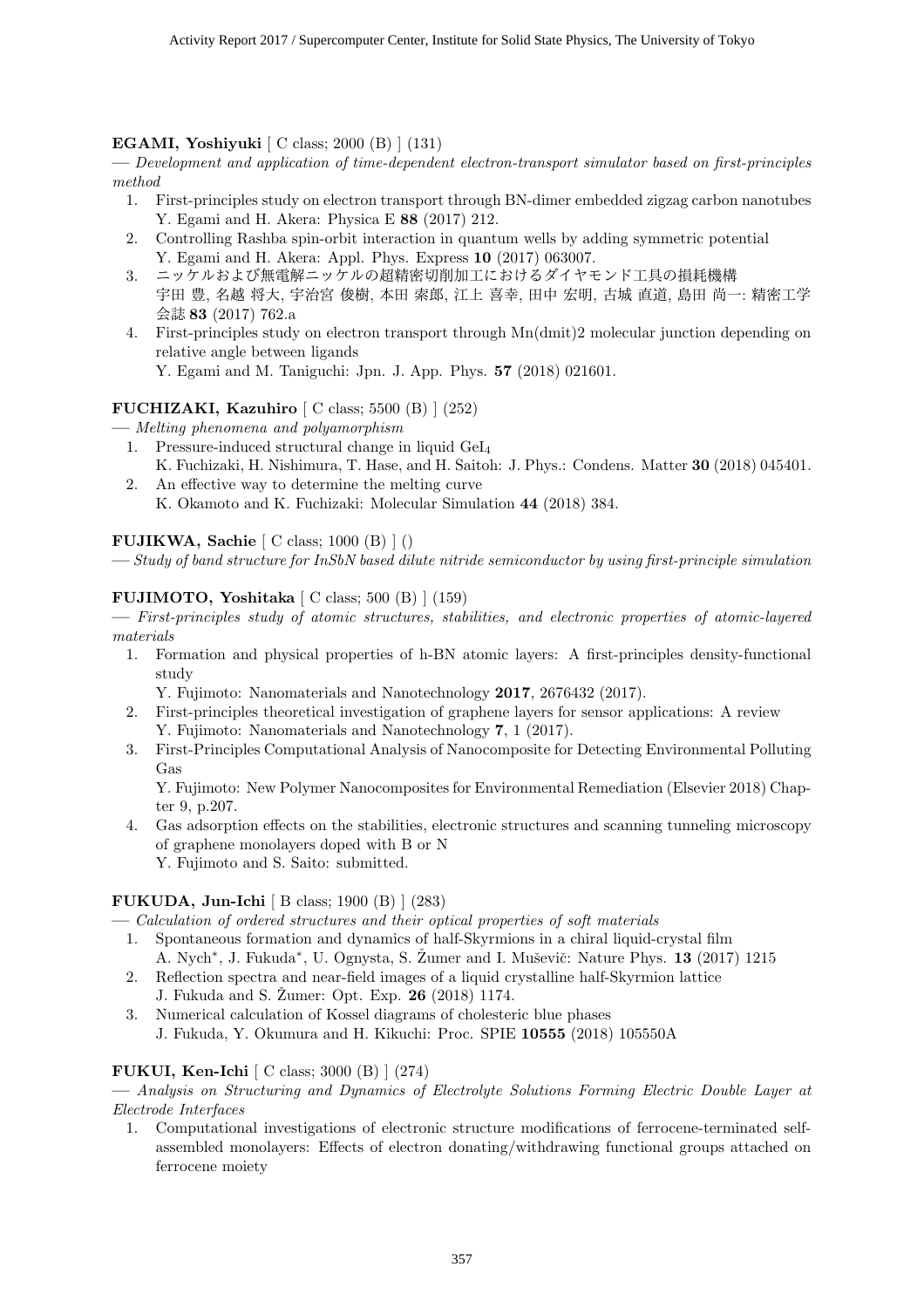**EGAMI, Yoshiyuki** [ C class; 2000 (B) ] (131)

— *Development and application of time-dependent electron-transport simulator based on first-principles method*

1. First-principles study on electron transport through BN-dimer embedded zigzag carbon nanotubes
   Y. Egami and H. Akera: Physica E **88** (2017) 212.
2. Controlling Rashba spin-orbit interaction in quantum wells by adding symmetric potential
   Y. Egami and H. Akera: Appl. Phys. Express **10** (2017) 063007.
3. ニッケルおよび無電解ニッケルの超精密切削加工におけるダイヤモンド工具の損耗機構
   宇田 豊, 名越 将大, 宇治宮 俊樹, 本田 索郎, 江上 喜幸, 田中 宏明, 古城 直道, 島田 尚一: 精密工学会誌 **83** (2017) 762.a
4. First-principles study on electron transport through Mn(dmit)2 molecular junction depending on relative angle between ligands
   Y. Egami and M. Taniguchi: Jpn. J. App. Phys. **57** (2018) 021601.

**FUCHIZAKI, Kazuhiro** [ C class; 5500 (B) ] (252)

— *Melting phenomena and polyamorphism*

1. Pressure-induced structural change in liquid $GeI_4$
   K. Fuchizaki, H. Nishimura, T. Hase, and H. Saitoh: J. Phys.: Condens. Matter **30** (2018) 045401.
2. An effective way to determine the melting curve
   K. Okamoto and K. Fuchizaki: Molecular Simulation **44** (2018) 384.

**FUJIKWA, Sachie** [ C class; 1000 (B) ] ()

— *Study of band structure for InSbN based dilute nitride semiconductor by using first-principle simulation*

**FUJIMOTO, Yoshitaka** [ C class; 500 (B) ] (159)

— *First-principles study of atomic structures, stabilities, and electronic properties of atomic-layered materials*

1. Formation and physical properties of h-BN atomic layers: A first-principles density-functional study
   Y. Fujimoto: Nanomaterials and Nanotechnology **2017**, 2676432 (2017).
2. First-principles theoretical investigation of graphene layers for sensor applications: A review
   Y. Fujimoto: Nanomaterials and Nanotechnology **7**, 1 (2017).
3. First-Principles Computational Analysis of Nanocomposite for Detecting Environmental Polluting Gas
   Y. Fujimoto: New Polymer Nanocomposites for Environmental Remediation (Elsevier 2018) Chapter 9, p.207.
4. Gas adsorption effects on the stabilities, electronic structures and scanning tunneling microscopy of graphene monolayers doped with B or N
   Y. Fujimoto and S. Saito: submitted.

**FUKUDA, Jun-Ichi** [ B class; 1900 (B) ] (283)

— *Calculation of ordered structures and their optical properties of soft materials*

1. Spontaneous formation and dynamics of half-Skyrmions in a chiral liquid-crystal film
   A. Nych*, J. Fukuda*, U. Ognysta, S. Žumer and I. Muševič: Nature Phys. **13** (2017) 1215
2. Reflection spectra and near-field images of a liquid crystalline half-Skyrmion lattice
   J. Fukuda and S. Žumer: Opt. Exp. **26** (2018) 1174.
3. Numerical calculation of Kossel diagrams of cholesteric blue phases
   J. Fukuda, Y. Okumura and H. Kikuchi: Proc. SPIE **10555** (2018) 105550A

**FUKUI, Ken-Ichi** [ C class; 3000 (B) ] (274)

— *Analysis on Structuring and Dynamics of Electrolyte Solutions Forming Electric Double Layer at Electrode Interfaces*

1. Computational investigations of electronic structure modifications of ferrocene-terminated self-assembled monolayers: Effects of electron donating/withdrawing functional groups attached on ferrocene moiety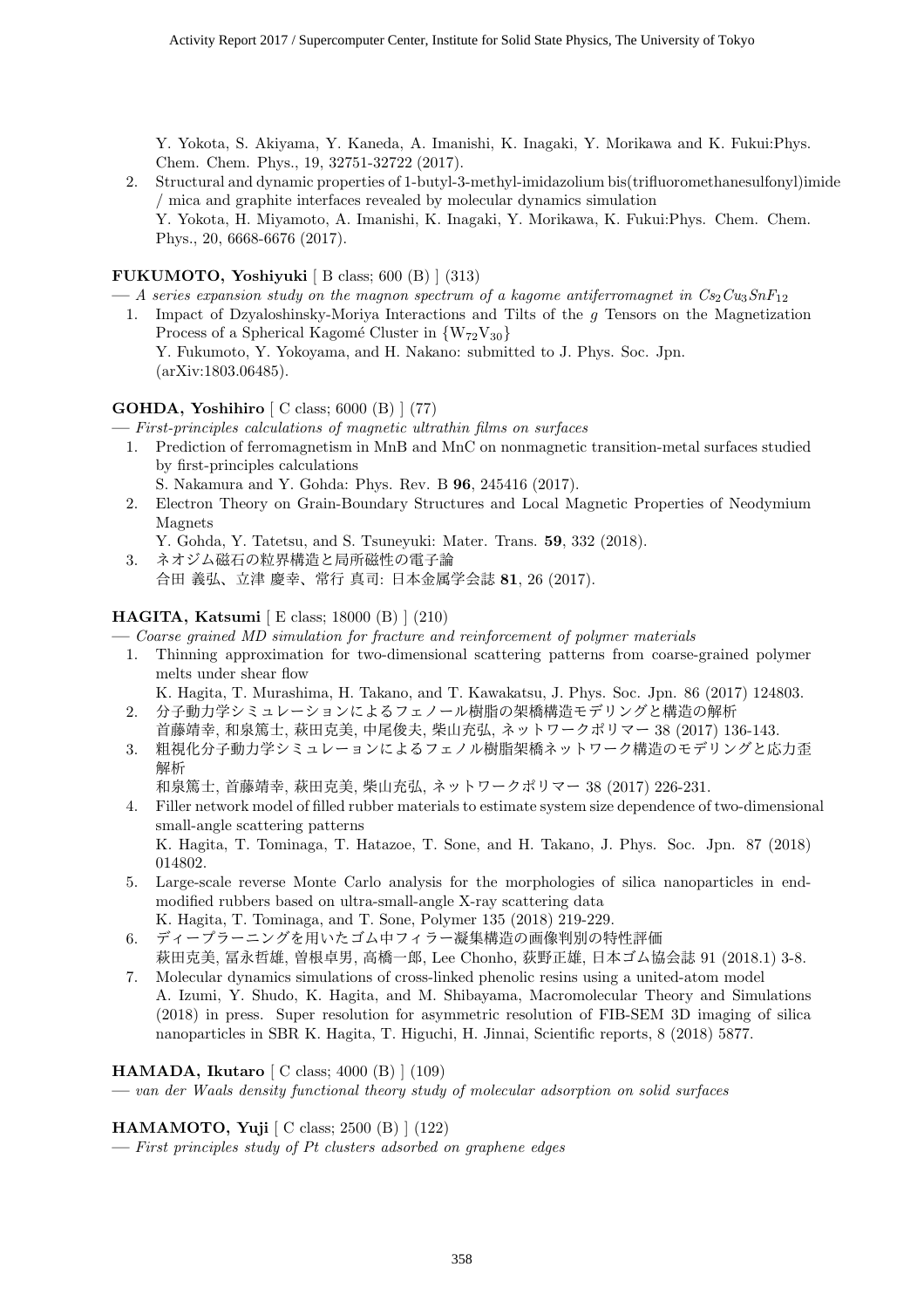Y. Yokota, S. Akiyama, Y. Kaneda, A. Imanishi, K. Inagaki, Y. Morikawa and K. Fukui:Phys. Chem. Chem. Phys., 19, 32751-32722 (2017).

2. Structural and dynamic properties of 1-butyl-3-methyl-imidazolium bis(trifluoromethanesulfonyl)imide / mica and graphite interfaces revealed by molecular dynamics simulation
   Y. Yokota, H. Miyamoto, A. Imanishi, K. Inagaki, Y. Morikawa, K. Fukui:Phys. Chem. Chem. Phys., 20, 6668-6676 (2017).

**FUKUMOTO, Yoshiyuki** [ B class; 600 (B) ] (313)

— *A series expansion study on the magnon spectrum of a kagome antiferromagnet in $Cs_2Cu_3SnF_{12}$*

1. Impact of Dzyaloshinsky-Moriya Interactions and Tilts of the $g$ Tensors on the Magnetization Process of a Spherical Kagomé Cluster in $\{W_{72}V_{30}\}$
   Y. Fukumoto, Y. Yokoyama, and H. Nakano: submitted to J. Phys. Soc. Jpn. (arXiv:1803.06485).

**GOHDA, Yoshihiro** [ C class; 6000 (B) ] (77)

— *First-principles calculations of magnetic ultrathin films on surfaces*

1. Prediction of ferromagnetism in MnB and MnC on nonmagnetic transition-metal surfaces studied by first-principles calculations
   S. Nakamura and Y. Gohda: Phys. Rev. B **96**, 245416 (2017).
2. Electron Theory on Grain-Boundary Structures and Local Magnetic Properties of Neodymium Magnets
   Y. Gohda, Y. Tatetsu, and S. Tsuneyuki: Mater. Trans. **59**, 332 (2018).
3. ネオジム磁石の粒界構造と局所磁性の電子論
   合田 義弘、立津 慶幸、常行 真司: 日本金属学会誌 **81**, 26 (2017).

**HAGITA, Katsumi** [ E class; 18000 (B) ] (210)

— *Coarse grained MD simulation for fracture and reinforcement of polymer materials*

1. Thinning approximation for two-dimensional scattering patterns from coarse-grained polymer melts under shear flow
   K. Hagita, T. Murashima, H. Takano, and T. Kawakatsu, J. Phys. Soc. Jpn. 86 (2017) 124803.
2. 分子動力学シミュレーションによるフェノール樹脂の架橋構造モデリングと構造の解析
   首藤靖幸, 和泉篤士, 萩田克美, 中尾俊夫, 柴山充弘, ネットワークポリマー 38 (2017) 136-143.
3. 粗視化分子動力学シミュレーションによるフェノル樹脂架橋ネットワーク構造のモデリングと応力歪解析
   和泉篤士, 首藤靖幸, 萩田克美, 柴山充弘, ネットワークポリマー 38 (2017) 226-231.
4. Filler network model of filled rubber materials to estimate system size dependence of two-dimensional small-angle scattering patterns
   K. Hagita, T. Tominaga, T. Hatazoe, T. Sone, and H. Takano, J. Phys. Soc. Jpn. 87 (2018) 014802.
5. Large-scale reverse Monte Carlo analysis for the morphologies of silica nanoparticles in end-modified rubbers based on ultra-small-angle X-ray scattering data
   K. Hagita, T. Tominaga, and T. Sone, Polymer 135 (2018) 219-229.
6. ディープラーニングを用いたゴム中フィラー凝集構造の画像判別の特性評価
   萩田克美, 冨永哲雄, 曽根卓男, 高橋一郎, Lee Chonho, 荻野正雄, 日本ゴム協会誌 91 (2018.1) 3-8.
7. Molecular dynamics simulations of cross-linked phenolic resins using a united-atom model
   A. Izumi, Y. Shudo, K. Hagita, and M. Shibayama, Macromolecular Theory and Simulations (2018) in press. Super resolution for asymmetric resolution of FIB-SEM 3D imaging of silica nanoparticles in SBR K. Hagita, T. Higuchi, H. Jinnai, Scientific reports, 8 (2018) 5877.

**HAMADA, Ikutaro** [ C class; 4000 (B) ] (109)

— *van der Waals density functional theory study of molecular adsorption on solid surfaces*

**HAMAMOTO, Yuji** [ C class; 2500 (B) ] (122)

— *First principles study of Pt clusters adsorbed on graphene edges*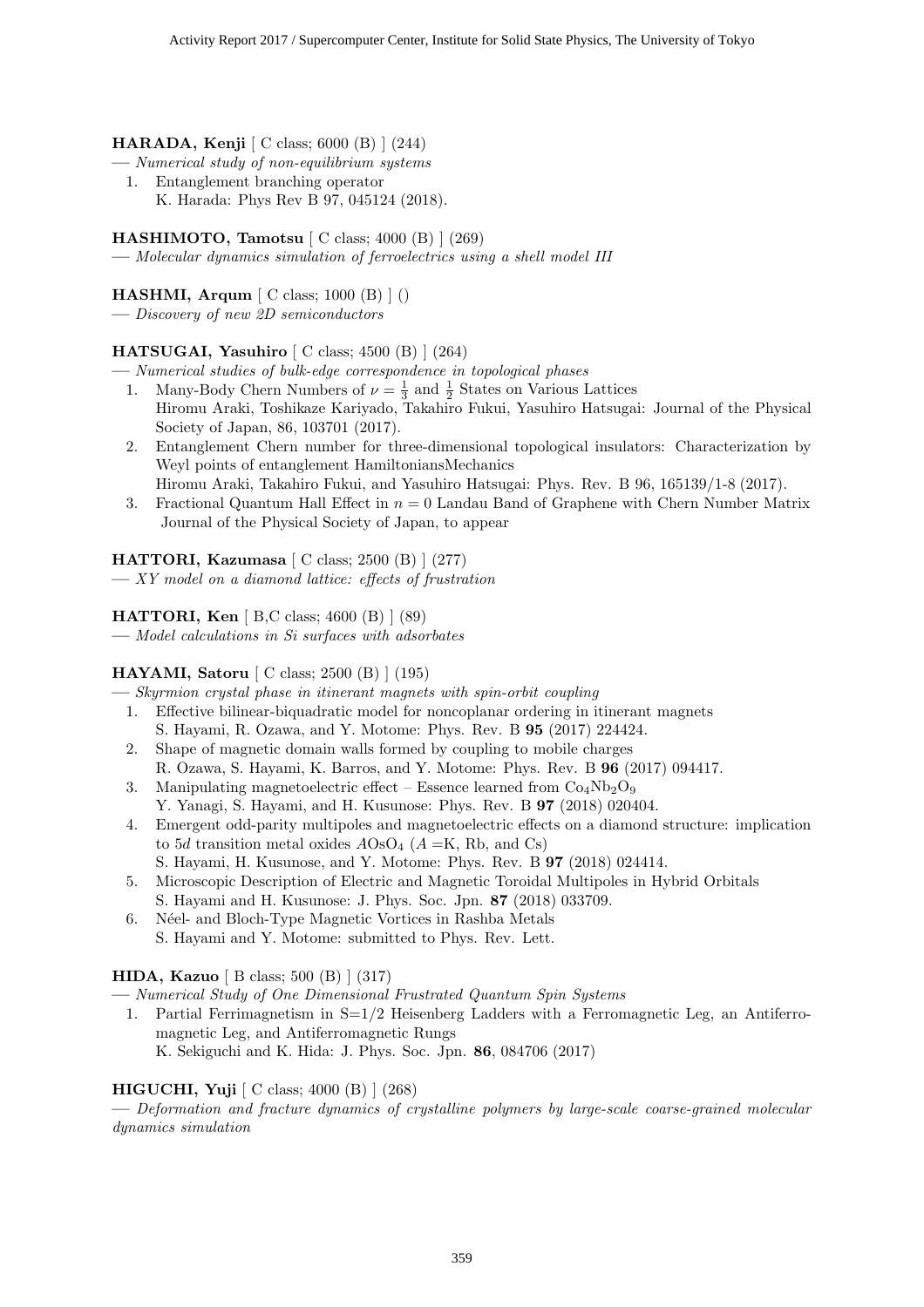**HARADA, Kenji** [ C class; 6000 (B) ] (244)

— *Numerical study of non-equilibrium systems*

1. Entanglement branching operator
   K. Harada: Phys Rev B 97, 045124 (2018).

**HASHIMOTO, Tamotsu** [ C class; 4000 (B) ] (269)

— *Molecular dynamics simulation of ferroelectrics using a shell model III*

**HASHMI, Arqum** [ C class; 1000 (B) ] ()

— *Discovery of new 2D semiconductors*

**HATSUGAI, Yasuhiro** [ C class; 4500 (B) ] (264)

— *Numerical studies of bulk-edge correspondence in topological phases*

1. Many-Body Chern Numbers of $\nu = \frac{1}{3}$ and $\frac{1}{2}$ States on Various Lattices
   Hiromu Araki, Toshikaze Kariyado, Takahiro Fukui, Yasuhiro Hatsugai: Journal of the Physical Society of Japan, 86, 103701 (2017).
2. Entanglement Chern number for three-dimensional topological insulators: Characterization by Weyl points of entanglement HamiltoniansMechanics
   Hiromu Araki, Takahiro Fukui, and Yasuhiro Hatsugai: Phys. Rev. B 96, 165139/1-8 (2017).
3. Fractional Quantum Hall Effect in $n = 0$ Landau Band of Graphene with Chern Number Matrix
   Journal of the Physical Society of Japan, to appear

**HATTORI, Kazumasa** [ C class; 2500 (B) ] (277)

— *XY model on a diamond lattice: effects of frustration*

**HATTORI, Ken** [ B,C class; 4600 (B) ] (89)

— *Model calculations in Si surfaces with adsorbates*

**HAYAMI, Satoru** [ C class; 2500 (B) ] (195)

— *Skyrmion crystal phase in itinerant magnets with spin-orbit coupling*

1. Effective bilinear-biquadratic model for noncoplanar ordering in itinerant magnets
   S. Hayami, R. Ozawa, and Y. Motome: Phys. Rev. B **95** (2017) 224424.
2. Shape of magnetic domain walls formed by coupling to mobile charges
   R. Ozawa, S. Hayami, K. Barros, and Y. Motome: Phys. Rev. B **96** (2017) 094417.
3. Manipulating magnetoelectric effect – Essence learned from $Co_4Nb_2O_9$
   Y. Yanagi, S. Hayami, and H. Kusunose: Phys. Rev. B **97** (2018) 020404.
4. Emergent odd-parity multipoles and magnetoelectric effects on a diamond structure: implication to 5$d$ transition metal oxides $A$OsO$_4$ ($A$ =K, Rb, and Cs)
   S. Hayami, H. Kusunose, and Y. Motome: Phys. Rev. B **97** (2018) 024414.
5. Microscopic Description of Electric and Magnetic Toroidal Multipoles in Hybrid Orbitals
   S. Hayami and H. Kusunose: J. Phys. Soc. Jpn. **87** (2018) 033709.
6. Néel- and Bloch-Type Magnetic Vortices in Rashba Metals
   S. Hayami and Y. Motome: submitted to Phys. Rev. Lett.

**HIDA, Kazuo** [ B class; 500 (B) ] (317)

— *Numerical Study of One Dimensional Frustrated Quantum Spin Systems*

1. Partial Ferrimagnetism in S=1/2 Heisenberg Ladders with a Ferromagnetic Leg, an Antiferromagnetic Leg, and Antiferromagnetic Rungs
   K. Sekiguchi and K. Hida: J. Phys. Soc. Jpn. **86**, 084706 (2017)

**HIGUCHI, Yuji** [ C class; 4000 (B) ] (268)

— *Deformation and fracture dynamics of crystalline polymers by large-scale coarse-grained molecular dynamics simulation*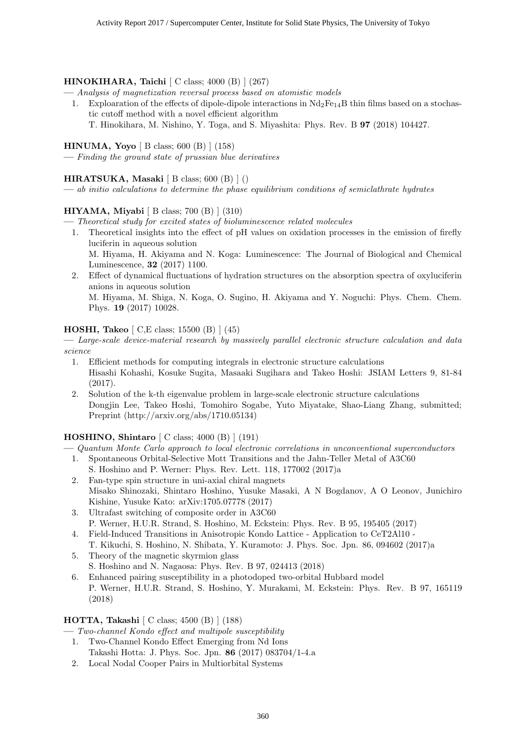**HINOKIHARA, Taichi** [ C class; 4000 (B) ] (267)

— *Analysis of magnetization reversal process based on atomistic models*

1. Exploaration of the effects of dipole-dipole interactions in $Nd_2Fe_{14}B$ thin films based on a stochastic cutoff method with a novel efficient algorithm
   T. Hinokihara, M. Nishino, Y. Toga, and S. Miyashita: Phys. Rev. B **97** (2018) 104427.

**HINUMA, Yoyo** [ B class; 600 (B) ] (158)

— *Finding the ground state of prussian blue derivatives*

**HIRATSUKA, Masaki** [ B class; 600 (B) ] ()

— *ab initio calculations to determine the phase equilibrium conditions of semiclathrate hydrates*

**HIYAMA, Miyabi** [ B class; 700 (B) ] (310)

— *Theoretical study for excited states of bioluminescence related molecules*

1. Theoretical insights into the effect of pH values on oxidation processes in the emission of firefly luciferin in aqueous solution
   M. Hiyama, H. Akiyama and N. Koga: Luminescence: The Journal of Biological and Chemical Luminescence, **32** (2017) 1100.
2. Effect of dynamical fluctuations of hydration structures on the absorption spectra of oxyluciferin anions in aqueous solution
   M. Hiyama, M. Shiga, N. Koga, O. Sugino, H. Akiyama and Y. Noguchi: Phys. Chem. Chem. Phys. **19** (2017) 10028.

**HOSHI, Takeo** [ C,E class; 15500 (B) ] (45)

— *Large-scale device-material research by massively parallel electronic structure calculation and data science*

1. Efficient methods for computing integrals in electronic structure calculations
   Hisashi Kohashi, Kosuke Sugita, Masaaki Sugihara and Takeo Hoshi: JSIAM Letters 9, 81-84 (2017).
2. Solution of the k-th eigenvalue problem in large-scale electronic structure calculations
   Dongjin Lee, Takeo Hoshi, Tomohiro Sogabe, Yuto Miyatake, Shao-Liang Zhang, submitted; Preprint (http://arxiv.org/abs/1710.05134)

**HOSHINO, Shintaro** [ C class; 4000 (B) ] (191)

— *Quantum Monte Carlo approach to local electronic correlations in unconventional superconductors*

1. Spontaneous Orbital-Selective Mott Transitions and the Jahn-Teller Metal of A3C60
   S. Hoshino and P. Werner: Phys. Rev. Lett. 118, 177002 (2017)a
2. Fan-type spin structure in uni-axial chiral magnets
   Misako Shinozaki, Shintaro Hoshino, Yusuke Masaki, A N Bogdanov, A O Leonov, Junichiro Kishine, Yusuke Kato: arXiv:1705.07778 (2017)
3. Ultrafast switching of composite order in A3C60
   P. Werner, H.U.R. Strand, S. Hoshino, M. Eckstein: Phys. Rev. B 95, 195405 (2017)
4. Field-Induced Transitions in Anisotropic Kondo Lattice - Application to CeT2Al10 -
   T. Kikuchi, S. Hoshino, N. Shibata, Y. Kuramoto: J. Phys. Soc. Jpn. 86, 094602 (2017)a
5. Theory of the magnetic skyrmion glass
   S. Hoshino and N. Nagaosa: Phys. Rev. B 97, 024413 (2018)
6. Enhanced pairing susceptibility in a photodoped two-orbital Hubbard model
   P. Werner, H.U.R. Strand, S. Hoshino, Y. Murakami, M. Eckstein: Phys. Rev. B 97, 165119 (2018)

**HOTTA, Takashi** [ C class; 4500 (B) ] (188)

— *Two-channel Kondo effect and multipole susceptibility*

1. Two-Channel Kondo Effect Emerging from Nd Ions
   Takashi Hotta: J. Phys. Soc. Jpn. **86** (2017) 083704/1-4.a
2. Local Nodal Cooper Pairs in Multiorbital Systems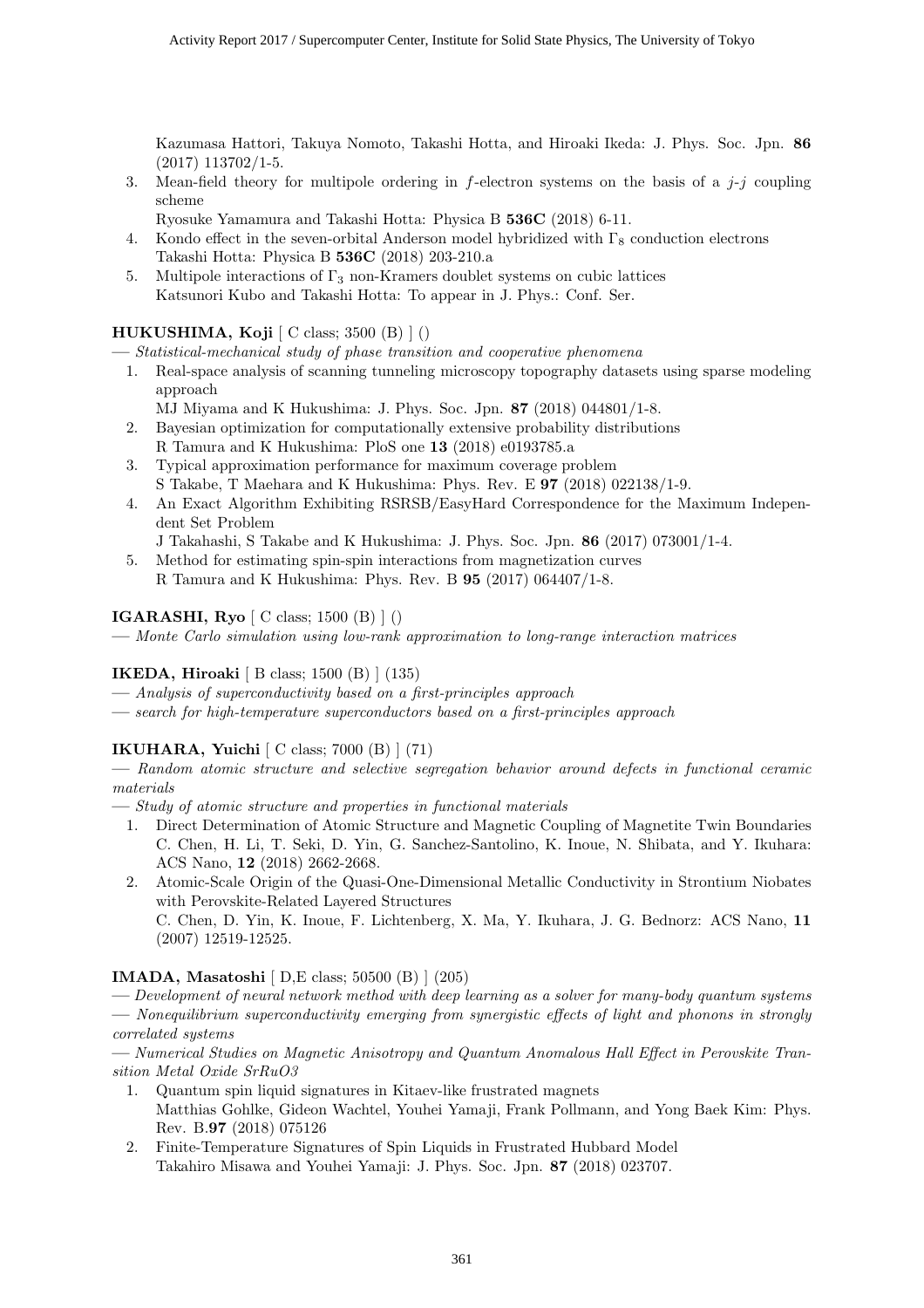Kazumasa Hattori, Takuya Nomoto, Takashi Hotta, and Hiroaki Ikeda: J. Phys. Soc. Jpn. **86** (2017) 113702/1-5.

3. Mean-field theory for multipole ordering in $f$-electron systems on the basis of a $j$-$j$ coupling scheme
   Ryosuke Yamamura and Takashi Hotta: Physica B **536C** (2018) 6-11.
4. Kondo effect in the seven-orbital Anderson model hybridized with $\Gamma_8$ conduction electrons
   Takashi Hotta: Physica B **536C** (2018) 203-210.a
5. Multipole interactions of $\Gamma_3$ non-Kramers doublet systems on cubic lattices
   Katsunori Kubo and Takashi Hotta: To appear in J. Phys.: Conf. Ser.

**HUKUSHIMA, Koji** [ C class; 3500 (B) ] ()

— *Statistical-mechanical study of phase transition and cooperative phenomena*

1. Real-space analysis of scanning tunneling microscopy topography datasets using sparse modeling approach
   MJ Miyama and K Hukushima: J. Phys. Soc. Jpn. **87** (2018) 044801/1-8.
2. Bayesian optimization for computationally extensive probability distributions
   R Tamura and K Hukushima: PloS one **13** (2018) e0193785.a
3. Typical approximation performance for maximum coverage problem
   S Takabe, T Maehara and K Hukushima: Phys. Rev. E **97** (2018) 022138/1-9.
4. An Exact Algorithm Exhibiting RSRSB/EasyHard Correspondence for the Maximum Independent Set Problem
   J Takahashi, S Takabe and K Hukushima: J. Phys. Soc. Jpn. **86** (2017) 073001/1-4.
5. Method for estimating spin-spin interactions from magnetization curves
   R Tamura and K Hukushima: Phys. Rev. B **95** (2017) 064407/1-8.

**IGARASHI, Ryo** [ C class; 1500 (B) ] ()

— *Monte Carlo simulation using low-rank approximation to long-range interaction matrices*

**IKEDA, Hiroaki** [ B class; 1500 (B) ] (135)

— *Analysis of superconductivity based on a first-principles approach*

— *search for high-temperature superconductors based on a first-principles approach*

**IKUHARA, Yuichi** [ C class; 7000 (B) ] (71)

— *Random atomic structure and selective segregation behavior around defects in functional ceramic materials*

— *Study of atomic structure and properties in functional materials*

1. Direct Determination of Atomic Structure and Magnetic Coupling of Magnetite Twin Boundaries
   C. Chen, H. Li, T. Seki, D. Yin, G. Sanchez-Santolino, K. Inoue, N. Shibata, and Y. Ikuhara: ACS Nano, **12** (2018) 2662-2668.
2. Atomic-Scale Origin of the Quasi-One-Dimensional Metallic Conductivity in Strontium Niobates with Perovskite-Related Layered Structures
   C. Chen, D. Yin, K. Inoue, F. Lichtenberg, X. Ma, Y. Ikuhara, J. G. Bednorz: ACS Nano, **11** (2007) 12519-12525.

**IMADA, Masatoshi** [ D,E class; 50500 (B) ] (205)

— *Development of neural network method with deep learning as a solver for many-body quantum systems*

— *Nonequilibrium superconductivity emerging from synergistic effects of light and phonons in strongly correlated systems*

— *Numerical Studies on Magnetic Anisotropy and Quantum Anomalous Hall Effect in Perovskite Transition Metal Oxide SrRuO3*

1. Quantum spin liquid signatures in Kitaev-like frustrated magnets
   Matthias Gohlke, Gideon Wachtel, Youhei Yamaji, Frank Pollmann, and Yong Baek Kim: Phys. Rev. B.**97** (2018) 075126
2. Finite-Temperature Signatures of Spin Liquids in Frustrated Hubbard Model
   Takahiro Misawa and Youhei Yamaji: J. Phys. Soc. Jpn. **87** (2018) 023707.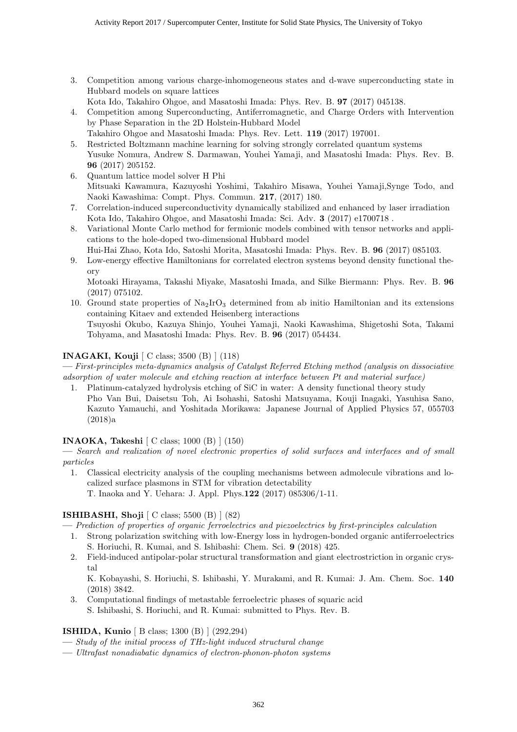3. Competition among various charge-inhomogeneous states and d-wave superconducting state in Hubbard models on square lattices
   Kota Ido, Takahiro Ohgoe, and Masatoshi Imada: Phys. Rev. B. **97** (2017) 045138.
4. Competition among Superconducting, Antiferromagnetic, and Charge Orders with Intervention by Phase Separation in the 2D Holstein-Hubbard Model
   Takahiro Ohgoe and Masatoshi Imada: Phys. Rev. Lett. **119** (2017) 197001.
5. Restricted Boltzmann machine learning for solving strongly correlated quantum systems
   Yusuke Nomura, Andrew S. Darmawan, Youhei Yamaji, and Masatoshi Imada: Phys. Rev. B. **96** (2017) 205152.
6. Quantum lattice model solver H Phi
   Mitsuaki Kawamura, Kazuyoshi Yoshimi, Takahiro Misawa, Youhei Yamaji,Synge Todo, and Naoki Kawashima: Compt. Phys. Commun. **217**, (2017) 180.
7. Correlation-induced superconductivity dynamically stabilized and enhanced by laser irradiation
   Kota Ido, Takahiro Ohgoe, and Masatoshi Imada: Sci. Adv. **3** (2017) e1700718 .
8. Variational Monte Carlo method for fermionic models combined with tensor networks and applications to the hole-doped two-dimensional Hubbard model
   Hui-Hai Zhao, Kota Ido, Satoshi Morita, Masatoshi Imada: Phys. Rev. B. **96** (2017) 085103.
9. Low-energy effective Hamiltonians for correlated electron systems beyond density functional theory
   Motoaki Hirayama, Takashi Miyake, Masatoshi Imada, and Silke Biermann: Phys. Rev. B. **96** (2017) 075102.
10. Ground state properties of $Na_2IrO_3$ determined from ab initio Hamiltonian and its extensions containing Kitaev and extended Heisenberg interactions
    Tsuyoshi Okubo, Kazuya Shinjo, Youhei Yamaji, Naoki Kawashima, Shigetoshi Sota, Takami Tohyama, and Masatoshi Imada: Phys. Rev. B. **96** (2017) 054434.

**INAGAKI, Kouji** [ C class; 3500 (B) ] (118)

— *First-principles meta-dynamics analysis of Catalyst Referred Etching method (analysis on dissociative adsorption of water molecule and etching reaction at interface between Pt and material surface)*

1. Platinum-catalyzed hydrolysis etching of SiC in water: A density functional theory study
   Pho Van Bui, Daisetsu Toh, Ai Isohashi, Satoshi Matsuyama, Kouji Inagaki, Yasuhisa Sano, Kazuto Yamauchi, and Yoshitada Morikawa: Japanese Journal of Applied Physics 57, 055703 (2018)a

**INAOKA, Takeshi** [ C class; 1000 (B) ] (150)

— *Search and realization of novel electronic properties of solid surfaces and interfaces and of small particles*

1. Classical electricity analysis of the coupling mechanisms between admolecule vibrations and localized surface plasmons in STM for vibration detectability
   T. Inaoka and Y. Uehara: J. Appl. Phys.**122** (2017) 085306/1-11.

**ISHIBASHI, Shoji** [ C class; 5500 (B) ] (82)

— *Prediction of properties of organic ferroelectrics and piezoelectrics by first-principles calculation*

1. Strong polarization switching with low-Energy loss in hydrogen-bonded organic antiferroelectrics
   S. Horiuchi, R. Kumai, and S. Ishibashi: Chem. Sci. **9** (2018) 425.
2. Field-induced antipolar-polar structural transformation and giant electrostriction in organic crystal
   K. Kobayashi, S. Horiuchi, S. Ishibashi, Y. Murakami, and R. Kumai: J. Am. Chem. Soc. **140** (2018) 3842.
3. Computational findings of metastable ferroelectric phases of squaric acid
   S. Ishibashi, S. Horiuchi, and R. Kumai: submitted to Phys. Rev. B.

**ISHIDA, Kunio** [ B class; 1300 (B) ] (292,294)

— *Study of the initial process of THz-light induced structural change*

— *Ultrafast nonadiabatic dynamics of electron-phonon-photon systems*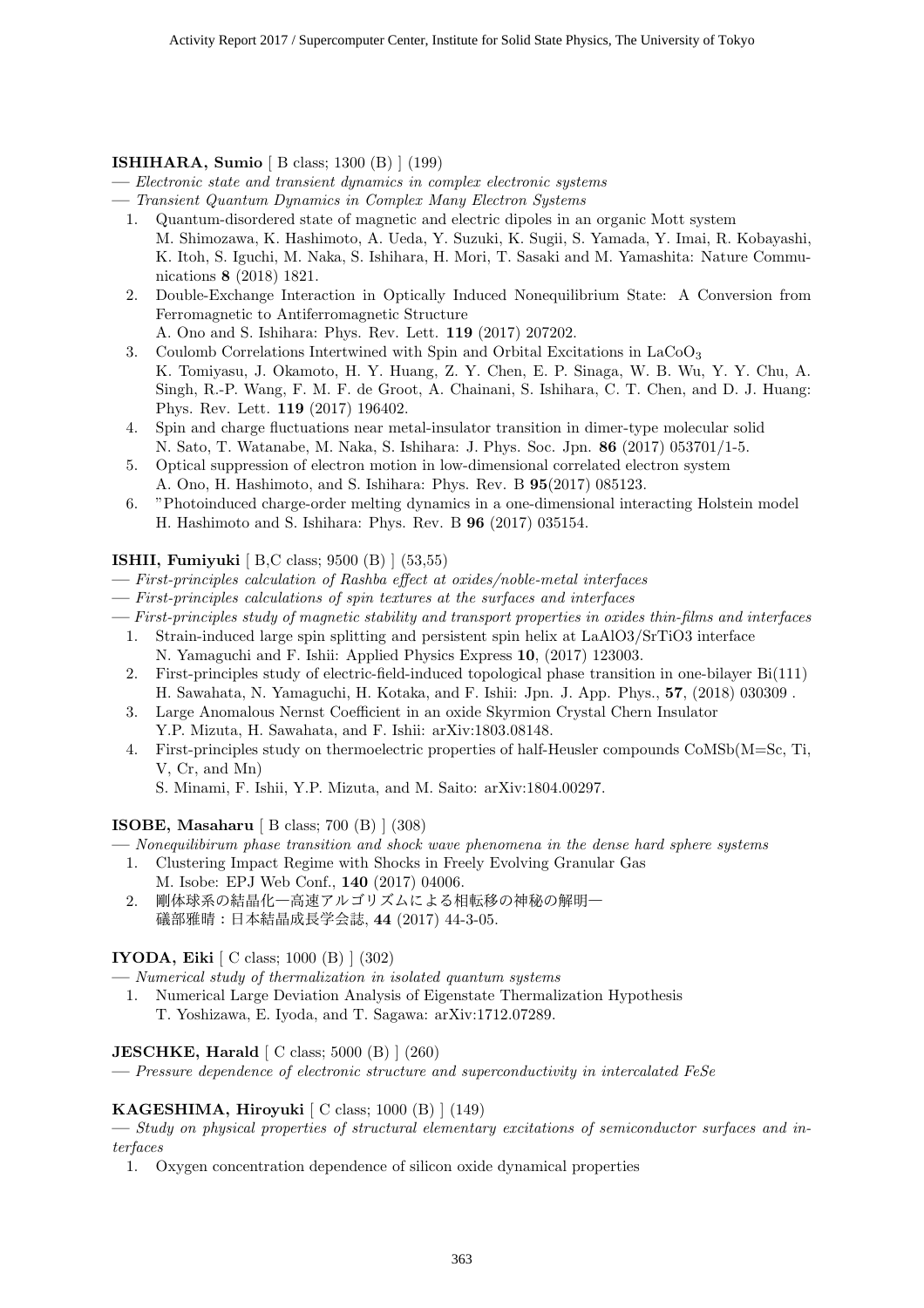**ISHIHARA, Sumio** [ B class; 1300 (B) ] (199)

— *Electronic state and transient dynamics in complex electronic systems*

— *Transient Quantum Dynamics in Complex Many Electron Systems*

1. Quantum-disordered state of magnetic and electric dipoles in an organic Mott system
   M. Shimozawa, K. Hashimoto, A. Ueda, Y. Suzuki, K. Sugii, S. Yamada, Y. Imai, R. Kobayashi, K. Itoh, S. Iguchi, M. Naka, S. Ishihara, H. Mori, T. Sasaki and M. Yamashita: Nature Communications **8** (2018) 1821.
2. Double-Exchange Interaction in Optically Induced Nonequilibrium State: A Conversion from Ferromagnetic to Antiferromagnetic Structure
   A. Ono and S. Ishihara: Phys. Rev. Lett. **119** (2017) 207202.
3. Coulomb Correlations Intertwined with Spin and Orbital Excitations in $LaCoO_3$
   K. Tomiyasu, J. Okamoto, H. Y. Huang, Z. Y. Chen, E. P. Sinaga, W. B. Wu, Y. Y. Chu, A. Singh, R.-P. Wang, F. M. F. de Groot, A. Chainani, S. Ishihara, C. T. Chen, and D. J. Huang: Phys. Rev. Lett. **119** (2017) 196402.
4. Spin and charge fluctuations near metal-insulator transition in dimer-type molecular solid
   N. Sato, T. Watanabe, M. Naka, S. Ishihara: J. Phys. Soc. Jpn. **86** (2017) 053701/1-5.
5. Optical suppression of electron motion in low-dimensional correlated electron system
   A. Ono, H. Hashimoto, and S. Ishihara: Phys. Rev. B **95**(2017) 085123.
6. "Photoinduced charge-order melting dynamics in a one-dimensional interacting Holstein model
   H. Hashimoto and S. Ishihara: Phys. Rev. B **96** (2017) 035154.

**ISHII, Fumiyuki** [ B,C class; 9500 (B) ] (53,55)

— *First-principles calculation of Rashba effect at oxides/noble-metal interfaces*

— *First-principles calculations of spin textures at the surfaces and interfaces*

— *First-principles study of magnetic stability and transport properties in oxides thin-films and interfaces*

1. Strain-induced large spin splitting and persistent spin helix at LaAlO3/SrTiO3 interface
   N. Yamaguchi and F. Ishii: Applied Physics Express **10**, (2017) 123003.
2. First-principles study of electric-field-induced topological phase transition in one-bilayer Bi(111)
   H. Sawahata, N. Yamaguchi, H. Kotaka, and F. Ishii: Jpn. J. App. Phys., **57**, (2018) 030309 .
3. Large Anomalous Nernst Coefficient in an oxide Skyrmion Crystal Chern Insulator
   Y.P. Mizuta, H. Sawahata, and F. Ishii: arXiv:1803.08148.
4. First-principles study on thermoelectric properties of half-Heusler compounds CoMSb(M=Sc, Ti, V, Cr, and Mn)
   S. Minami, F. Ishii, Y.P. Mizuta, and M. Saito: arXiv:1804.00297.

**ISOBE, Masaharu** [ B class; 700 (B) ] (308)

— *Nonequilibirum phase transition and shock wave phenomena in the dense hard sphere systems*

1. Clustering Impact Regime with Shocks in Freely Evolving Granular Gas
   M. Isobe: EPJ Web Conf., **140** (2017) 04006.
2. 剛体球系の結晶化—高速アルゴリズムによる相転移の神秘の解明—
   礒部雅晴：日本結晶成長学会誌, **44** (2017) 44-3-05.

**IYODA, Eiki** [ C class; 1000 (B) ] (302)

— *Numerical study of thermalization in isolated quantum systems*

1. Numerical Large Deviation Analysis of Eigenstate Thermalization Hypothesis
   T. Yoshizawa, E. Iyoda, and T. Sagawa: arXiv:1712.07289.

**JESCHKE, Harald** [ C class; 5000 (B) ] (260)

— *Pressure dependence of electronic structure and superconductivity in intercalated FeSe*

**KAGESHIMA, Hiroyuki** [ C class; 1000 (B) ] (149)

— *Study on physical properties of structural elementary excitations of semiconductor surfaces and interfaces*

1. Oxygen concentration dependence of silicon oxide dynamical properties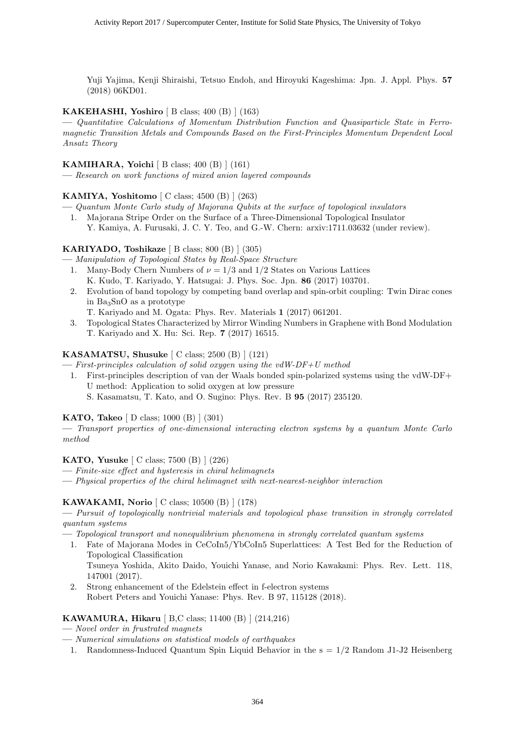Yuji Yajima, Kenji Shiraishi, Tetsuo Endoh, and Hiroyuki Kageshima: Jpn. J. Appl. Phys. **57** (2018) 06KD01.

**KAKEHASHI, Yoshiro** [ B class; 400 (B) ] (163)

— *Quantitative Calculations of Momentum Distribution Function and Quasiparticle State in Ferromagnetic Transition Metals and Compounds Based on the First-Principles Momentum Dependent Local Ansatz Theory*

**KAMIHARA, Yoichi** [ B class; 400 (B) ] (161)

— *Research on work functions of mixed anion layered compounds*

**KAMIYA, Yoshitomo** [ C class; 4500 (B) ] (263)

— *Quantum Monte Carlo study of Majorana Qubits at the surface of topological insulators*

1. Majorana Stripe Order on the Surface of a Three-Dimensional Topological Insulator
   Y. Kamiya, A. Furusaki, J. C. Y. Teo, and G.-W. Chern: arxiv:1711.03632 (under review).

**KARIYADO, Toshikaze** [ B class; 800 (B) ] (305)

— *Manipulation of Topological States by Real-Space Structure*

1. Many-Body Chern Numbers of $\nu = 1/3$ and $1/2$ States on Various Lattices
   K. Kudo, T. Kariyado, Y. Hatsugai: J. Phys. Soc. Jpn. **86** (2017) 103701.
2. Evolution of band topology by competing band overlap and spin-orbit coupling: Twin Dirac cones in $Ba_3SnO$ as a prototype
   T. Kariyado and M. Ogata: Phys. Rev. Materials **1** (2017) 061201.
3. Topological States Characterized by Mirror Winding Numbers in Graphene with Bond Modulation
   T. Kariyado and X. Hu: Sci. Rep. **7** (2017) 16515.

**KASAMATSU, Shusuke** [ C class; 2500 (B) ] (121)

— *First-principles calculation of solid oxygen using the vdW-DF+U method*

1. First-principles description of van der Waals bonded spin-polarized systems using the vdW-DF+U method: Application to solid oxygen at low pressure
   S. Kasamatsu, T. Kato, and O. Sugino: Phys. Rev. B **95** (2017) 235120.

**KATO, Takeo** [ D class; 1000 (B) ] (301)

— *Transport properties of one-dimensional interacting electron systems by a quantum Monte Carlo method*

**KATO, Yusuke** [ C class; 7500 (B) ] (226)

— *Finite-size effect and hysteresis in chiral helimagnets*

— *Physical properties of the chiral helimagnet with next-nearest-neighbor interaction*

**KAWAKAMI, Norio** [ C class; 10500 (B) ] (178)

— *Pursuit of topologically nontrivial materials and topological phase transition in strongly correlated quantum systems*

— *Topological transport and nonequilibrium phenomena in strongly correlated quantum systems*

1. Fate of Majorana Modes in CeCoIn5/YbCoIn5 Superlattices: A Test Bed for the Reduction of Topological Classification
   Tsuneya Yoshida, Akito Daido, Youichi Yanase, and Norio Kawakami: Phys. Rev. Lett. 118, 147001 (2017).
2. Strong enhancement of the Edelstein effect in f-electron systems
   Robert Peters and Youichi Yanase: Phys. Rev. B 97, 115128 (2018).

**KAWAMURA, Hikaru** [ B,C class; 11400 (B) ] (214,216)

— *Novel order in frustrated magnets*

— *Numerical simulations on statistical models of earthquakes*

1. Randomness-Induced Quantum Spin Liquid Behavior in the s = 1/2 Random J1-J2 Heisenberg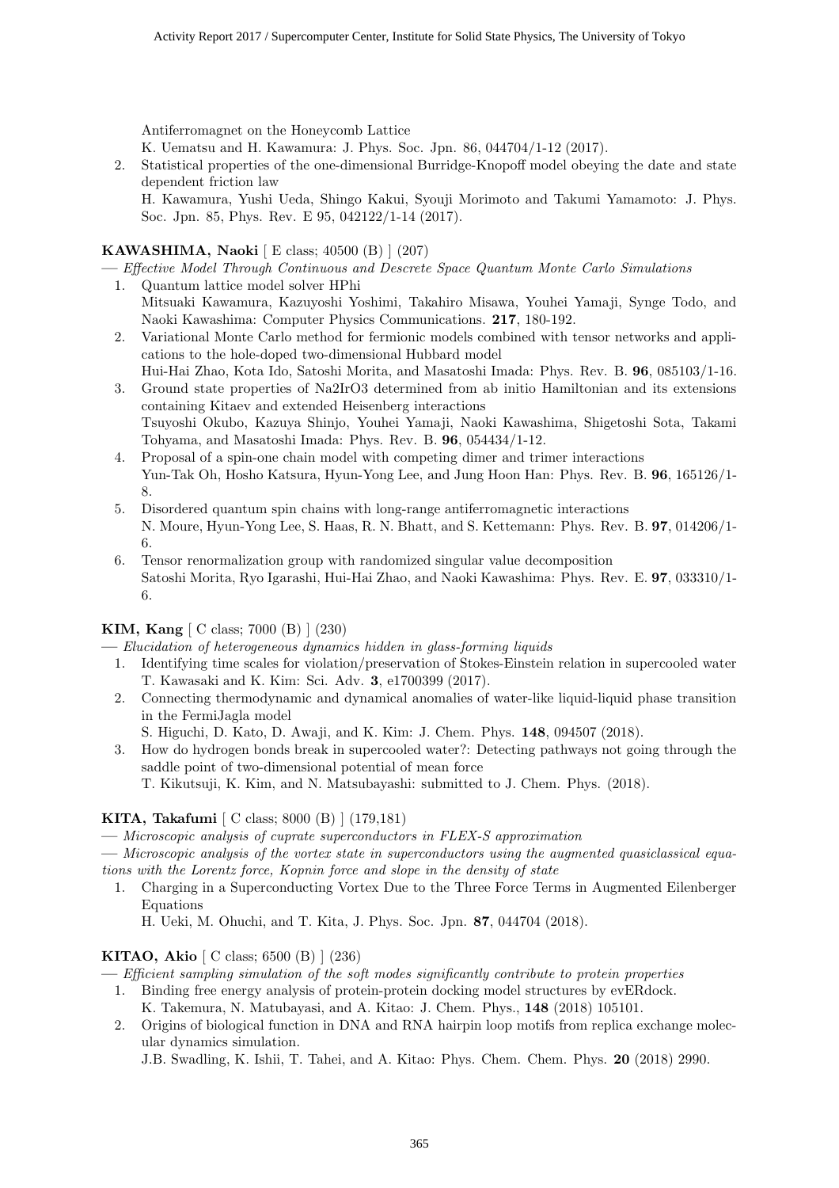Antiferromagnet on the Honeycomb Lattice
K. Uematsu and H. Kawamura: J. Phys. Soc. Jpn. 86, 044704/1-12 (2017).

2. Statistical properties of the one-dimensional Burridge-Knopoff model obeying the date and state dependent friction law
H. Kawamura, Yushi Ueda, Shingo Kakui, Syouji Morimoto and Takumi Yamamoto: J. Phys. Soc. Jpn. 85, Phys. Rev. E 95, 042122/1-14 (2017).

**KAWASHIMA, Naoki** [ E class; 40500 (B) ] (207)

— *Effective Model Through Continuous and Descrete Space Quantum Monte Carlo Simulations*

1. Quantum lattice model solver HPhi
Mitsuaki Kawamura, Kazuyoshi Yoshimi, Takahiro Misawa, Youhei Yamaji, Synge Todo, and Naoki Kawashima: Computer Physics Communications. **217**, 180-192.
2. Variational Monte Carlo method for fermionic models combined with tensor networks and applications to the hole-doped two-dimensional Hubbard model
Hui-Hai Zhao, Kota Ido, Satoshi Morita, and Masatoshi Imada: Phys. Rev. B. **96**, 085103/1-16.
3. Ground state properties of Na2IrO3 determined from ab initio Hamiltonian and its extensions containing Kitaev and extended Heisenberg interactions
Tsuyoshi Okubo, Kazuya Shinjo, Youhei Yamaji, Naoki Kawashima, Shigetoshi Sota, Takami Tohyama, and Masatoshi Imada: Phys. Rev. B. **96**, 054434/1-12.
4. Proposal of a spin-one chain model with competing dimer and trimer interactions
Yun-Tak Oh, Hosho Katsura, Hyun-Yong Lee, and Jung Hoon Han: Phys. Rev. B. **96**, 165126/1-8.
5. Disordered quantum spin chains with long-range antiferromagnetic interactions
N. Moure, Hyun-Yong Lee, S. Haas, R. N. Bhatt, and S. Kettemann: Phys. Rev. B. **97**, 014206/1-6.
6. Tensor renormalization group with randomized singular value decomposition
Satoshi Morita, Ryo Igarashi, Hui-Hai Zhao, and Naoki Kawashima: Phys. Rev. E. **97**, 033310/1-6.

**KIM, Kang** [ C class; 7000 (B) ] (230)

— *Elucidation of heterogeneous dynamics hidden in glass-forming liquids*

1. Identifying time scales for violation/preservation of Stokes-Einstein relation in supercooled water
T. Kawasaki and K. Kim: Sci. Adv. **3**, e1700399 (2017).
2. Connecting thermodynamic and dynamical anomalies of water-like liquid-liquid phase transition in the FermiJagla model
S. Higuchi, D. Kato, D. Awaji, and K. Kim: J. Chem. Phys. **148**, 094507 (2018).
3. How do hydrogen bonds break in supercooled water?: Detecting pathways not going through the saddle point of two-dimensional potential of mean force
T. Kikutsuji, K. Kim, and N. Matsubayashi: submitted to J. Chem. Phys. (2018).

**KITA, Takafumi** [ C class; 8000 (B) ] (179,181)

— *Microscopic analysis of cuprate superconductors in FLEX-S approximation*

— *Microscopic analysis of the vortex state in superconductors using the augmented quasiclassical equations with the Lorentz force, Kopnin force and slope in the density of state*

1. Charging in a Superconducting Vortex Due to the Three Force Terms in Augmented Eilenberger Equations
H. Ueki, M. Ohuchi, and T. Kita, J. Phys. Soc. Jpn. **87**, 044704 (2018).

**KITAO, Akio** [ C class; 6500 (B) ] (236)

— *Efficient sampling simulation of the soft modes significantly contribute to protein properties*

1. Binding free energy analysis of protein-protein docking model structures by evERdock.
K. Takemura, N. Matubayasi, and A. Kitao: J. Chem. Phys., **148** (2018) 105101.
2. Origins of biological function in DNA and RNA hairpin loop motifs from replica exchange molecular dynamics simulation.
J.B. Swadling, K. Ishii, T. Tahei, and A. Kitao: Phys. Chem. Chem. Phys. **20** (2018) 2990.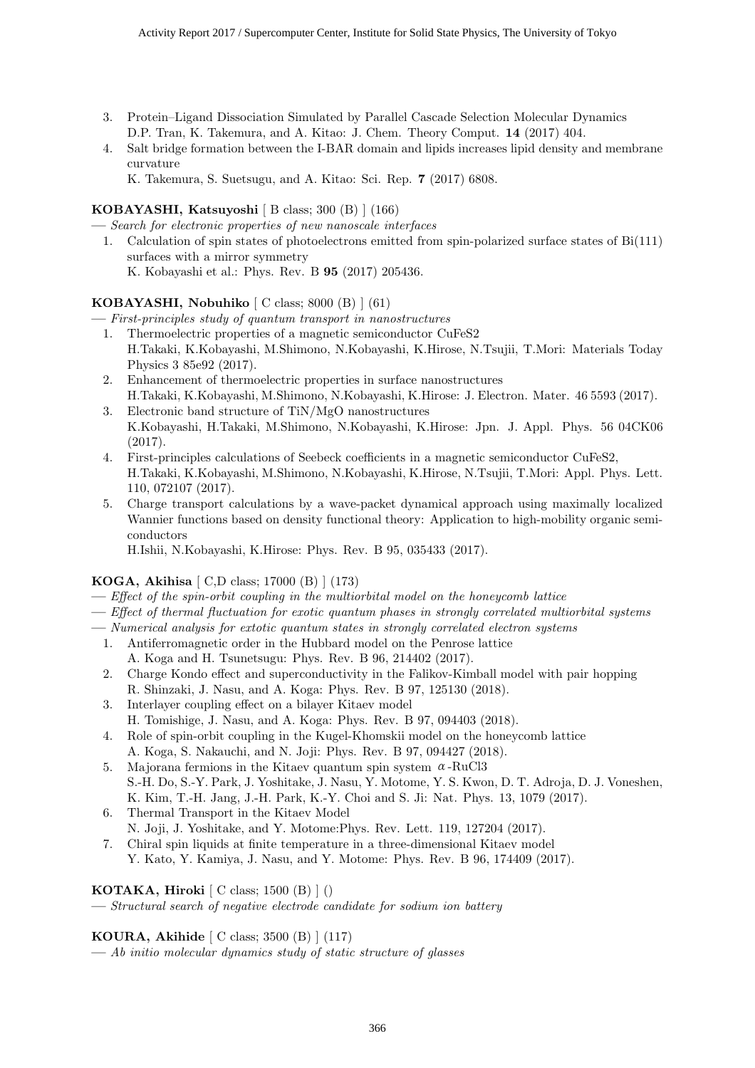3. Protein–Ligand Dissociation Simulated by Parallel Cascade Selection Molecular Dynamics
   D.P. Tran, K. Takemura, and A. Kitao: J. Chem. Theory Comput. **14** (2017) 404.
4. Salt bridge formation between the I-BAR domain and lipids increases lipid density and membrane curvature
   K. Takemura, S. Suetsugu, and A. Kitao: Sci. Rep. **7** (2017) 6808.

**KOBAYASHI, Katsuyoshi** [ B class; 300 (B) ] (166)

— *Search for electronic properties of new nanoscale interfaces*

1. Calculation of spin states of photoelectrons emitted from spin-polarized surface states of Bi(111) surfaces with a mirror symmetry
   K. Kobayashi et al.: Phys. Rev. B **95** (2017) 205436.

**KOBAYASHI, Nobuhiko** [ C class; 8000 (B) ] (61)

— *First-principles study of quantum transport in nanostructures*

1. Thermoelectric properties of a magnetic semiconductor CuFeS2
   H.Takaki, K.Kobayashi, M.Shimono, N.Kobayashi, K.Hirose, N.Tsujii, T.Mori: Materials Today Physics 3 85e92 (2017).
2. Enhancement of thermoelectric properties in surface nanostructures
   H.Takaki, K.Kobayashi, M.Shimono, N.Kobayashi, K.Hirose: J. Electron. Mater. 46 5593 (2017).
3. Electronic band structure of TiN/MgO nanostructures
   K.Kobayashi, H.Takaki, M.Shimono, N.Kobayashi, K.Hirose: Jpn. J. Appl. Phys. 56 04CK06 (2017).
4. First-principles calculations of Seebeck coefficients in a magnetic semiconductor CuFeS2,
   H.Takaki, K.Kobayashi, M.Shimono, N.Kobayashi, K.Hirose, N.Tsujii, T.Mori: Appl. Phys. Lett. 110, 072107 (2017).
5. Charge transport calculations by a wave-packet dynamical approach using maximally localized Wannier functions based on density functional theory: Application to high-mobility organic semiconductors
   H.Ishii, N.Kobayashi, K.Hirose: Phys. Rev. B 95, 035433 (2017).

**KOGA, Akihisa** [ C,D class; 17000 (B) ] (173)

— *Effect of the spin-orbit coupling in the multiorbital model on the honeycomb lattice*

— *Effect of thermal fluctuation for exotic quantum phases in strongly correlated multiorbital systems*

— *Numerical analysis for extotic quantum states in strongly correlated electron systems*

1. Antiferromagnetic order in the Hubbard model on the Penrose lattice
   A. Koga and H. Tsunetsugu: Phys. Rev. B 96, 214402 (2017).
2. Charge Kondo effect and superconductivity in the Falikov-Kimball model with pair hopping
   R. Shinzaki, J. Nasu, and A. Koga: Phys. Rev. B 97, 125130 (2018).
3. Interlayer coupling effect on a bilayer Kitaev model
   H. Tomishige, J. Nasu, and A. Koga: Phys. Rev. B 97, 094403 (2018).
4. Role of spin-orbit coupling in the Kugel-Khomskii model on the honeycomb lattice
   A. Koga, S. Nakauchi, and N. Joji: Phys. Rev. B 97, 094427 (2018).
5. Majorana fermions in the Kitaev quantum spin system $\alpha$-RuCl3
   S.-H. Do, S.-Y. Park, J. Yoshitake, J. Nasu, Y. Motome, Y. S. Kwon, D. T. Adroja, D. J. Voneshen, K. Kim, T.-H. Jang, J.-H. Park, K.-Y. Choi and S. Ji: Nat. Phys. 13, 1079 (2017).
6. Thermal Transport in the Kitaev Model
   N. Joji, J. Yoshitake, and Y. Motome:Phys. Rev. Lett. 119, 127204 (2017).
7. Chiral spin liquids at finite temperature in a three-dimensional Kitaev model
   Y. Kato, Y. Kamiya, J. Nasu, and Y. Motome: Phys. Rev. B 96, 174409 (2017).

**KOTAKA, Hiroki** [ C class; 1500 (B) ] ()

— *Structural search of negative electrode candidate for sodium ion battery*

**KOURA, Akihide** [ C class; 3500 (B) ] (117)

— *Ab initio molecular dynamics study of static structure of glasses*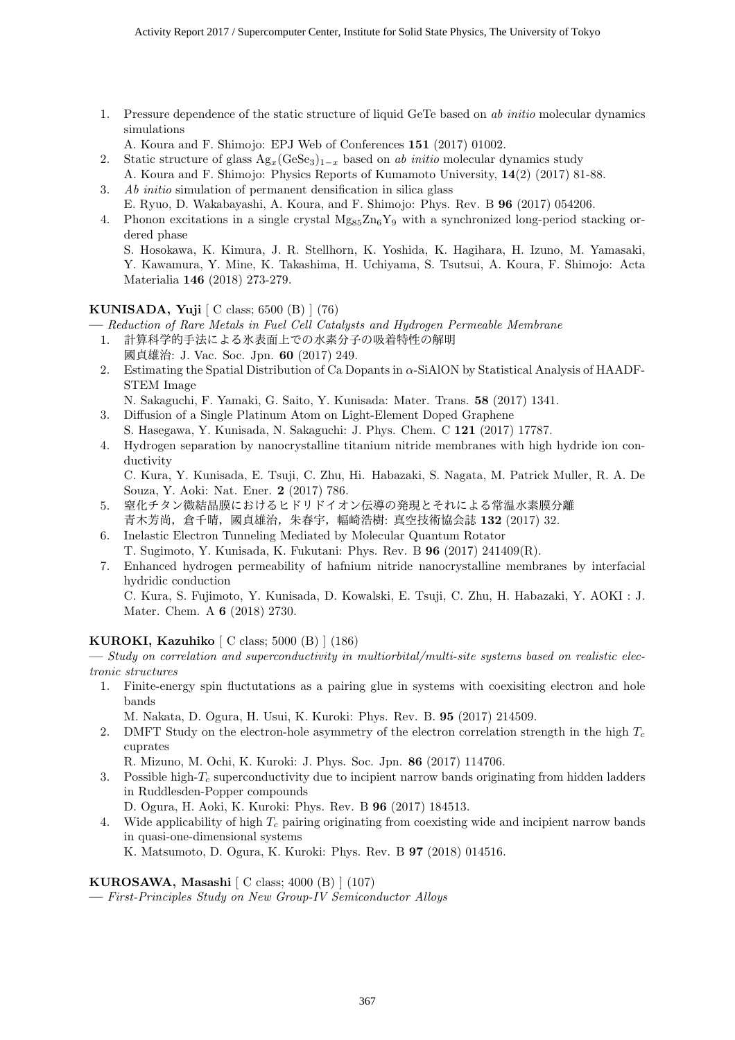1. Pressure dependence of the static structure of liquid GeTe based on *ab initio* molecular dynamics simulations
   A. Koura and F. Shimojo: EPJ Web of Conferences **151** (2017) 01002.
2. Static structure of glass $Ag_x(GeSe_3)_{1-x}$ based on *ab initio* molecular dynamics study
   A. Koura and F. Shimojo: Physics Reports of Kumamoto University, **14**(2) (2017) 81-88.
3. *Ab initio* simulation of permanent densification in silica glass
   E. Ryuo, D. Wakabayashi, A. Koura, and F. Shimojo: Phys. Rev. B **96** (2017) 054206.
4. Phonon excitations in a single crystal $Mg_{85}Zn_6Y_9$ with a synchronized long-period stacking ordered phase
   S. Hosokawa, K. Kimura, J. R. Stellhorn, K. Yoshida, K. Hagihara, H. Izuno, M. Yamasaki, Y. Kawamura, Y. Mine, K. Takashima, H. Uchiyama, S. Tsutsui, A. Koura, F. Shimojo: Acta Materialia **146** (2018) 273-279.

**KUNISADA, Yuji** [ C class; 6500 (B) ] (76)

— *Reduction of Rare Metals in Fuel Cell Catalysts and Hydrogen Permeable Membrane*

1. 計算科学的手法による氷表面上での水素分子の吸着特性の解明
   國貞雄治: J. Vac. Soc. Jpn. **60** (2017) 249.
2. Estimating the Spatial Distribution of Ca Dopants in $\alpha$-SiAlON by Statistical Analysis of HAADF-STEM Image
   N. Sakaguchi, F. Yamaki, G. Saito, Y. Kunisada: Mater. Trans. **58** (2017) 1341.
3. Diffusion of a Single Platinum Atom on Light-Element Doped Graphene
   S. Hasegawa, Y. Kunisada, N. Sakaguchi: J. Phys. Chem. C **121** (2017) 17787.
4. Hydrogen separation by nanocrystalline titanium nitride membranes with high hydride ion conductivity
   C. Kura, Y. Kunisada, E. Tsuji, C. Zhu, Hi. Habazaki, S. Nagata, M. Patrick Muller, R. A. De Souza, Y. Aoki: Nat. Ener. **2** (2017) 786.
5. 窒化チタン微結晶膜におけるヒドリドイオン伝導の発現とそれによる常温水素膜分離
   青木芳尚，倉千晴，國貞雄治，朱春宇，幅崎浩樹: 真空技術協会誌 **132** (2017) 32.
6. Inelastic Electron Tunneling Mediated by Molecular Quantum Rotator
   T. Sugimoto, Y. Kunisada, K. Fukutani: Phys. Rev. B **96** (2017) 241409(R).
7. Enhanced hydrogen permeability of hafnium nitride nanocrystalline membranes by interfacial hydridic conduction
   C. Kura, S. Fujimoto, Y. Kunisada, D. Kowalski, E. Tsuji, C. Zhu, H. Habazaki, Y. AOKI : J. Mater. Chem. A **6** (2018) 2730.

**KUROKI, Kazuhiko** [ C class; 5000 (B) ] (186)

— *Study on correlation and superconductivity in multiorbital/multi-site systems based on realistic electronic structures*

1. Finite-energy spin fluctutations as a pairing glue in systems with coexisiting electron and hole bands
   M. Nakata, D. Ogura, H. Usui, K. Kuroki: Phys. Rev. B. **95** (2017) 214509.
2. DMFT Study on the electron-hole asymmetry of the electron correlation strength in the high $T_c$ cuprates
   R. Mizuno, M. Ochi, K. Kuroki: J. Phys. Soc. Jpn. **86** (2017) 114706.
3. Possible high-$T_c$ superconductivity due to incipient narrow bands originating from hidden ladders in Ruddlesden-Popper compounds
   D. Ogura, H. Aoki, K. Kuroki: Phys. Rev. B **96** (2017) 184513.
4. Wide applicability of high $T_c$ pairing originating from coexisting wide and incipient narrow bands in quasi-one-dimensional systems
   K. Matsumoto, D. Ogura, K. Kuroki: Phys. Rev. B **97** (2018) 014516.

**KUROSAWA, Masashi** [ C class; 4000 (B) ] (107)

— *First-Principles Study on New Group-IV Semiconductor Alloys*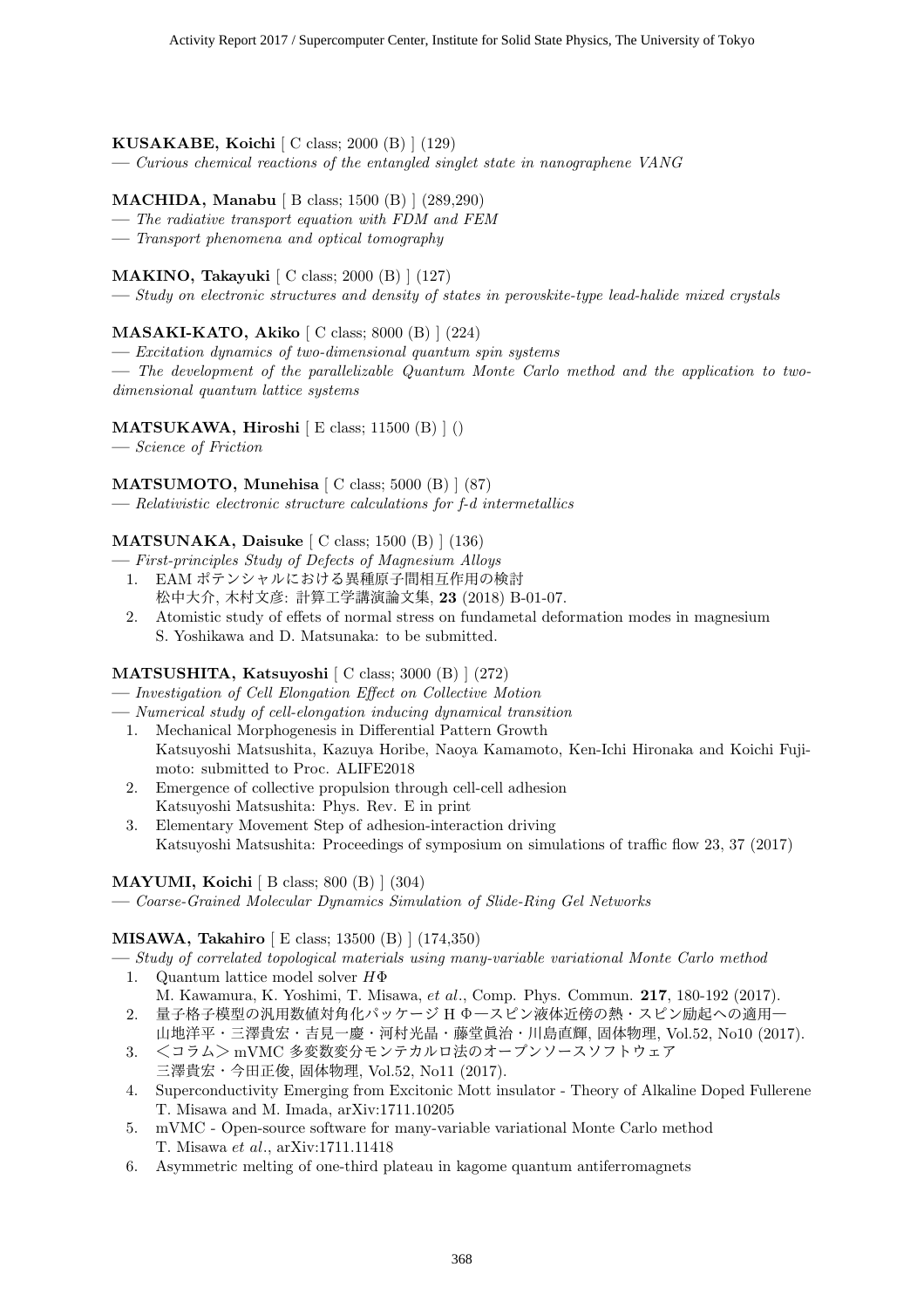**KUSAKABE, Koichi** [ C class; 2000 (B) ] (129)

— *Curious chemical reactions of the entangled singlet state in nanographene VANG*

**MACHIDA, Manabu** [ B class; 1500 (B) ] (289,290)

— *The radiative transport equation with FDM and FEM*

— *Transport phenomena and optical tomography*

**MAKINO, Takayuki** [ C class; 2000 (B) ] (127)

— *Study on electronic structures and density of states in perovskite-type lead-halide mixed crystals*

**MASAKI-KATO, Akiko** [ C class; 8000 (B) ] (224)

— *Excitation dynamics of two-dimensional quantum spin systems*

— *The development of the parallelizable Quantum Monte Carlo method and the application to two-dimensional quantum lattice systems*

**MATSUKAWA, Hiroshi** [ E class; 11500 (B) ] ()

— *Science of Friction*

**MATSUMOTO, Munehisa** [ C class; 5000 (B) ] (87)

— *Relativistic electronic structure calculations for f-d intermetallics*

**MATSUNAKA, Daisuke** [ C class; 1500 (B) ] (136)

— *First-principles Study of Defects of Magnesium Alloys*

1. EAM ポテンシャルにおける異種原子間相互作用の検討
   松中大介, 木村文彦: 計算工学講演論文集, **23** (2018) B-01-07.
2. Atomistic study of effets of normal stress on fundametal deformation modes in magnesium
   S. Yoshikawa and D. Matsunaka: to be submitted.

**MATSUSHITA, Katsuyoshi** [ C class; 3000 (B) ] (272)

— *Investigation of Cell Elongation Effect on Collective Motion*

— *Numerical study of cell-elongation inducing dynamical transition*

1. Mechanical Morphogenesis in Differential Pattern Growth
   Katsuyoshi Matsushita, Kazuya Horibe, Naoya Kamamoto, Ken-Ichi Hironaka and Koichi Fujimoto: submitted to Proc. ALIFE2018
2. Emergence of collective propulsion through cell-cell adhesion
   Katsuyoshi Matsushita: Phys. Rev. E in print
3. Elementary Movement Step of adhesion-interaction driving
   Katsuyoshi Matsushita: Proceedings of symposium on simulations of traffic flow 23, 37 (2017)

**MAYUMI, Koichi** [ B class; 800 (B) ] (304)

— *Coarse-Grained Molecular Dynamics Simulation of Slide-Ring Gel Networks*

**MISAWA, Takahiro** [ E class; 13500 (B) ] (174,350)

— *Study of correlated topological materials using many-variable variational Monte Carlo method*

1. Quantum lattice model solver $H\Phi$
   M. Kawamura, K. Yoshimi, T. Misawa, *et al*., Comp. Phys. Commun. **217**, 180-192 (2017).
2. 量子格子模型の汎用数値対角化パッケージ H Φ—スピン液体近傍の熱・スピン励起への適用—
   山地洋平・三澤貴宏・吉見一慶・河村光晶・藤堂眞治・川島直輝, 固体物理, Vol.52, No10 (2017).
3. ＜コラム＞ mVMC 多変数変分モンテカルロ法のオープンソースソフトウェア
   三澤貴宏・今田正俊, 固体物理, Vol.52, No11 (2017).
4. Superconductivity Emerging from Excitonic Mott insulator - Theory of Alkaline Doped Fullerene
   T. Misawa and M. Imada, arXiv:1711.10205
5. mVMC - Open-source software for many-variable variational Monte Carlo method
   T. Misawa *et al*., arXiv:1711.11418
6. Asymmetric melting of one-third plateau in kagome quantum antiferromagnets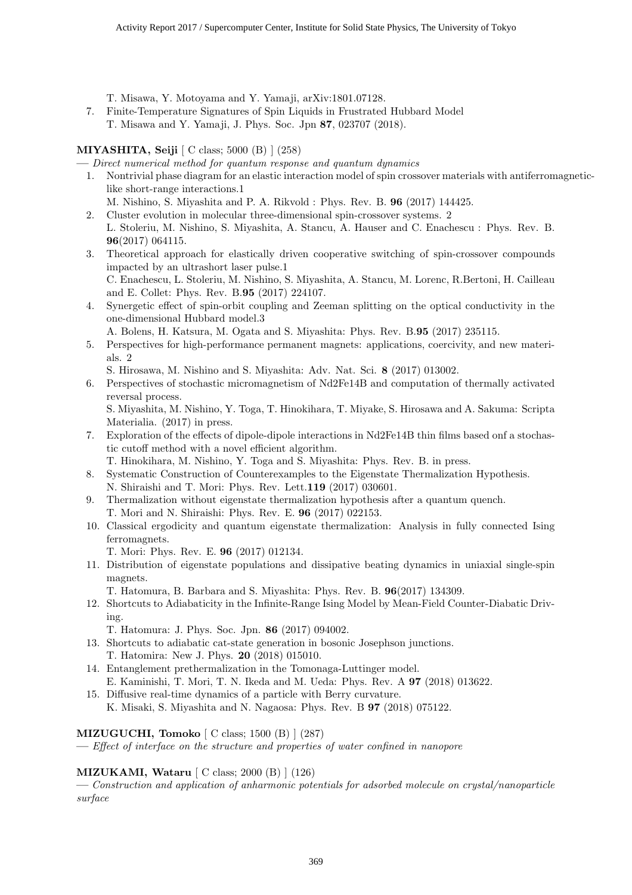T. Misawa, Y. Motoyama and Y. Yamaji, arXiv:1801.07128.

7. Finite-Temperature Signatures of Spin Liquids in Frustrated Hubbard Model
T. Misawa and Y. Yamaji, J. Phys. Soc. Jpn **87**, 023707 (2018).

**MIYASHITA, Seiji** [ C class; 5000 (B) ] (258)

— *Direct numerical method for quantum response and quantum dynamics*

1. Nontrivial phase diagram for an elastic interaction model of spin crossover materials with antiferromagnetic-like short-range interactions.1
M. Nishino, S. Miyashita and P. A. Rikvold : Phys. Rev. B. **96** (2017) 144425.
2. Cluster evolution in molecular three-dimensional spin-crossover systems. 2
L. Stoleriu, M. Nishino, S. Miyashita, A. Stancu, A. Hauser and C. Enachescu : Phys. Rev. B. **96**(2017) 064115.
3. Theoretical approach for elastically driven cooperative switching of spin-crossover compounds impacted by an ultrashort laser pulse.1
C. Enachescu, L. Stoleriu, M. Nishino, S. Miyashita, A. Stancu, M. Lorenc, R.Bertoni, H. Cailleau and E. Collet: Phys. Rev. B.**95** (2017) 224107.
4. Synergetic effect of spin-orbit coupling and Zeeman splitting on the optical conductivity in the one-dimensional Hubbard model.3
A. Bolens, H. Katsura, M. Ogata and S. Miyashita: Phys. Rev. B.**95** (2017) 235115.
5. Perspectives for high-performance permanent magnets: applications, coercivity, and new materials. 2
S. Hirosawa, M. Nishino and S. Miyashita: Adv. Nat. Sci. **8** (2017) 013002.
6. Perspectives of stochastic micromagnetism of Nd2Fe14B and computation of thermally activated reversal process.
S. Miyashita, M. Nishino, Y. Toga, T. Hinokihara, T. Miyake, S. Hirosawa and A. Sakuma: Scripta Materialia. (2017) in press.
7. Exploration of the effects of dipole-dipole interactions in Nd2Fe14B thin films based onf a stochastic cutoff method with a novel efficient algorithm.
T. Hinokihara, M. Nishino, Y. Toga and S. Miyashita: Phys. Rev. B. in press.
8. Systematic Construction of Counterexamples to the Eigenstate Thermalization Hypothesis.
N. Shiraishi and T. Mori: Phys. Rev. Lett.**119** (2017) 030601.
9. Thermalization without eigenstate thermalization hypothesis after a quantum quench.
T. Mori and N. Shiraishi: Phys. Rev. E. **96** (2017) 022153.
10. Classical ergodicity and quantum eigenstate thermalization: Analysis in fully connected Ising ferromagnets.
T. Mori: Phys. Rev. E. **96** (2017) 012134.
11. Distribution of eigenstate populations and dissipative beating dynamics in uniaxial single-spin magnets.
T. Hatomura, B. Barbara and S. Miyashita: Phys. Rev. B. **96**(2017) 134309.
12. Shortcuts to Adiabaticity in the Infinite-Range Ising Model by Mean-Field Counter-Diabatic Driving.
T. Hatomura: J. Phys. Soc. Jpn. **86** (2017) 094002.
13. Shortcuts to adiabatic cat-state generation in bosonic Josephson junctions.
T. Hatomira: New J. Phys. **20** (2018) 015010.
14. Entanglement prethermalization in the Tomonaga-Luttinger model.
E. Kaminishi, T. Mori, T. N. Ikeda and M. Ueda: Phys. Rev. A **97** (2018) 013622.
15. Diffusive real-time dynamics of a particle with Berry curvature.
K. Misaki, S. Miyashita and N. Nagaosa: Phys. Rev. B **97** (2018) 075122.

**MIZUGUCHI, Tomoko** [ C class; 1500 (B) ] (287)

— *Effect of interface on the structure and properties of water confined in nanopore*

**MIZUKAMI, Wataru** [ C class; 2000 (B) ] (126)

— *Construction and application of anharmonic potentials for adsorbed molecule on crystal/nanoparticle surface*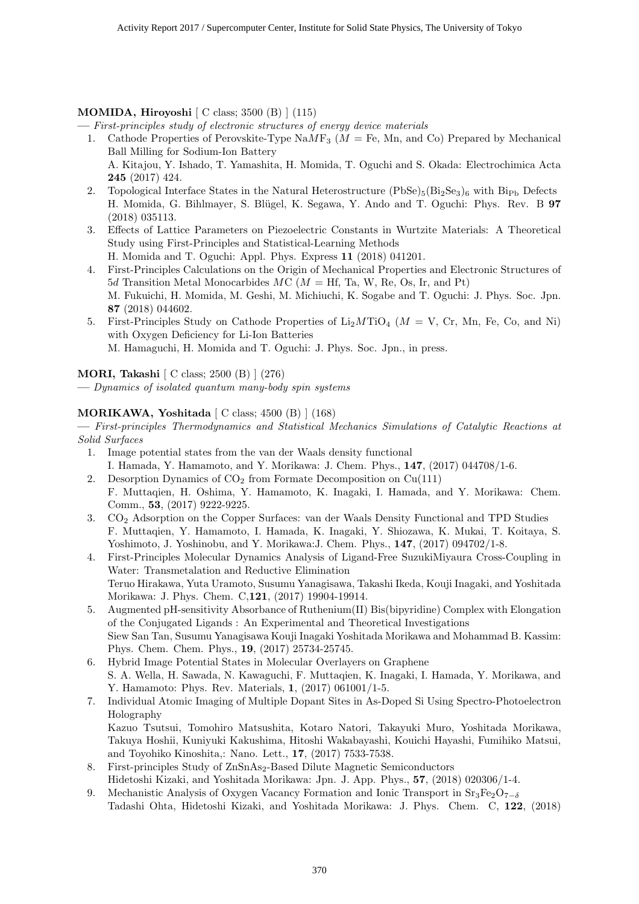**MOMIDA, Hiroyoshi** [ C class; 3500 (B) ] (115)

— *First-principles study of electronic structures of energy device materials*

1. Cathode Properties of Perovskite-Type Na$M$F$_3$ ($M$ = Fe, Mn, and Co) Prepared by Mechanical Ball Milling for Sodium-Ion Battery
   A. Kitajou, Y. Ishado, T. Yamashita, H. Momida, T. Oguchi and S. Okada: Electrochimica Acta **245** (2017) 424.
2. Topological Interface States in the Natural Heterostructure $(PbSe)_5(Bi_2Se_3)_6$ with $Bi_{Pb}$ Defects
   H. Momida, G. Bihlmayer, S. Blügel, K. Segawa, Y. Ando and T. Oguchi: Phys. Rev. B **97** (2018) 035113.
3. Effects of Lattice Parameters on Piezoelectric Constants in Wurtzite Materials: A Theoretical Study using First-Principles and Statistical-Learning Methods
   H. Momida and T. Oguchi: Appl. Phys. Express **11** (2018) 041201.
4. First-Principles Calculations on the Origin of Mechanical Properties and Electronic Structures of 5$d$ Transition Metal Monocarbides $M$C ($M$ = Hf, Ta, W, Re, Os, Ir, and Pt)
   M. Fukuichi, H. Momida, M. Geshi, M. Michiuchi, K. Sogabe and T. Oguchi: J. Phys. Soc. Jpn. **87** (2018) 044602.
5. First-Principles Study on Cathode Properties of Li$_2$$M$TiO$_4$ ($M$ = V, Cr, Mn, Fe, Co, and Ni) with Oxygen Deficiency for Li-Ion Batteries
   M. Hamaguchi, H. Momida and T. Oguchi: J. Phys. Soc. Jpn., in press.

**MORI, Takashi** [ C class; 2500 (B) ] (276)

— *Dynamics of isolated quantum many-body spin systems*

**MORIKAWA, Yoshitada** [ C class; 4500 (B) ] (168)

— *First-principles Thermodynamics and Statistical Mechanics Simulations of Catalytic Reactions at Solid Surfaces*

1. Image potential states from the van der Waals density functional
   I. Hamada, Y. Hamamoto, and Y. Morikawa: J. Chem. Phys., **147**, (2017) 044708/1-6.
2. Desorption Dynamics of $CO_2$ from Formate Decomposition on Cu(111)
   F. Muttaqien, H. Oshima, Y. Hamamoto, K. Inagaki, I. Hamada, and Y. Morikawa: Chem. Comm., **53**, (2017) 9222-9225.
3. $CO_2$ Adsorption on the Copper Surfaces: van der Waals Density Functional and TPD Studies
   F. Muttaqien, Y. Hamamoto, I. Hamada, K. Inagaki, Y. Shiozawa, K. Mukai, T. Koitaya, S. Yoshimoto, J. Yoshinobu, and Y. Morikawa:J. Chem. Phys., **147**, (2017) 094702/1-8.
4. First-Principles Molecular Dynamics Analysis of Ligand-Free SuzukiMiyaura Cross-Coupling in Water: Transmetalation and Reductive Elimination
   Teruo Hirakawa, Yuta Uramoto, Susumu Yanagisawa, Takashi Ikeda, Kouji Inagaki, and Yoshitada Morikawa: J. Phys. Chem. C,**121**, (2017) 19904-19914.
5. Augmented pH-sensitivity Absorbance of Ruthenium(II) Bis(bipyridine) Complex with Elongation of the Conjugated Ligands : An Experimental and Theoretical Investigations
   Siew San Tan, Susumu Yanagisawa Kouji Inagaki Yoshitada Morikawa and Mohammad B. Kassim: Phys. Chem. Chem. Phys., **19**, (2017) 25734-25745.
6. Hybrid Image Potential States in Molecular Overlayers on Graphene
   S. A. Wella, H. Sawada, N. Kawaguchi, F. Muttaqien, K. Inagaki, I. Hamada, Y. Morikawa, and Y. Hamamoto: Phys. Rev. Materials, **1**, (2017) 061001/1-5.
7. Individual Atomic Imaging of Multiple Dopant Sites in As-Doped Si Using Spectro-Photoelectron Holography
   Kazuo Tsutsui, Tomohiro Matsushita, Kotaro Natori, Takayuki Muro, Yoshitada Morikawa, Takuya Hoshii, Kuniyuki Kakushima, Hitoshi Wakabayashi, Kouichi Hayashi, Fumihiko Matsui, and Toyohiko Kinoshita,: Nano. Lett., **17**, (2017) 7533-7538.
8. First-principles Study of $ZnSnAs_2$-Based Dilute Magnetic Semiconductors
   Hidetoshi Kizaki, and Yoshitada Morikawa: Jpn. J. App. Phys., **57**, (2018) 020306/1-4.
9. Mechanistic Analysis of Oxygen Vacancy Formation and Ionic Transport in $Sr_3Fe_2O_{7-\delta}$
   Tadashi Ohta, Hidetoshi Kizaki, and Yoshitada Morikawa: J. Phys. Chem. C, **122**, (2018)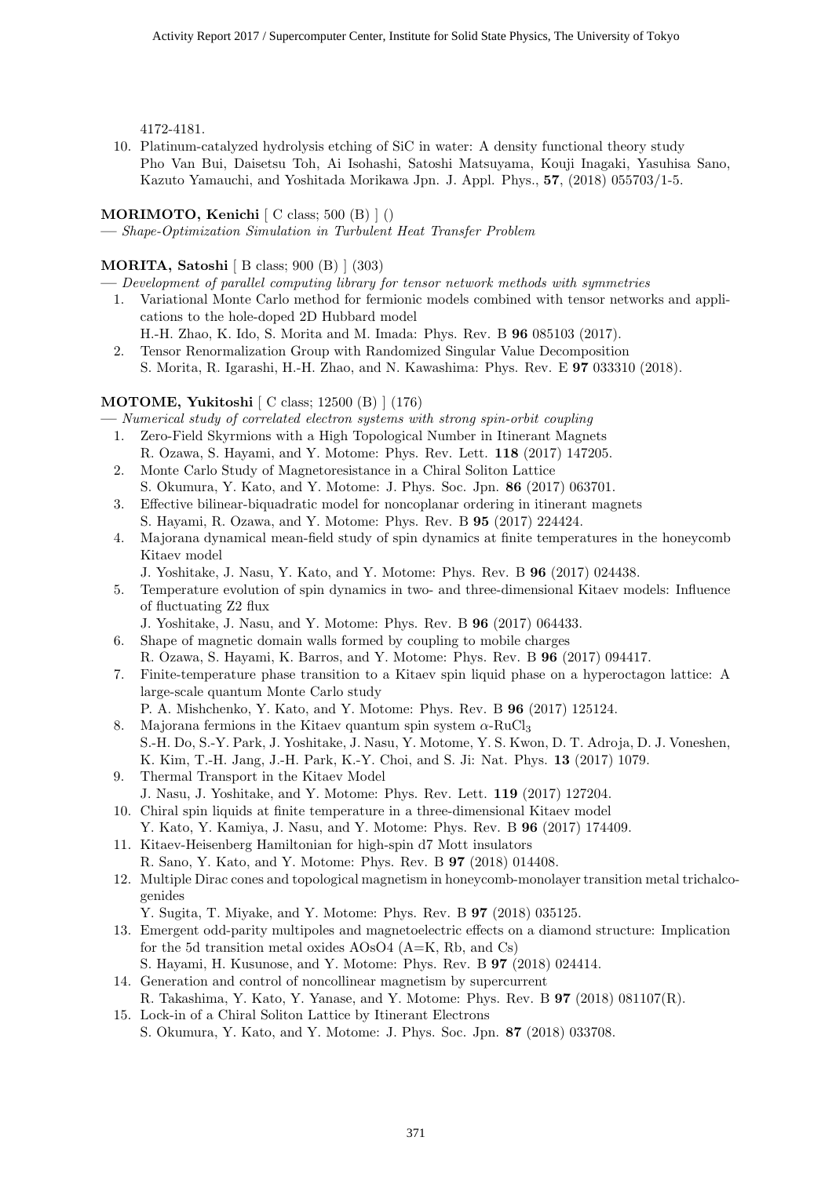4172-4181.

10. Platinum-catalyzed hydrolysis etching of SiC in water: A density functional theory study
    Pho Van Bui, Daisetsu Toh, Ai Isohashi, Satoshi Matsuyama, Kouji Inagaki, Yasuhisa Sano, Kazuto Yamauchi, and Yoshitada Morikawa Jpn. J. Appl. Phys., **57**, (2018) 055703/1-5.

**MORIMOTO, Kenichi** [ C class; 500 (B) ] ()

— *Shape-Optimization Simulation in Turbulent Heat Transfer Problem*

**MORITA, Satoshi** [ B class; 900 (B) ] (303)

— *Development of parallel computing library for tensor network methods with symmetries*

1. Variational Monte Carlo method for fermionic models combined with tensor networks and applications to the hole-doped 2D Hubbard model
   H.-H. Zhao, K. Ido, S. Morita and M. Imada: Phys. Rev. B **96** 085103 (2017).
2. Tensor Renormalization Group with Randomized Singular Value Decomposition
   S. Morita, R. Igarashi, H.-H. Zhao, and N. Kawashima: Phys. Rev. E **97** 033310 (2018).

**MOTOME, Yukitoshi** [ C class; 12500 (B) ] (176)

— *Numerical study of correlated electron systems with strong spin-orbit coupling*

1. Zero-Field Skyrmions with a High Topological Number in Itinerant Magnets
   R. Ozawa, S. Hayami, and Y. Motome: Phys. Rev. Lett. **118** (2017) 147205.
2. Monte Carlo Study of Magnetoresistance in a Chiral Soliton Lattice
   S. Okumura, Y. Kato, and Y. Motome: J. Phys. Soc. Jpn. **86** (2017) 063701.
3. Effective bilinear-biquadratic model for noncoplanar ordering in itinerant magnets
   S. Hayami, R. Ozawa, and Y. Motome: Phys. Rev. B **95** (2017) 224424.
4. Majorana dynamical mean-field study of spin dynamics at finite temperatures in the honeycomb Kitaev model
   J. Yoshitake, J. Nasu, Y. Kato, and Y. Motome: Phys. Rev. B **96** (2017) 024438.
5. Temperature evolution of spin dynamics in two- and three-dimensional Kitaev models: Influence of fluctuating Z2 flux
   J. Yoshitake, J. Nasu, and Y. Motome: Phys. Rev. B **96** (2017) 064433.
6. Shape of magnetic domain walls formed by coupling to mobile charges
   R. Ozawa, S. Hayami, K. Barros, and Y. Motome: Phys. Rev. B **96** (2017) 094417.
7. Finite-temperature phase transition to a Kitaev spin liquid phase on a hyperoctagon lattice: A large-scale quantum Monte Carlo study
   P. A. Mishchenko, Y. Kato, and Y. Motome: Phys. Rev. B **96** (2017) 125124.
8. Majorana fermions in the Kitaev quantum spin system $\alpha$-$RuCl_3$
   S.-H. Do, S.-Y. Park, J. Yoshitake, J. Nasu, Y. Motome, Y. S. Kwon, D. T. Adroja, D. J. Voneshen, K. Kim, T.-H. Jang, J.-H. Park, K.-Y. Choi, and S. Ji: Nat. Phys. **13** (2017) 1079.
9. Thermal Transport in the Kitaev Model
   J. Nasu, J. Yoshitake, and Y. Motome: Phys. Rev. Lett. **119** (2017) 127204.
10. Chiral spin liquids at finite temperature in a three-dimensional Kitaev model
    Y. Kato, Y. Kamiya, J. Nasu, and Y. Motome: Phys. Rev. B **96** (2017) 174409.
11. Kitaev-Heisenberg Hamiltonian for high-spin d7 Mott insulators
    R. Sano, Y. Kato, and Y. Motome: Phys. Rev. B **97** (2018) 014408.
12. Multiple Dirac cones and topological magnetism in honeycomb-monolayer transition metal trichalcogenides
    Y. Sugita, T. Miyake, and Y. Motome: Phys. Rev. B **97** (2018) 035125.
13. Emergent odd-parity multipoles and magnetoelectric effects on a diamond structure: Implication for the 5d transition metal oxides AOsO4 (A=K, Rb, and Cs)
    S. Hayami, H. Kusunose, and Y. Motome: Phys. Rev. B **97** (2018) 024414.
14. Generation and control of noncollinear magnetism by supercurrent
    R. Takashima, Y. Kato, Y. Yanase, and Y. Motome: Phys. Rev. B **97** (2018) 081107(R).
15. Lock-in of a Chiral Soliton Lattice by Itinerant Electrons
    S. Okumura, Y. Kato, and Y. Motome: J. Phys. Soc. Jpn. **87** (2018) 033708.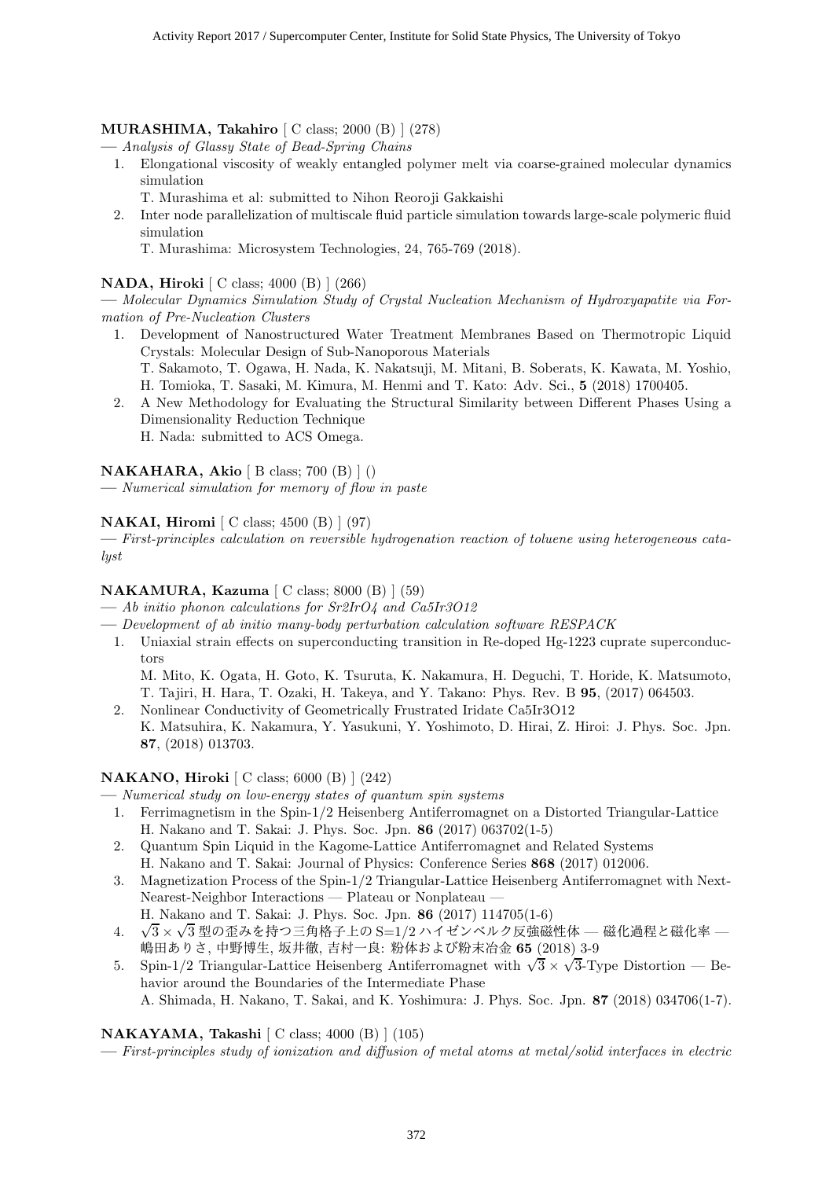**MURASHIMA, Takahiro** [ C class; 2000 (B) ] (278)

— *Analysis of Glassy State of Bead-Spring Chains*

1. Elongational viscosity of weakly entangled polymer melt via coarse-grained molecular dynamics simulation
   T. Murashima et al: submitted to Nihon Reoroji Gakkaishi
2. Inter node parallelization of multiscale fluid particle simulation towards large-scale polymeric fluid simulation
   T. Murashima: Microsystem Technologies, 24, 765-769 (2018).

**NADA, Hiroki** [ C class; 4000 (B) ] (266)

— *Molecular Dynamics Simulation Study of Crystal Nucleation Mechanism of Hydroxyapatite via Formation of Pre-Nucleation Clusters*

1. Development of Nanostructured Water Treatment Membranes Based on Thermotropic Liquid Crystals: Molecular Design of Sub-Nanoporous Materials
   T. Sakamoto, T. Ogawa, H. Nada, K. Nakatsuji, M. Mitani, B. Soberats, K. Kawata, M. Yoshio, H. Tomioka, T. Sasaki, M. Kimura, M. Henmi and T. Kato: Adv. Sci., **5** (2018) 1700405.
2. A New Methodology for Evaluating the Structural Similarity between Different Phases Using a Dimensionality Reduction Technique
   H. Nada: submitted to ACS Omega.

**NAKAHARA, Akio** [ B class; 700 (B) ] ()

— *Numerical simulation for memory of flow in paste*

**NAKAI, Hiromi** [ C class; 4500 (B) ] (97)

— *First-principles calculation on reversible hydrogenation reaction of toluene using heterogeneous catalyst*

**NAKAMURA, Kazuma** [ C class; 8000 (B) ] (59)

— *Ab initio phonon calculations for Sr2IrO4 and Ca5Ir3O12*

— *Development of ab initio many-body perturbation calculation software RESPACK*

1. Uniaxial strain effects on superconducting transition in Re-doped Hg-1223 cuprate superconductors
   M. Mito, K. Ogata, H. Goto, K. Tsuruta, K. Nakamura, H. Deguchi, T. Horide, K. Matsumoto, T. Tajiri, H. Hara, T. Ozaki, H. Takeya, and Y. Takano: Phys. Rev. B **95**, (2017) 064503.
2. Nonlinear Conductivity of Geometrically Frustrated Iridate Ca5Ir3O12
   K. Matsuhira, K. Nakamura, Y. Yasukuni, Y. Yoshimoto, D. Hirai, Z. Hiroi: J. Phys. Soc. Jpn. **87**, (2018) 013703.

**NAKANO, Hiroki** [ C class; 6000 (B) ] (242)

— *Numerical study on low-energy states of quantum spin systems*

1. Ferrimagnetism in the Spin-1/2 Heisenberg Antiferromagnet on a Distorted Triangular-Lattice
   H. Nakano and T. Sakai: J. Phys. Soc. Jpn. **86** (2017) 063702(1-5)
2. Quantum Spin Liquid in the Kagome-Lattice Antiferromagnet and Related Systems
   H. Nakano and T. Sakai: Journal of Physics: Conference Series **868** (2017) 012006.
3. Magnetization Process of the Spin-1/2 Triangular-Lattice Heisenberg Antiferromagnet with Next-Nearest-Neighbor Interactions — Plateau or Nonplateau —
   H. Nakano and T. Sakai: J. Phys. Soc. Jpn. **86** (2017) 114705(1-6)
4. $\sqrt{3}\times\sqrt{3}$ 型の歪みを持つ三角格子上の S=1/2 ハイゼンベルク反強磁性体 — 磁化過程と磁化率 —
   嶋田ありさ, 中野博生, 坂井徹, 吉村一良: 粉体および粉末冶金 **65** (2018) 3-9
5. Spin-1/2 Triangular-Lattice Heisenberg Antiferromagnet with $\sqrt{3}\times\sqrt{3}$-Type Distortion — Behavior around the Boundaries of the Intermediate Phase
   A. Shimada, H. Nakano, T. Sakai, and K. Yoshimura: J. Phys. Soc. Jpn. **87** (2018) 034706(1-7).

**NAKAYAMA, Takashi** [ C class; 4000 (B) ] (105)

— *First-principles study of ionization and diffusion of metal atoms at metal/solid interfaces in electric*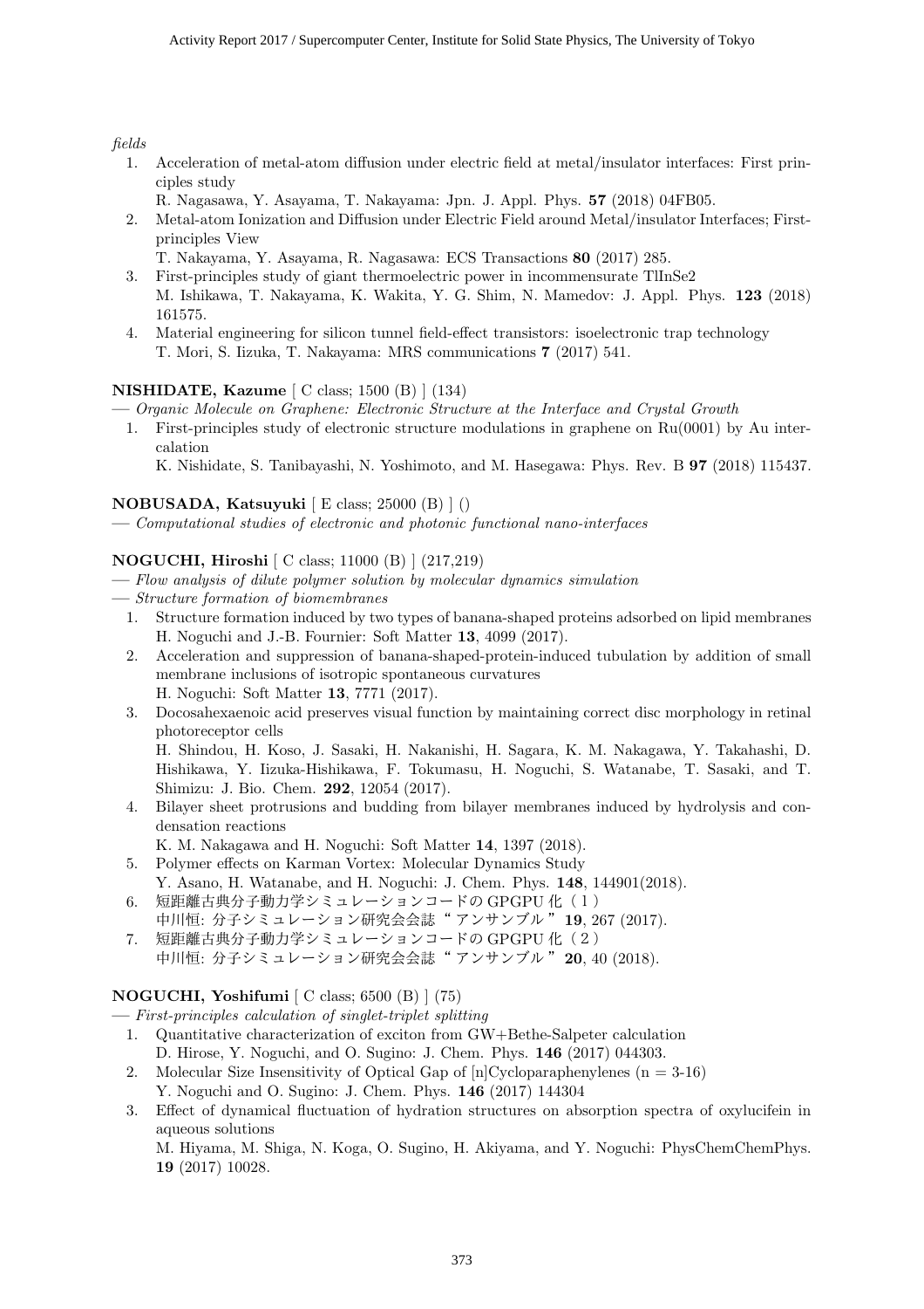*fields*

1. Acceleration of metal-atom diffusion under electric field at metal/insulator interfaces: First principles study
   R. Nagasawa, Y. Asayama, T. Nakayama: Jpn. J. Appl. Phys. **57** (2018) 04FB05.
2. Metal-atom Ionization and Diffusion under Electric Field around Metal/insulator Interfaces; First-principles View
   T. Nakayama, Y. Asayama, R. Nagasawa: ECS Transactions **80** (2017) 285.
3. First-principles study of giant thermoelectric power in incommensurate TlInSe2
   M. Ishikawa, T. Nakayama, K. Wakita, Y. G. Shim, N. Mamedov: J. Appl. Phys. **123** (2018) 161575.
4. Material engineering for silicon tunnel field-effect transistors: isoelectronic trap technology
   T. Mori, S. Iizuka, T. Nakayama: MRS communications **7** (2017) 541.

**NISHIDATE, Kazume** [ C class; 1500 (B) ] (134)

— *Organic Molecule on Graphene: Electronic Structure at the Interface and Crystal Growth*

1. First-principles study of electronic structure modulations in graphene on Ru(0001) by Au intercalation
   K. Nishidate, S. Tanibayashi, N. Yoshimoto, and M. Hasegawa: Phys. Rev. B **97** (2018) 115437.

**NOBUSADA, Katsuyuki** [ E class; 25000 (B) ] ()

— *Computational studies of electronic and photonic functional nano-interfaces*

**NOGUCHI, Hiroshi** [ C class; 11000 (B) ] (217,219)

— *Flow analysis of dilute polymer solution by molecular dynamics simulation*

— *Structure formation of biomembranes*

1. Structure formation induced by two types of banana-shaped proteins adsorbed on lipid membranes
   H. Noguchi and J.-B. Fournier: Soft Matter **13**, 4099 (2017).
2. Acceleration and suppression of banana-shaped-protein-induced tubulation by addition of small membrane inclusions of isotropic spontaneous curvatures
   H. Noguchi: Soft Matter **13**, 7771 (2017).
3. Docosahexaenoic acid preserves visual function by maintaining correct disc morphology in retinal photoreceptor cells
   H. Shindou, H. Koso, J. Sasaki, H. Nakanishi, H. Sagara, K. M. Nakagawa, Y. Takahashi, D. Hishikawa, Y. Iizuka-Hishikawa, F. Tokumasu, H. Noguchi, S. Watanabe, T. Sasaki, and T. Shimizu: J. Bio. Chem. **292**, 12054 (2017).
4. Bilayer sheet protrusions and budding from bilayer membranes induced by hydrolysis and condensation reactions
   K. M. Nakagawa and H. Noguchi: Soft Matter **14**, 1397 (2018).
5. Polymer effects on Karman Vortex: Molecular Dynamics Study
   Y. Asano, H. Watanabe, and H. Noguchi: J. Chem. Phys. **148**, 144901(2018).
6. 短距離古典分子動力学シミュレーションコードの GPGPU 化（1）
   中川恒: 分子シミュレーション研究会会誌 " アンサンブル " **19**, 267 (2017).
7. 短距離古典分子動力学シミュレーションコードの GPGPU 化（2）
   中川恒: 分子シミュレーション研究会会誌 " アンサンブル " **20**, 40 (2018).

**NOGUCHI, Yoshifumi** [ C class; 6500 (B) ] (75)

— *First-principles calculation of singlet-triplet splitting*

1. Quantitative characterization of exciton from GW+Bethe-Salpeter calculation
   D. Hirose, Y. Noguchi, and O. Sugino: J. Chem. Phys. **146** (2017) 044303.
2. Molecular Size Insensitivity of Optical Gap of [n]Cycloparaphenylenes (n = 3-16)
   Y. Noguchi and O. Sugino: J. Chem. Phys. **146** (2017) 144304
3. Effect of dynamical fluctuation of hydration structures on absorption spectra of oxylucifein in aqueous solutions
   M. Hiyama, M. Shiga, N. Koga, O. Sugino, H. Akiyama, and Y. Noguchi: PhysChemChemPhys. **19** (2017) 10028.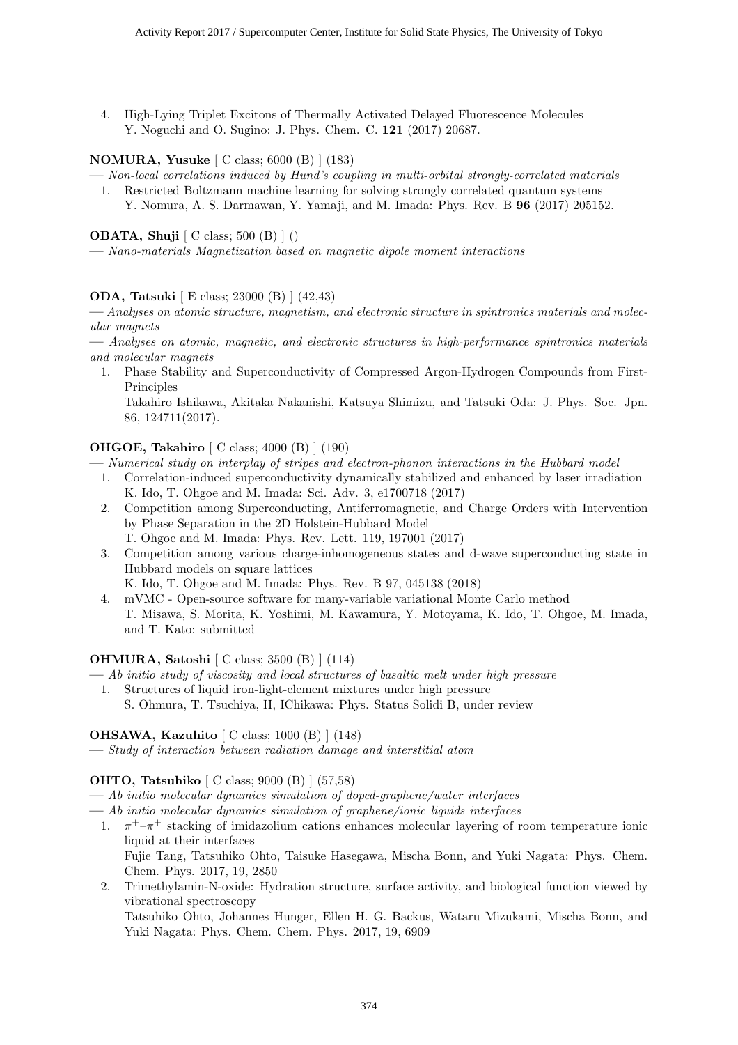4. High-Lying Triplet Excitons of Thermally Activated Delayed Fluorescence Molecules
   Y. Noguchi and O. Sugino: J. Phys. Chem. C. **121** (2017) 20687.

**NOMURA, Yusuke** [ C class; 6000 (B) ] (183)

— *Non-local correlations induced by Hund's coupling in multi-orbital strongly-correlated materials*

1. Restricted Boltzmann machine learning for solving strongly correlated quantum systems
   Y. Nomura, A. S. Darmawan, Y. Yamaji, and M. Imada: Phys. Rev. B **96** (2017) 205152.

**OBATA, Shuji** [ C class; 500 (B) ] ()

— *Nano-materials Magnetization based on magnetic dipole moment interactions*

**ODA, Tatsuki** [ E class; 23000 (B) ] (42,43)

— *Analyses on atomic structure, magnetism, and electronic structure in spintronics materials and molecular magnets*

— *Analyses on atomic, magnetic, and electronic structures in high-performance spintronics materials and molecular magnets*

1. Phase Stability and Superconductivity of Compressed Argon-Hydrogen Compounds from First-Principles
   Takahiro Ishikawa, Akitaka Nakanishi, Katsuya Shimizu, and Tatsuki Oda: J. Phys. Soc. Jpn. 86, 124711(2017).

**OHGOE, Takahiro** [ C class; 4000 (B) ] (190)

— *Numerical study on interplay of stripes and electron-phonon interactions in the Hubbard model*

1. Correlation-induced superconductivity dynamically stabilized and enhanced by laser irradiation
   K. Ido, T. Ohgoe and M. Imada: Sci. Adv. 3, e1700718 (2017)
2. Competition among Superconducting, Antiferromagnetic, and Charge Orders with Intervention by Phase Separation in the 2D Holstein-Hubbard Model
   T. Ohgoe and M. Imada: Phys. Rev. Lett. 119, 197001 (2017)
3. Competition among various charge-inhomogeneous states and d-wave superconducting state in Hubbard models on square lattices
   K. Ido, T. Ohgoe and M. Imada: Phys. Rev. B 97, 045138 (2018)
4. mVMC - Open-source software for many-variable variational Monte Carlo method
   T. Misawa, S. Morita, K. Yoshimi, M. Kawamura, Y. Motoyama, K. Ido, T. Ohgoe, M. Imada, and T. Kato: submitted

**OHMURA, Satoshi** [ C class; 3500 (B) ] (114)

— *Ab initio study of viscosity and local structures of basaltic melt under high pressure*

1. Structures of liquid iron-light-element mixtures under high pressure
   S. Ohmura, T. Tsuchiya, H, IChikawa: Phys. Status Solidi B, under review

**OHSAWA, Kazuhito** [ C class; 1000 (B) ] (148)

— *Study of interaction between radiation damage and interstitial atom*

**OHTO, Tatsuhiko** [ C class; 9000 (B) ] (57,58)

— *Ab initio molecular dynamics simulation of doped-graphene/water interfaces*

— *Ab initio molecular dynamics simulation of graphene/ionic liquids interfaces*

1. $\pi^{+}$–$\pi^{+}$ stacking of imidazolium cations enhances molecular layering of room temperature ionic liquid at their interfaces
   Fujie Tang, Tatsuhiko Ohto, Taisuke Hasegawa, Mischa Bonn, and Yuki Nagata: Phys. Chem. Chem. Phys. 2017, 19, 2850
2. Trimethylamin-N-oxide: Hydration structure, surface activity, and biological function viewed by vibrational spectroscopy
   Tatsuhiko Ohto, Johannes Hunger, Ellen H. G. Backus, Wataru Mizukami, Mischa Bonn, and Yuki Nagata: Phys. Chem. Chem. Phys. 2017, 19, 6909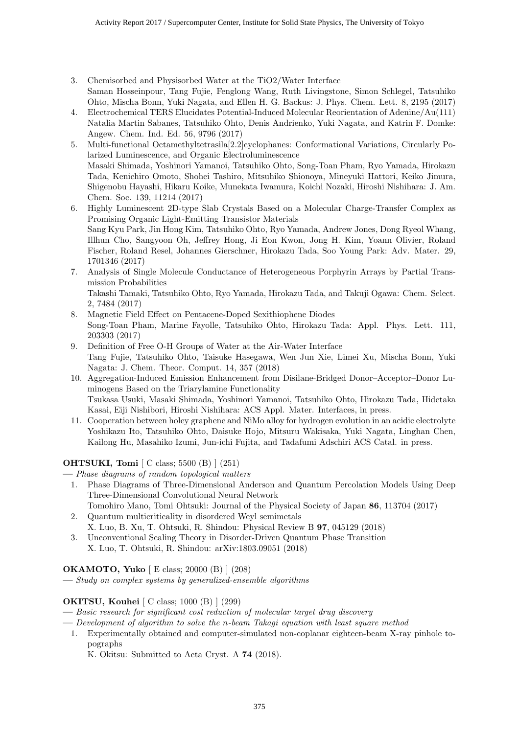3. Chemisorbed and Physisorbed Water at the TiO2/Water Interface
   Saman Hosseinpour, Tang Fujie, Fenglong Wang, Ruth Livingstone, Simon Schlegel, Tatsuhiko Ohto, Mischa Bonn, Yuki Nagata, and Ellen H. G. Backus: J. Phys. Chem. Lett. 8, 2195 (2017)
4. Electrochemical TERS Elucidates Potential-Induced Molecular Reorientation of Adenine/Au(111)
   Natalia Martin Sabanes, Tatsuhiko Ohto, Denis Andrienko, Yuki Nagata, and Katrin F. Domke: Angew. Chem. Ind. Ed. 56, 9796 (2017)
5. Multi-functional Octamethyltetrasila[2.2]cyclophanes: Conformational Variations, Circularly Polarized Luminescence, and Organic Electroluminescence
   Masaki Shimada, Yoshinori Yamanoi, Tatsuhiko Ohto, Song-Toan Pham, Ryo Yamada, Hirokazu Tada, Kenichiro Omoto, Shohei Tashiro, Mitsuhiko Shionoya, Mineyuki Hattori, Keiko Jimura, Shigenobu Hayashi, Hikaru Koike, Munekata Iwamura, Koichi Nozaki, Hiroshi Nishihara: J. Am. Chem. Soc. 139, 11214 (2017)
6. Highly Luminescent 2D-type Slab Crystals Based on a Molecular Charge-Transfer Complex as Promising Organic Light-Emitting Transistor Materials
   Sang Kyu Park, Jin Hong Kim, Tatsuhiko Ohto, Ryo Yamada, Andrew Jones, Dong Ryeol Whang, Illhun Cho, Sangyoon Oh, Jeffrey Hong, Ji Eon Kwon, Jong H. Kim, Yoann Olivier, Roland Fischer, Roland Resel, Johannes Gierschner, Hirokazu Tada, Soo Young Park: Adv. Mater. 29, 1701346 (2017)
7. Analysis of Single Molecule Conductance of Heterogeneous Porphyrin Arrays by Partial Transmission Probabilities
   Takashi Tamaki, Tatsuhiko Ohto, Ryo Yamada, Hirokazu Tada, and Takuji Ogawa: Chem. Select. 2, 7484 (2017)
8. Magnetic Field Effect on Pentacene-Doped Sexithiophene Diodes
   Song-Toan Pham, Marine Fayolle, Tatsuhiko Ohto, Hirokazu Tada: Appl. Phys. Lett. 111, 203303 (2017)
9. Definition of Free O-H Groups of Water at the Air-Water Interface
   Tang Fujie, Tatsuhiko Ohto, Taisuke Hasegawa, Wen Jun Xie, Limei Xu, Mischa Bonn, Yuki Nagata: J. Chem. Theor. Comput. 14, 357 (2018)
10. Aggregation-Induced Emission Enhancement from Disilane-Bridged Donor–Acceptor–Donor Luminogens Based on the Triarylamine Functionality
    Tsukasa Usuki, Masaki Shimada, Yoshinori Yamanoi, Tatsuhiko Ohto, Hirokazu Tada, Hidetaka Kasai, Eiji Nishibori, Hiroshi Nishihara: ACS Appl. Mater. Interfaces, in press.
11. Cooperation between holey graphene and NiMo alloy for hydrogen evolution in an acidic electrolyte
    Yoshikazu Ito, Tatsuhiko Ohto, Daisuke Hojo, Mitsuru Wakisaka, Yuki Nagata, Linghan Chen, Kailong Hu, Masahiko Izumi, Jun-ichi Fujita, and Tadafumi Adschiri ACS Catal. in press.

**OHTSUKI, Tomi** [ C class; 5500 (B) ] (251)

— *Phase diagrams of random topological matters*

1. Phase Diagrams of Three-Dimensional Anderson and Quantum Percolation Models Using Deep Three-Dimensional Convolutional Neural Network
   Tomohiro Mano, Tomi Ohtsuki: Journal of the Physical Society of Japan **86**, 113704 (2017)
2. Quantum multicriticality in disordered Weyl semimetals
   X. Luo, B. Xu, T. Ohtsuki, R. Shindou: Physical Review B **97**, 045129 (2018)
3. Unconventional Scaling Theory in Disorder-Driven Quantum Phase Transition
   X. Luo, T. Ohtsuki, R. Shindou: arXiv:1803.09051 (2018)

**OKAMOTO, Yuko** [ E class; 20000 (B) ] (208)

— *Study on complex systems by generalized-ensemble algorithms*

**OKITSU, Kouhei** [ C class; 1000 (B) ] (299)

— *Basic research for significant cost reduction of molecular target drug discovery*

— *Development of algorithm to solve the n-beam Takagi equation with least square method*

1. Experimentally obtained and computer-simulated non-coplanar eighteen-beam X-ray pinhole topographs
   K. Okitsu: Submitted to Acta Cryst. A **74** (2018).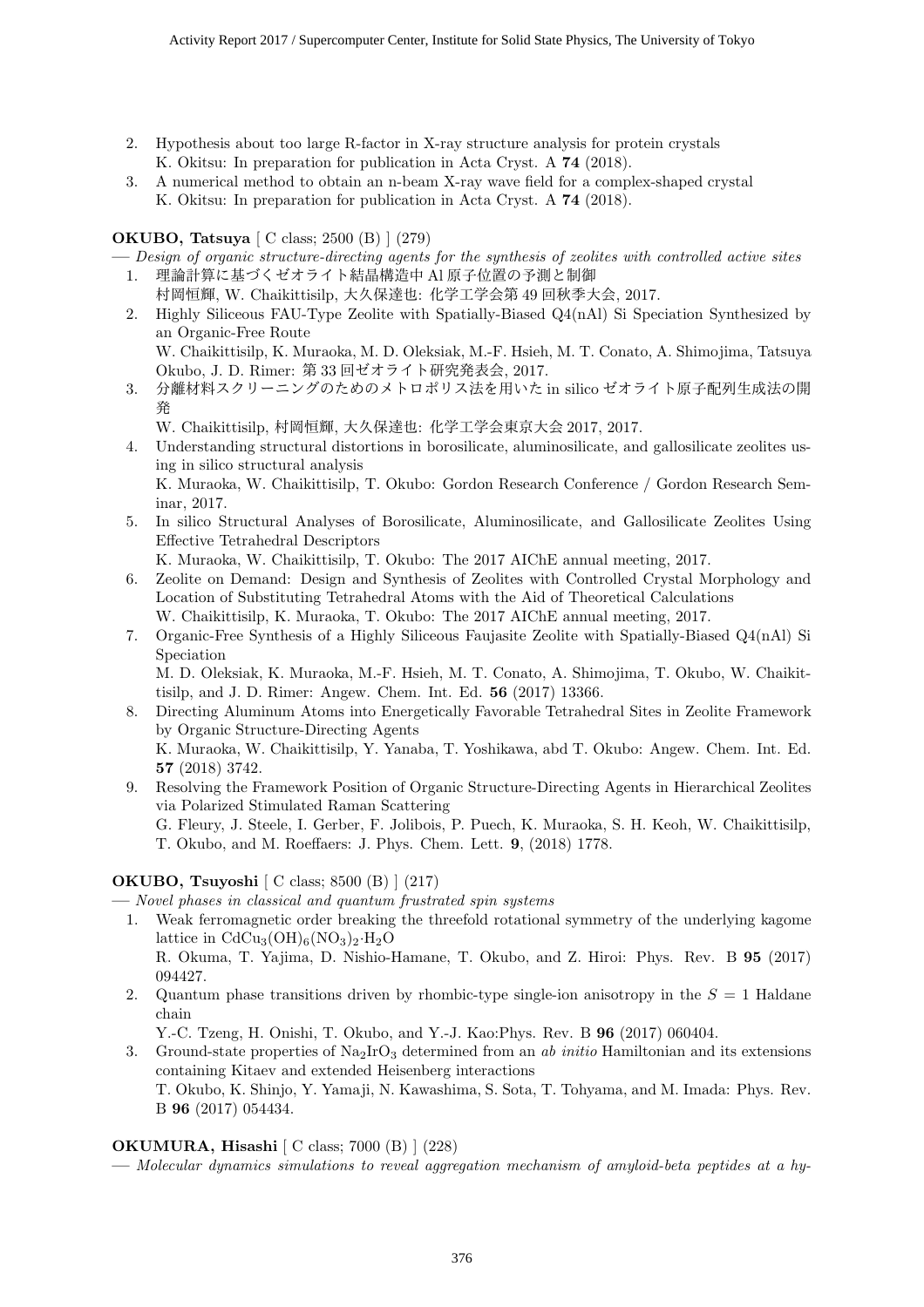2. Hypothesis about too large R-factor in X-ray structure analysis for protein crystals
   K. Okitsu: In preparation for publication in Acta Cryst. A **74** (2018).
3. A numerical method to obtain an n-beam X-ray wave field for a complex-shaped crystal
   K. Okitsu: In preparation for publication in Acta Cryst. A **74** (2018).

**OKUBO, Tatsuya** [ C class; 2500 (B) ] (279)

— *Design of organic structure-directing agents for the synthesis of zeolites with controlled active sites*

1. 理論計算に基づくゼオライト結晶構造中 Al 原子位置の予測と制御
   村岡恒輝, W. Chaikittisilp, 大久保達也: 化学工学会第 49 回秋季大会, 2017.
2. Highly Siliceous FAU-Type Zeolite with Spatially-Biased Q4(nAl) Si Speciation Synthesized by an Organic-Free Route
   W. Chaikittisilp, K. Muraoka, M. D. Oleksiak, M.-F. Hsieh, M. T. Conato, A. Shimojima, Tatsuya Okubo, J. D. Rimer: 第 33 回ゼオライト研究発表会, 2017.
3. 分離材料スクリーニングのためのメトロポリス法を用いた in silico ゼオライト原子配列生成法の開発
   W. Chaikittisilp, 村岡恒輝, 大久保達也: 化学工学会東京大会 2017, 2017.
4. Understanding structural distortions in borosilicate, aluminosilicate, and gallosilicate zeolites using in silico structural analysis
   K. Muraoka, W. Chaikittisilp, T. Okubo: Gordon Research Conference / Gordon Research Seminar, 2017.
5. In silico Structural Analyses of Borosilicate, Aluminosilicate, and Gallosilicate Zeolites Using Effective Tetrahedral Descriptors
   K. Muraoka, W. Chaikittisilp, T. Okubo: The 2017 AIChE annual meeting, 2017.
6. Zeolite on Demand: Design and Synthesis of Zeolites with Controlled Crystal Morphology and Location of Substituting Tetrahedral Atoms with the Aid of Theoretical Calculations
   W. Chaikittisilp, K. Muraoka, T. Okubo: The 2017 AIChE annual meeting, 2017.
7. Organic-Free Synthesis of a Highly Siliceous Faujasite Zeolite with Spatially-Biased Q4(nAl) Si Speciation
   M. D. Oleksiak, K. Muraoka, M.-F. Hsieh, M. T. Conato, A. Shimojima, T. Okubo, W. Chaikittisilp, and J. D. Rimer: Angew. Chem. Int. Ed. **56** (2017) 13366.
8. Directing Aluminum Atoms into Energetically Favorable Tetrahedral Sites in Zeolite Framework by Organic Structure-Directing Agents
   K. Muraoka, W. Chaikittisilp, Y. Yanaba, T. Yoshikawa, abd T. Okubo: Angew. Chem. Int. Ed. **57** (2018) 3742.
9. Resolving the Framework Position of Organic Structure-Directing Agents in Hierarchical Zeolites via Polarized Stimulated Raman Scattering
   G. Fleury, J. Steele, I. Gerber, F. Jolibois, P. Puech, K. Muraoka, S. H. Keoh, W. Chaikittisilp, T. Okubo, and M. Roeffaers: J. Phys. Chem. Lett. **9**, (2018) 1778.

**OKUBO, Tsuyoshi** [ C class; 8500 (B) ] (217)

— *Novel phases in classical and quantum frustrated spin systems*

1. Weak ferromagnetic order breaking the threefold rotational symmetry of the underlying kagome lattice in $CdCu_3(OH)_6(NO_3)_2 \cdot H_2O$
   R. Okuma, T. Yajima, D. Nishio-Hamane, T. Okubo, and Z. Hiroi: Phys. Rev. B **95** (2017) 094427.
2. Quantum phase transitions driven by rhombic-type single-ion anisotropy in the $S = 1$ Haldane chain
   Y.-C. Tzeng, H. Onishi, T. Okubo, and Y.-J. Kao:Phys. Rev. B **96** (2017) 060404.
3. Ground-state properties of $Na_2IrO_3$ determined from an *ab initio* Hamiltonian and its extensions containing Kitaev and extended Heisenberg interactions
   T. Okubo, K. Shinjo, Y. Yamaji, N. Kawashima, S. Sota, T. Tohyama, and M. Imada: Phys. Rev. B **96** (2017) 054434.

**OKUMURA, Hisashi** [ C class; 7000 (B) ] (228)

— *Molecular dynamics simulations to reveal aggregation mechanism of amyloid-beta peptides at a hy-*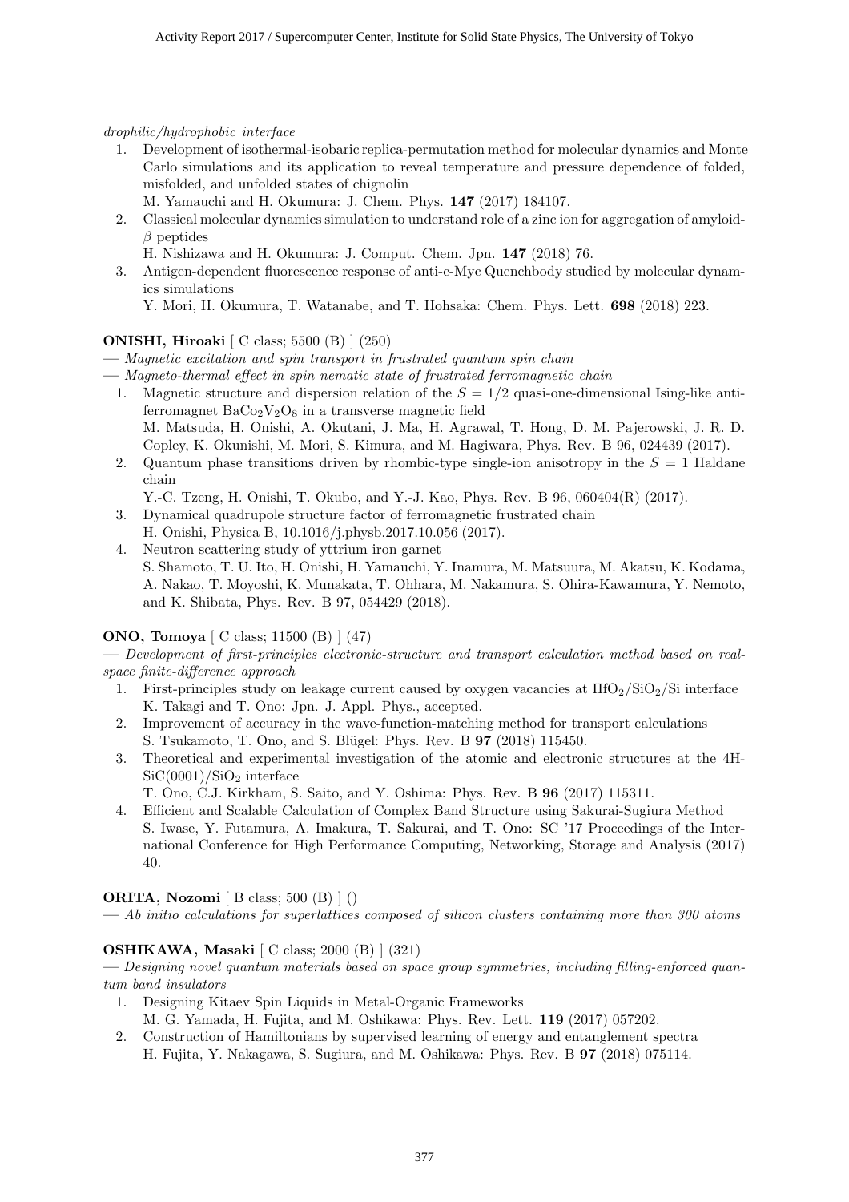*drophilic/hydrophobic interface*

1. Development of isothermal-isobaric replica-permutation method for molecular dynamics and Monte Carlo simulations and its application to reveal temperature and pressure dependence of folded, misfolded, and unfolded states of chignolin
   M. Yamauchi and H. Okumura: J. Chem. Phys. **147** (2017) 184107.
2. Classical molecular dynamics simulation to understand role of a zinc ion for aggregation of amyloid-$\beta$ peptides
   H. Nishizawa and H. Okumura: J. Comput. Chem. Jpn. **147** (2018) 76.
3. Antigen-dependent fluorescence response of anti-c-Myc Quenchbody studied by molecular dynamics simulations
   Y. Mori, H. Okumura, T. Watanabe, and T. Hohsaka: Chem. Phys. Lett. **698** (2018) 223.

**ONISHI, Hiroaki** [ C class; 5500 (B) ] (250)
— *Magnetic excitation and spin transport in frustrated quantum spin chain*
— *Magneto-thermal effect in spin nematic state of frustrated ferromagnetic chain*

1. Magnetic structure and dispersion relation of the $S = 1/2$ quasi-one-dimensional Ising-like antiferromagnet $BaCo_2V_2O_8$ in a transverse magnetic field
   M. Matsuda, H. Onishi, A. Okutani, J. Ma, H. Agrawal, T. Hong, D. M. Pajerowski, J. R. D. Copley, K. Okunishi, M. Mori, S. Kimura, and M. Hagiwara, Phys. Rev. B 96, 024439 (2017).
2. Quantum phase transitions driven by rhombic-type single-ion anisotropy in the $S = 1$ Haldane chain
   Y.-C. Tzeng, H. Onishi, T. Okubo, and Y.-J. Kao, Phys. Rev. B 96, 060404(R) (2017).
3. Dynamical quadrupole structure factor of ferromagnetic frustrated chain
   H. Onishi, Physica B, 10.1016/j.physb.2017.10.056 (2017).
4. Neutron scattering study of yttrium iron garnet
   S. Shamoto, T. U. Ito, H. Onishi, H. Yamauchi, Y. Inamura, M. Matsuura, M. Akatsu, K. Kodama, A. Nakao, T. Moyoshi, K. Munakata, T. Ohhara, M. Nakamura, S. Ohira-Kawamura, Y. Nemoto, and K. Shibata, Phys. Rev. B 97, 054429 (2018).

**ONO, Tomoya** [ C class; 11500 (B) ] (47)
— *Development of first-principles electronic-structure and transport calculation method based on real-space finite-difference approach*

1. First-principles study on leakage current caused by oxygen vacancies at $HfO_2/SiO_2/Si$ interface
   K. Takagi and T. Ono: Jpn. J. Appl. Phys., accepted.
2. Improvement of accuracy in the wave-function-matching method for transport calculations
   S. Tsukamoto, T. Ono, and S. Blügel: Phys. Rev. B **97** (2018) 115450.
3. Theoretical and experimental investigation of the atomic and electronic structures at the 4H-$SiC(0001)/SiO_2$ interface
   T. Ono, C.J. Kirkham, S. Saito, and Y. Oshima: Phys. Rev. B **96** (2017) 115311.
4. Efficient and Scalable Calculation of Complex Band Structure using Sakurai-Sugiura Method
   S. Iwase, Y. Futamura, A. Imakura, T. Sakurai, and T. Ono: SC '17 Proceedings of the International Conference for High Performance Computing, Networking, Storage and Analysis (2017) 40.

**ORITA, Nozomi** [ B class; 500 (B) ] ()
— *Ab initio calculations for superlattices composed of silicon clusters containing more than 300 atoms*

**OSHIKAWA, Masaki** [ C class; 2000 (B) ] (321)
— *Designing novel quantum materials based on space group symmetries, including filling-enforced quantum band insulators*

1. Designing Kitaev Spin Liquids in Metal-Organic Frameworks
   M. G. Yamada, H. Fujita, and M. Oshikawa: Phys. Rev. Lett. **119** (2017) 057202.
2. Construction of Hamiltonians by supervised learning of energy and entanglement spectra
   H. Fujita, Y. Nakagawa, S. Sugiura, and M. Oshikawa: Phys. Rev. B **97** (2018) 075114.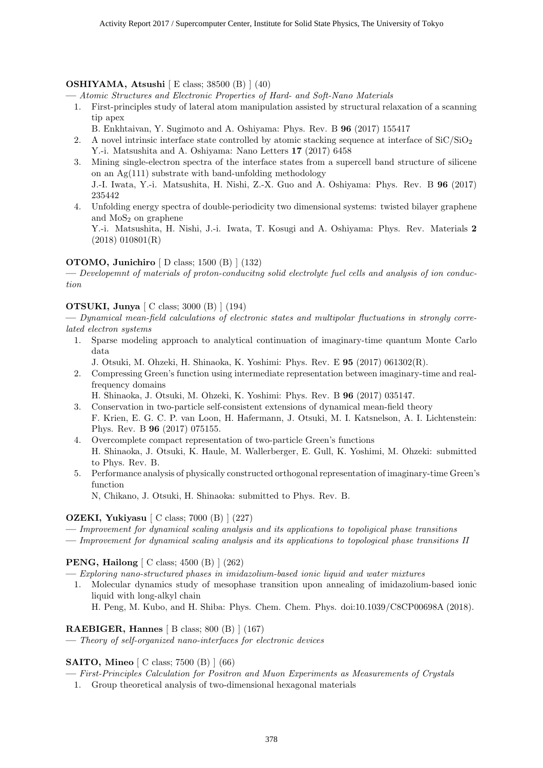**OSHIYAMA, Atsushi** [ E class; 38500 (B) ] (40)

— *Atomic Structures and Electronic Properties of Hard- and Soft-Nano Materials*

1. First-principles study of lateral atom manipulation assisted by structural relaxation of a scanning tip apex
   B. Enkhtaivan, Y. Sugimoto and A. Oshiyama: Phys. Rev. B **96** (2017) 155417
2. A novel intrinsic interface state controlled by atomic stacking sequence at interface of $SiC/SiO_2$
   Y.-i. Matsushita and A. Oshiyama: Nano Letters **17** (2017) 6458
3. Mining single-electron spectra of the interface states from a supercell band structure of silicene on an Ag(111) substrate with band-unfolding methodology
   J.-I. Iwata, Y.-i. Matsushita, H. Nishi, Z.-X. Guo and A. Oshiyama: Phys. Rev. B **96** (2017) 235442
4. Unfolding energy spectra of double-periodicity two dimensional systems: twisted bilayer graphene and $MoS_2$ on graphene
   Y.-i. Matsushita, H. Nishi, J.-i. Iwata, T. Kosugi and A. Oshiyama: Phys. Rev. Materials **2** (2018) 010801(R)

**OTOMO, Junichiro** [ D class; 1500 (B) ] (132)

— *Developemnt of materials of proton-conducitng solid electrolyte fuel cells and analysis of ion conduction*

**OTSUKI, Junya** [ C class; 3000 (B) ] (194)

— *Dynamical mean-field calculations of electronic states and multipolar fluctuations in strongly correlated electron systems*

1. Sparse modeling approach to analytical continuation of imaginary-time quantum Monte Carlo data
   J. Otsuki, M. Ohzeki, H. Shinaoka, K. Yoshimi: Phys. Rev. E **95** (2017) 061302(R).
2. Compressing Green's function using intermediate representation between imaginary-time and real-frequency domains
   H. Shinaoka, J. Otsuki, M. Ohzeki, K. Yoshimi: Phys. Rev. B **96** (2017) 035147.
3. Conservation in two-particle self-consistent extensions of dynamical mean-field theory
   F. Krien, E. G. C. P. van Loon, H. Hafermann, J. Otsuki, M. I. Katsnelson, A. I. Lichtenstein: Phys. Rev. B **96** (2017) 075155.
4. Overcomplete compact representation of two-particle Green's functions
   H. Shinaoka, J. Otsuki, K. Haule, M. Wallerberger, E. Gull, K. Yoshimi, M. Ohzeki: submitted to Phys. Rev. B.
5. Performance analysis of physically constructed orthogonal representation of imaginary-time Green's function
   N, Chikano, J. Otsuki, H. Shinaoka: submitted to Phys. Rev. B.

**OZEKI, Yukiyasu** [ C class; 7000 (B) ] (227)

— *Improvement for dynamical scaling analysis and its applications to topoligical phase transitions*

— *Improvement for dynamical scaling analysis and its applications to topological phase transitions II*

**PENG, Hailong** [ C class; 4500 (B) ] (262)

— *Exploring nano-structured phases in imidazolium-based ionic liquid and water mixtures*

1. Molecular dynamics study of mesophase transition upon annealing of imidazolium-based ionic liquid with long-alkyl chain
   H. Peng, M. Kubo, and H. Shiba: Phys. Chem. Chem. Phys. doi:10.1039/C8CP00698A (2018).

**RAEBIGER, Hannes** [ B class; 800 (B) ] (167)

— *Theory of self-organized nano-interfaces for electronic devices*

**SAITO, Mineo** [ C class; 7500 (B) ] (66)

— *First-Principles Calculation for Positron and Muon Experiments as Measurements of Crystals*

1. Group theoretical analysis of two-dimensional hexagonal materials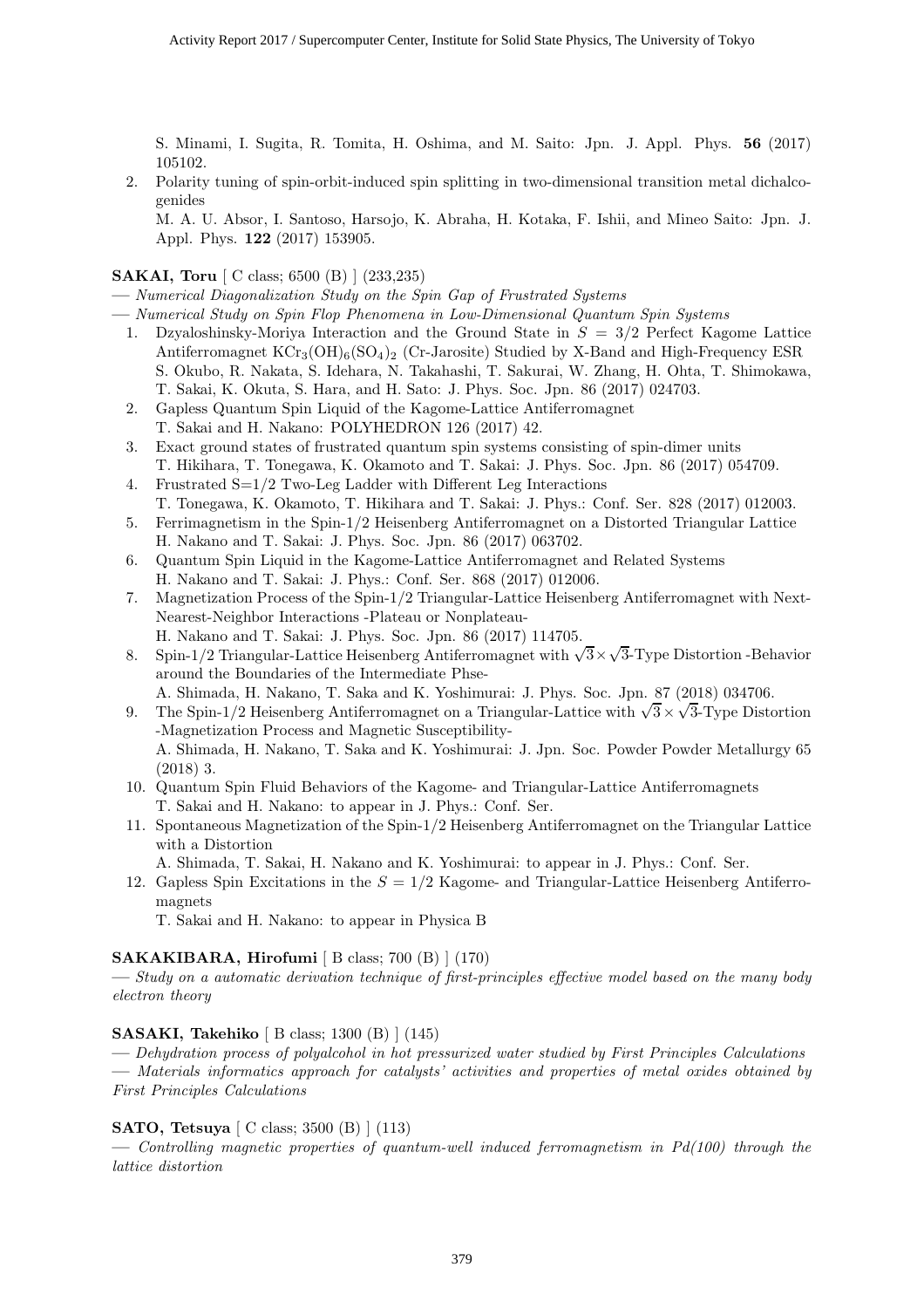S. Minami, I. Sugita, R. Tomita, H. Oshima, and M. Saito: Jpn. J. Appl. Phys. **56** (2017) 105102.

2. Polarity tuning of spin-orbit-induced spin splitting in two-dimensional transition metal dichalcogenides
   M. A. U. Absor, I. Santoso, Harsojo, K. Abraha, H. Kotaka, F. Ishii, and Mineo Saito: Jpn. J. Appl. Phys. **122** (2017) 153905.

**SAKAI, Toru** [ C class; 6500 (B) ] (233,235)

— *Numerical Diagonalization Study on the Spin Gap of Frustrated Systems*

— *Numerical Study on Spin Flop Phenomena in Low-Dimensional Quantum Spin Systems*

1. Dzyaloshinsky-Moriya Interaction and the Ground State in $S = 3/2$ Perfect Kagome Lattice Antiferromagnet $KCr_3(OH)_6(SO_4)_2$ (Cr-Jarosite) Studied by X-Band and High-Frequency ESR
   S. Okubo, R. Nakata, S. Idehara, N. Takahashi, T. Sakurai, W. Zhang, H. Ohta, T. Shimokawa, T. Sakai, K. Okuta, S. Hara, and H. Sato: J. Phys. Soc. Jpn. 86 (2017) 024703.
2. Gapless Quantum Spin Liquid of the Kagome-Lattice Antiferromagnet
   T. Sakai and H. Nakano: POLYHEDRON 126 (2017) 42.
3. Exact ground states of frustrated quantum spin systems consisting of spin-dimer units
   T. Hikihara, T. Tonegawa, K. Okamoto and T. Sakai: J. Phys. Soc. Jpn. 86 (2017) 054709.
4. Frustrated S=1/2 Two-Leg Ladder with Different Leg Interactions
   T. Tonegawa, K. Okamoto, T. Hikihara and T. Sakai: J. Phys.: Conf. Ser. 828 (2017) 012003.
5. Ferrimagnetism in the Spin-1/2 Heisenberg Antiferromagnet on a Distorted Triangular Lattice
   H. Nakano and T. Sakai: J. Phys. Soc. Jpn. 86 (2017) 063702.
6. Quantum Spin Liquid in the Kagome-Lattice Antiferromagnet and Related Systems
   H. Nakano and T. Sakai: J. Phys.: Conf. Ser. 868 (2017) 012006.
7. Magnetization Process of the Spin-1/2 Triangular-Lattice Heisenberg Antiferromagnet with Next-Nearest-Neighbor Interactions -Plateau or Nonplateau-
   H. Nakano and T. Sakai: J. Phys. Soc. Jpn. 86 (2017) 114705.
8. Spin-1/2 Triangular-Lattice Heisenberg Antiferromagnet with $\sqrt{3}\times\sqrt{3}$-Type Distortion -Behavior around the Boundaries of the Intermediate Phse-
   A. Shimada, H. Nakano, T. Saka and K. Yoshimurai: J. Phys. Soc. Jpn. 87 (2018) 034706.
9. The Spin-1/2 Heisenberg Antiferromagnet on a Triangular-Lattice with $\sqrt{3}\times\sqrt{3}$-Type Distortion -Magnetization Process and Magnetic Susceptibility-
   A. Shimada, H. Nakano, T. Saka and K. Yoshimurai: J. Jpn. Soc. Powder Powder Metallurgy 65 (2018) 3.
10. Quantum Spin Fluid Behaviors of the Kagome- and Triangular-Lattice Antiferromagnets
    T. Sakai and H. Nakano: to appear in J. Phys.: Conf. Ser.
11. Spontaneous Magnetization of the Spin-1/2 Heisenberg Antiferromagnet on the Triangular Lattice with a Distortion
    A. Shimada, T. Sakai, H. Nakano and K. Yoshimurai: to appear in J. Phys.: Conf. Ser.
12. Gapless Spin Excitations in the $S = 1/2$ Kagome- and Triangular-Lattice Heisenberg Antiferromagnets
    T. Sakai and H. Nakano: to appear in Physica B

**SAKAKIBARA, Hirofumi** [ B class; 700 (B) ] (170)

— *Study on a automatic derivation technique of first-principles effective model based on the many body electron theory*

**SASAKI, Takehiko** [ B class; 1300 (B) ] (145)

— *Dehydration process of polyalcohol in hot pressurized water studied by First Principles Calculations*

— *Materials informatics approach for catalysts' activities and properties of metal oxides obtained by First Principles Calculations*

**SATO, Tetsuya** [ C class; 3500 (B) ] (113)

— *Controlling magnetic properties of quantum-well induced ferromagnetism in Pd(100) through the lattice distortion*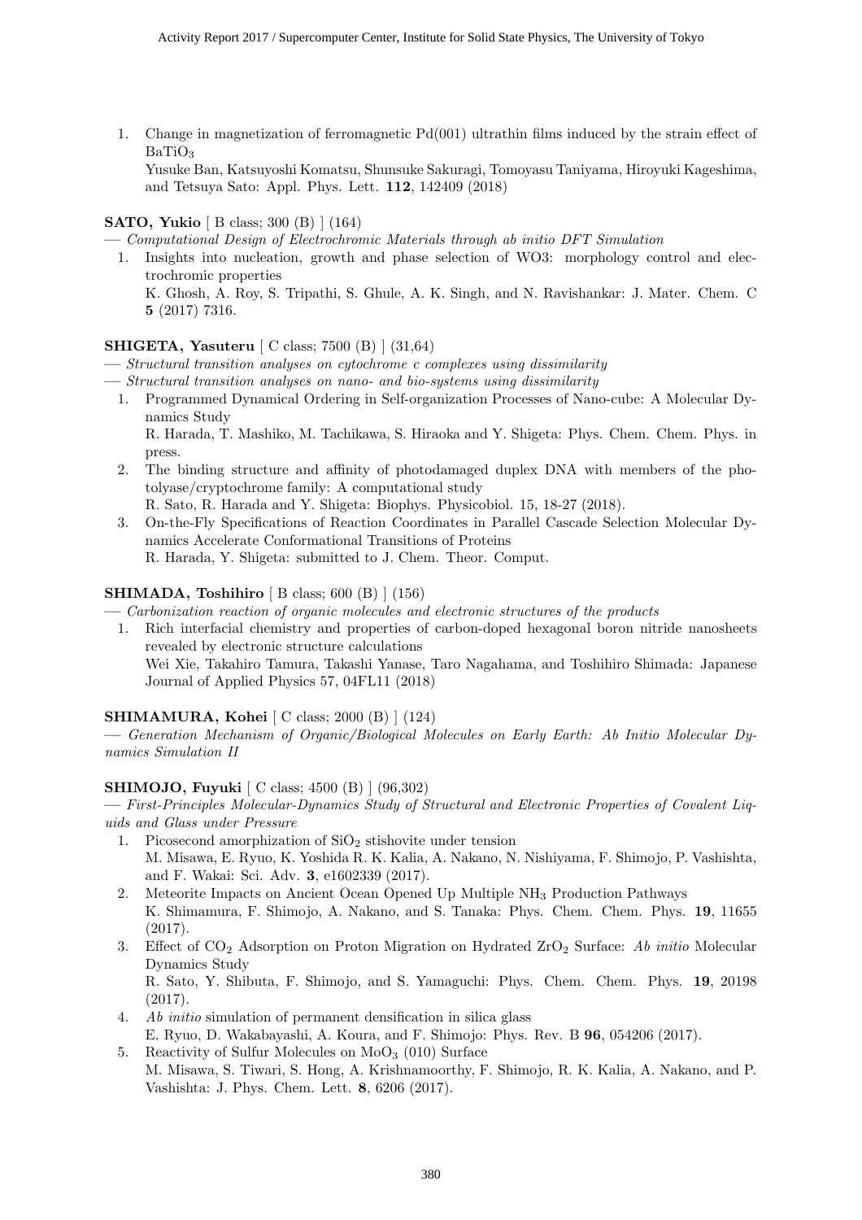1. Change in magnetization of ferromagnetic Pd(001) ultrathin films induced by the strain effect of $BaTiO_3$
   Yusuke Ban, Katsuyoshi Komatsu, Shunsuke Sakuragi, Tomoyasu Taniyama, Hiroyuki Kageshima, and Tetsuya Sato: Appl. Phys. Lett. **112**, 142409 (2018)

**SATO, Yukio** [ B class; 300 (B) ] (164)

— *Computational Design of Electrochromic Materials through ab initio DFT Simulation*

1. Insights into nucleation, growth and phase selection of WO3: morphology control and electrochromic properties
   K. Ghosh, A. Roy, S. Tripathi, S. Ghule, A. K. Singh, and N. Ravishankar: J. Mater. Chem. C **5** (2017) 7316.

**SHIGETA, Yasuteru** [ C class; 7500 (B) ] (31,64)

— *Structural transition analyses on cytochrome c complexes using dissimilarity*

— *Structural transition analyses on nano- and bio-systems using dissimilarity*

1. Programmed Dynamical Ordering in Self-organization Processes of Nano-cube: A Molecular Dynamics Study
   R. Harada, T. Mashiko, M. Tachikawa, S. Hiraoka and Y. Shigeta: Phys. Chem. Chem. Phys. in press.
2. The binding structure and affinity of photodamaged duplex DNA with members of the photolyase/cryptochrome family: A computational study
   R. Sato, R. Harada and Y. Shigeta: Biophys. Physicobiol. 15, 18-27 (2018).
3. On-the-Fly Specifications of Reaction Coordinates in Parallel Cascade Selection Molecular Dynamics Accelerate Conformational Transitions of Proteins
   R. Harada, Y. Shigeta: submitted to J. Chem. Theor. Comput.

**SHIMADA, Toshihiro** [ B class; 600 (B) ] (156)

— *Carbonization reaction of organic molecules and electronic structures of the products*

1. Rich interfacial chemistry and properties of carbon-doped hexagonal boron nitride nanosheets revealed by electronic structure calculations
   Wei Xie, Takahiro Tamura, Takashi Yanase, Taro Nagahama, and Toshihiro Shimada: Japanese Journal of Applied Physics 57, 04FL11 (2018)

**SHIMAMURA, Kohei** [ C class; 2000 (B) ] (124)

— *Generation Mechanism of Organic/Biological Molecules on Early Earth: Ab Initio Molecular Dynamics Simulation II*

**SHIMOJO, Fuyuki** [ C class; 4500 (B) ] (96,302)

— *First-Principles Molecular-Dynamics Study of Structural and Electronic Properties of Covalent Liquids and Glass under Pressure*

1. Picosecond amorphization of $SiO_2$ stishovite under tension
   M. Misawa, E. Ryuo, K. Yoshida R. K. Kalia, A. Nakano, N. Nishiyama, F. Shimojo, P. Vashishta, and F. Wakai: Sci. Adv. **3**, e1602339 (2017).
2. Meteorite Impacts on Ancient Ocean Opened Up Multiple $NH_3$ Production Pathways
   K. Shimamura, F. Shimojo, A. Nakano, and S. Tanaka: Phys. Chem. Chem. Phys. **19**, 11655 (2017).
3. Effect of $CO_2$ Adsorption on Proton Migration on Hydrated $ZrO_2$ Surface: *Ab initio* Molecular Dynamics Study
   R. Sato, Y. Shibuta, F. Shimojo, and S. Yamaguchi: Phys. Chem. Chem. Phys. **19**, 20198 (2017).
4. *Ab initio* simulation of permanent densification in silica glass
   E. Ryuo, D. Wakabayashi, A. Koura, and F. Shimojo: Phys. Rev. B **96**, 054206 (2017).
5. Reactivity of Sulfur Molecules on $MoO_3$ (010) Surface
   M. Misawa, S. Tiwari, S. Hong, A. Krishnamoorthy, F. Shimojo, R. K. Kalia, A. Nakano, and P. Vashishta: J. Phys. Chem. Lett. **8**, 6206 (2017).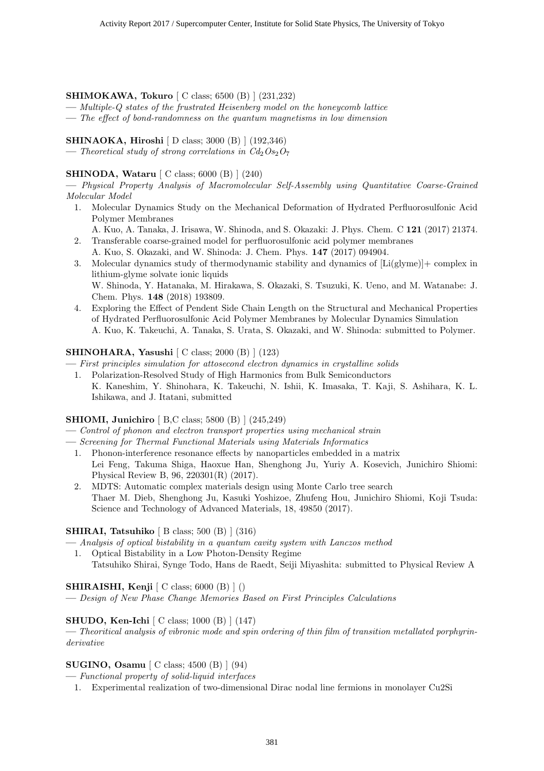**SHIMOKAWA, Tokuro** [ C class; 6500 (B) ] (231,232)

— *Multiple-Q states of the frustrated Heisenberg model on the honeycomb lattice*

— *The effect of bond-randomness on the quantum magnetisms in low dimension*

**SHINAOKA, Hiroshi** [ D class; 3000 (B) ] (192,346)

— *Theoretical study of strong correlations in $Cd_2Os_2O_7$*

**SHINODA, Wataru** [ C class; 6000 (B) ] (240)

— *Physical Property Analysis of Macromolecular Self-Assembly using Quantitative Coarse-Grained Molecular Model*

1. Molecular Dynamics Study on the Mechanical Deformation of Hydrated Perfluorosulfonic Acid Polymer Membranes
   A. Kuo, A. Tanaka, J. Irisawa, W. Shinoda, and S. Okazaki: J. Phys. Chem. C **121** (2017) 21374.
2. Transferable coarse-grained model for perfluorosulfonic acid polymer membranes
   A. Kuo, S. Okazaki, and W. Shinoda: J. Chem. Phys. **147** (2017) 094904.
3. Molecular dynamics study of thermodynamic stability and dynamics of [Li(glyme)]+ complex in lithium-glyme solvate ionic liquids
   W. Shinoda, Y. Hatanaka, M. Hirakawa, S. Okazaki, S. Tsuzuki, K. Ueno, and M. Watanabe: J. Chem. Phys. **148** (2018) 193809.
4. Exploring the Effect of Pendent Side Chain Length on the Structural and Mechanical Properties of Hydrated Perfluorosulfonic Acid Polymer Membranes by Molecular Dynamics Simulation
   A. Kuo, K. Takeuchi, A. Tanaka, S. Urata, S. Okazaki, and W. Shinoda: submitted to Polymer.

**SHINOHARA, Yasushi** [ C class; 2000 (B) ] (123)

— *First principles simulation for attosecond electron dynamics in crystalline solids*

1. Polarization-Resolved Study of High Harmonics from Bulk Semiconductors
   K. Kaneshim, Y. Shinohara, K. Takeuchi, N. Ishii, K. Imasaka, T. Kaji, S. Ashihara, K. L. Ishikawa, and J. Itatani, submitted

**SHIOMI, Junichiro** [ B,C class; 5800 (B) ] (245,249)

— *Control of phonon and electron transport properties using mechanical strain*

— *Screening for Thermal Functional Materials using Materials Informatics*

1. Phonon-interference resonance effects by nanoparticles embedded in a matrix
   Lei Feng, Takuma Shiga, Haoxue Han, Shenghong Ju, Yuriy A. Kosevich, Junichiro Shiomi: Physical Review B, 96, 220301(R) (2017).
2. MDTS: Automatic complex materials design using Monte Carlo tree search
   Thaer M. Dieb, Shenghong Ju, Kasuki Yoshizoe, Zhufeng Hou, Junichiro Shiomi, Koji Tsuda: Science and Technology of Advanced Materials, 18, 49850 (2017).

**SHIRAI, Tatsuhiko** [ B class; 500 (B) ] (316)

— *Analysis of optical bistability in a quantum cavity system with Lanczos method*

1. Optical Bistability in a Low Photon-Density Regime
   Tatsuhiko Shirai, Synge Todo, Hans de Raedt, Seiji Miyashita: submitted to Physical Review A

**SHIRAISHI, Kenji** [ C class; 6000 (B) ] ()

— *Design of New Phase Change Memories Based on First Principles Calculations*

**SHUDO, Ken-Ichi** [ C class; 1000 (B) ] (147)

— *Theoritical analysis of vibronic mode and spin ordering of thin film of transition metallated porphyrin-derivative*

**SUGINO, Osamu** [ C class; 4500 (B) ] (94)

— *Functional property of solid-liquid interfaces*

1. Experimental realization of two-dimensional Dirac nodal line fermions in monolayer Cu2Si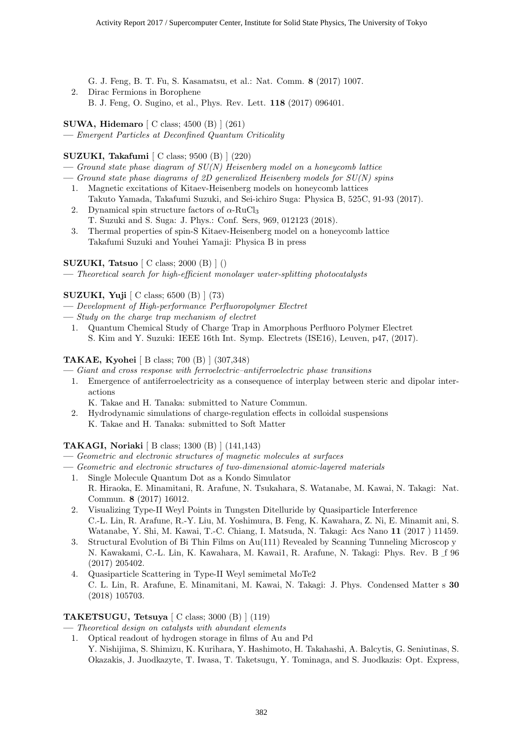G. J. Feng, B. T. Fu, S. Kasamatsu, et al.: Nat. Comm. **8** (2017) 1007.

2. Dirac Fermions in Borophene
   B. J. Feng, O. Sugino, et al., Phys. Rev. Lett. **118** (2017) 096401.

**SUWA, Hidemaro** [ C class; 4500 (B) ] (261)

— *Emergent Particles at Deconfined Quantum Criticality*

**SUZUKI, Takafumi** [ C class; 9500 (B) ] (220)

— *Ground state phase diagram of SU(N) Heisenberg model on a honeycomb lattice*

— *Ground state phase diagrams of 2D generalized Heisenberg models for SU(N) spins*

1. Magnetic excitations of Kitaev-Heisenberg models on honeycomb lattices
   Takuto Yamada, Takafumi Suzuki, and Sei-ichiro Suga: Physica B, 525C, 91-93 (2017).
2. Dynamical spin structure factors of $\alpha$-$RuCl_3$
   T. Suzuki and S. Suga: J. Phys.: Conf. Sers, 969, 012123 (2018).
3. Thermal properties of spin-S Kitaev-Heisenberg model on a honeycomb lattice
   Takafumi Suzuki and Youhei Yamaji: Physica B in press

**SUZUKI, Tatsuo** [ C class; 2000 (B) ] ()

— *Theoretical search for high-efficient monolayer water-splitting photocatalysts*

**SUZUKI, Yuji** [ C class; 6500 (B) ] (73)

— *Development of High-performance Perfluoropolymer Electret*

— *Study on the charge trap mechanism of electret*

1. Quantum Chemical Study of Charge Trap in Amorphous Perfluoro Polymer Electret
   S. Kim and Y. Suzuki: IEEE 16th Int. Symp. Electrets (ISE16), Leuven, p47, (2017).

**TAKAE, Kyohei** [ B class; 700 (B) ] (307,348)

— *Giant and cross response with ferroelectric–antiferroelectric phase transitions*

1. Emergence of antiferroelectricity as a consequence of interplay between steric and dipolar interactions
   K. Takae and H. Tanaka: submitted to Nature Commun.
2. Hydrodynamic simulations of charge-regulation effects in colloidal suspensions
   K. Takae and H. Tanaka: submitted to Soft Matter

**TAKAGI, Noriaki** [ B class; 1300 (B) ] (141,143)

— *Geometric and electronic structures of magnetic molecules at surfaces*

— *Geometric and electronic structures of two-dimensional atomic-layered materials*

1. Single Molecule Quantum Dot as a Kondo Simulator
   R. Hiraoka, E. Minamitani, R. Arafune, N. Tsukahara, S. Watanabe, M. Kawai, N. Takagi: Nat. Commun. **8** (2017) 16012.
2. Visualizing Type-II Weyl Points in Tungsten Ditelluride by Quasiparticle Interference
   C.-L. Lin, R. Arafune, R.-Y. Liu, M. Yoshimura, B. Feng, K. Kawahara, Z. Ni, E. Minamit ani, S. Watanabe, Y. Shi, M. Kawai, T.-C. Chiang, I. Matsuda, N. Takagi: Acs Nano **11** (2017 ) 11459.
3. Structural Evolution of Bi Thin Films on Au(111) Revealed by Scanning Tunneling Microscop y
   N. Kawakami, C.-L. Lin, K. Kawahara, M. Kawai1, R. Arafune, N. Takagi: Phys. Rev. B _f 96 (2017) 205402.
4. Quasiparticle Scattering in Type-II Weyl semimetal MoTe2
   C. L. Lin, R. Arafune, E. Minamitani, M. Kawai, N. Takagi: J. Phys. Condensed Matter s **30** (2018) 105703.

**TAKETSUGU, Tetsuya** [ C class; 3000 (B) ] (119)

— *Theoretical design on catalysts with abundant elements*

1. Optical readout of hydrogen storage in films of Au and Pd
   Y. Nishijima, S. Shimizu, K. Kurihara, Y. Hashimoto, H. Takahashi, A. Balcytis, G. Seniutinas, S. Okazakis, J. Juodkazyte, T. Iwasa, T. Taketsugu, Y. Tominaga, and S. Juodkazis: Opt. Express,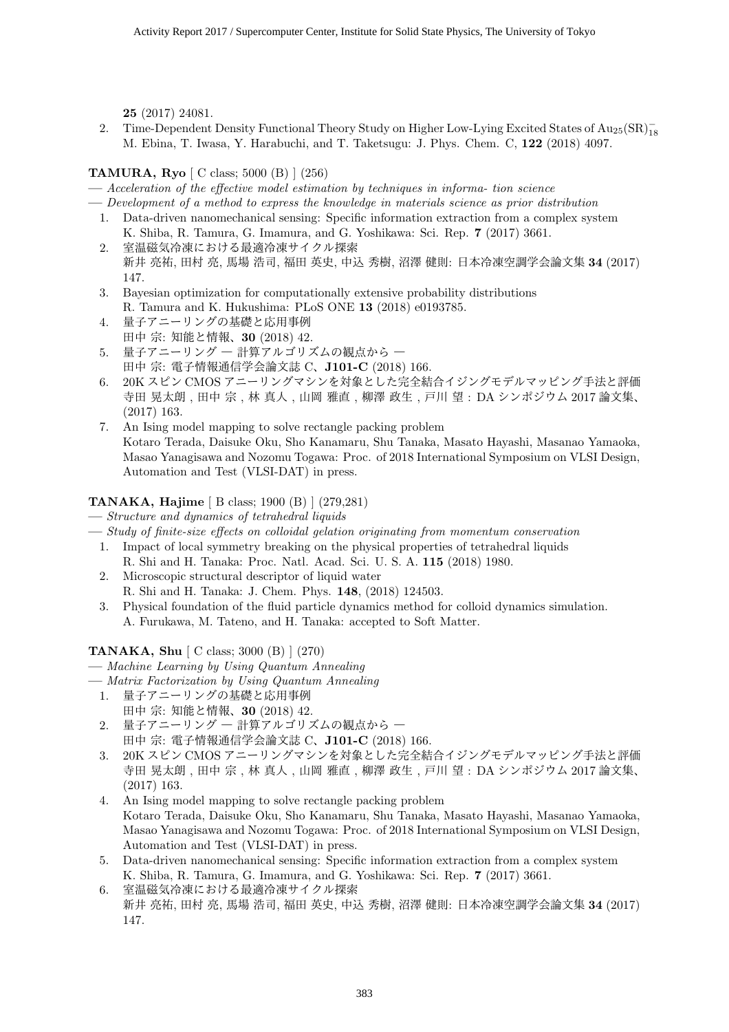**25** (2017) 24081.

2. Time-Dependent Density Functional Theory Study on Higher Low-Lying Excited States of $Au_{25}(SR)_{18}^{-}$
   M. Ebina, T. Iwasa, Y. Harabuchi, and T. Taketsugu: J. Phys. Chem. C, **122** (2018) 4097.

**TAMURA, Ryo** [ C class; 5000 (B) ] (256)

— *Acceleration of the effective model estimation by techniques in informa- tion science*

— *Development of a method to express the knowledge in materials science as prior distribution*

1. Data-driven nanomechanical sensing: Specific information extraction from a complex system
   K. Shiba, R. Tamura, G. Imamura, and G. Yoshikawa: Sci. Rep. **7** (2017) 3661.
2. 室温磁気冷凍における最適冷凍サイクル探索
   新井 亮祐, 田村 亮, 馬場 浩司, 福田 英史, 中込 秀樹, 沼澤 健則: 日本冷凍空調学会論文集 **34** (2017) 147.
3. Bayesian optimization for computationally extensive probability distributions
   R. Tamura and K. Hukushima: PLoS ONE **13** (2018) e0193785.
4. 量子アニーリングの基礎と応用事例
   田中 宗: 知能と情報、**30** (2018) 42.
5. 量子アニーリング — 計算アルゴリズムの観点から —
   田中 宗: 電子情報通信学会論文誌 C、**J101-C** (2018) 166.
6. 20K スピン CMOS アニーリングマシンを対象とした完全結合イジングモデルマッピング手法と評価
   寺田 晃太朗 , 田中 宗 , 林 真人 , 山岡 雅直 , 柳澤 政生 , 戸川 望 : DA シンポジウム 2017 論文集、(2017) 163.
7. An Ising model mapping to solve rectangle packing problem
   Kotaro Terada, Daisuke Oku, Sho Kanamaru, Shu Tanaka, Masato Hayashi, Masanao Yamaoka, Masao Yanagisawa and Nozomu Togawa: Proc. of 2018 International Symposium on VLSI Design, Automation and Test (VLSI-DAT) in press.

**TANAKA, Hajime** [ B class; 1900 (B) ] (279,281)

— *Structure and dynamics of tetrahedral liquids*

— *Study of finite-size effects on colloidal gelation originating from momentum conservation*

1. Impact of local symmetry breaking on the physical properties of tetrahedral liquids
   R. Shi and H. Tanaka: Proc. Natl. Acad. Sci. U. S. A. **115** (2018) 1980.
2. Microscopic structural descriptor of liquid water
   R. Shi and H. Tanaka: J. Chem. Phys. **148**, (2018) 124503.
3. Physical foundation of the fluid particle dynamics method for colloid dynamics simulation.
   A. Furukawa, M. Tateno, and H. Tanaka: accepted to Soft Matter.

**TANAKA, Shu** [ C class; 3000 (B) ] (270)

— *Machine Learning by Using Quantum Annealing*

— *Matrix Factorization by Using Quantum Annealing*

1. 量子アニーリングの基礎と応用事例
   田中 宗: 知能と情報、**30** (2018) 42.
2. 量子アニーリング — 計算アルゴリズムの観点から —
   田中 宗: 電子情報通信学会論文誌 C、**J101-C** (2018) 166.
3. 20K スピン CMOS アニーリングマシンを対象とした完全結合イジングモデルマッピング手法と評価
   寺田 晃太朗 , 田中 宗 , 林 真人 , 山岡 雅直 , 柳澤 政生 , 戸川 望 : DA シンポジウム 2017 論文集、(2017) 163.
4. An Ising model mapping to solve rectangle packing problem
   Kotaro Terada, Daisuke Oku, Sho Kanamaru, Shu Tanaka, Masato Hayashi, Masanao Yamaoka, Masao Yanagisawa and Nozomu Togawa: Proc. of 2018 International Symposium on VLSI Design, Automation and Test (VLSI-DAT) in press.
5. Data-driven nanomechanical sensing: Specific information extraction from a complex system
   K. Shiba, R. Tamura, G. Imamura, and G. Yoshikawa: Sci. Rep. **7** (2017) 3661.
6. 室温磁気冷凍における最適冷凍サイクル探索
   新井 亮祐, 田村 亮, 馬場 浩司, 福田 英史, 中込 秀樹, 沼澤 健則: 日本冷凍空調学会論文集 **34** (2017) 147.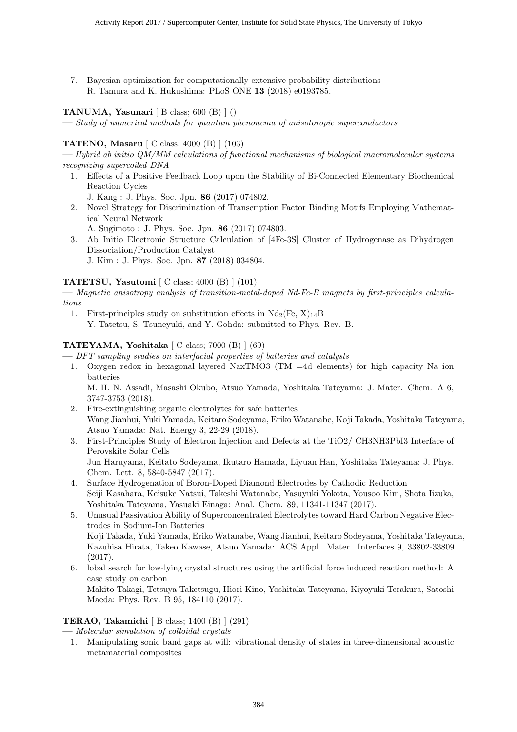7. Bayesian optimization for computationally extensive probability distributions
   R. Tamura and K. Hukushima: PLoS ONE **13** (2018) e0193785.

**TANUMA, Yasunari** [ B class; 600 (B) ] ()

— *Study of numerical methods for quantum phenonema of anisotoropic superconductors*

**TATENO, Masaru** [ C class; 4000 (B) ] (103)

— *Hybrid ab initio QM/MM calculations of functional mechanisms of biological macromolecular systems recognizing supercoiled DNA*

1. Effects of a Positive Feedback Loop upon the Stability of Bi-Connected Elementary Biochemical Reaction Cycles
   J. Kang : J. Phys. Soc. Jpn. **86** (2017) 074802.
2. Novel Strategy for Discrimination of Transcription Factor Binding Motifs Employing Mathematical Neural Network
   A. Sugimoto : J. Phys. Soc. Jpn. **86** (2017) 074803.
3. Ab Initio Electronic Structure Calculation of [4Fe-3S] Cluster of Hydrogenase as Dihydrogen Dissociation/Production Catalyst
   J. Kim : J. Phys. Soc. Jpn. **87** (2018) 034804.

**TATETSU, Yasutomi** [ C class; 4000 (B) ] (101)

— *Magnetic anisotropy analysis of transition-metal-doped Nd-Fe-B magnets by first-principles calculations*

1. First-principles study on substitution effects in $Nd_2(Fe, X)_{14}B$
   Y. Tatetsu, S. Tsuneyuki, and Y. Gohda: submitted to Phys. Rev. B.

**TATEYAMA, Yoshitaka** [ C class; 7000 (B) ] (69)

— *DFT sampling studies on interfacial properties of batteries and catalysts*

1. Oxygen redox in hexagonal layered NaxTMO3 (TM =4d elements) for high capacity Na ion batteries
   M. H. N. Assadi, Masashi Okubo, Atsuo Yamada, Yoshitaka Tateyama: J. Mater. Chem. A 6, 3747-3753 (2018).
2. Fire-extinguishing organic electrolytes for safe batteries
   Wang Jianhui, Yuki Yamada, Keitaro Sodeyama, Eriko Watanabe, Koji Takada, Yoshitaka Tateyama, Atsuo Yamada: Nat. Energy 3, 22-29 (2018).
3. First-Principles Study of Electron Injection and Defects at the TiO2/ CH3NH3PbI3 Interface of Perovskite Solar Cells
   Jun Haruyama, Keitato Sodeyama, Ikutaro Hamada, Liyuan Han, Yoshitaka Tateyama: J. Phys. Chem. Lett. 8, 5840-5847 (2017).
4. Surface Hydrogenation of Boron-Doped Diamond Electrodes by Cathodic Reduction
   Seiji Kasahara, Keisuke Natsui, Takeshi Watanabe, Yasuyuki Yokota, Yousoo Kim, Shota Iizuka, Yoshitaka Tateyama, Yasuaki Einaga: Anal. Chem. 89, 11341-11347 (2017).
5. Unusual Passivation Ability of Superconcentrated Electrolytes toward Hard Carbon Negative Electrodes in Sodium-Ion Batteries
   Koji Takada, Yuki Yamada, Eriko Watanabe, Wang Jianhui, Keitaro Sodeyama, Yoshitaka Tateyama, Kazuhisa Hirata, Takeo Kawase, Atsuo Yamada: ACS Appl. Mater. Interfaces 9, 33802-33809 (2017).
6. lobal search for low-lying crystal structures using the artificial force induced reaction method: A case study on carbon
   Makito Takagi, Tetsuya Taketsugu, Hiori Kino, Yoshitaka Tateyama, Kiyoyuki Terakura, Satoshi Maeda: Phys. Rev. B 95, 184110 (2017).

**TERAO, Takamichi** [ B class; 1400 (B) ] (291)

— *Molecular simulation of colloidal crystals*

1. Manipulating sonic band gaps at will: vibrational density of states in three-dimensional acoustic metamaterial composites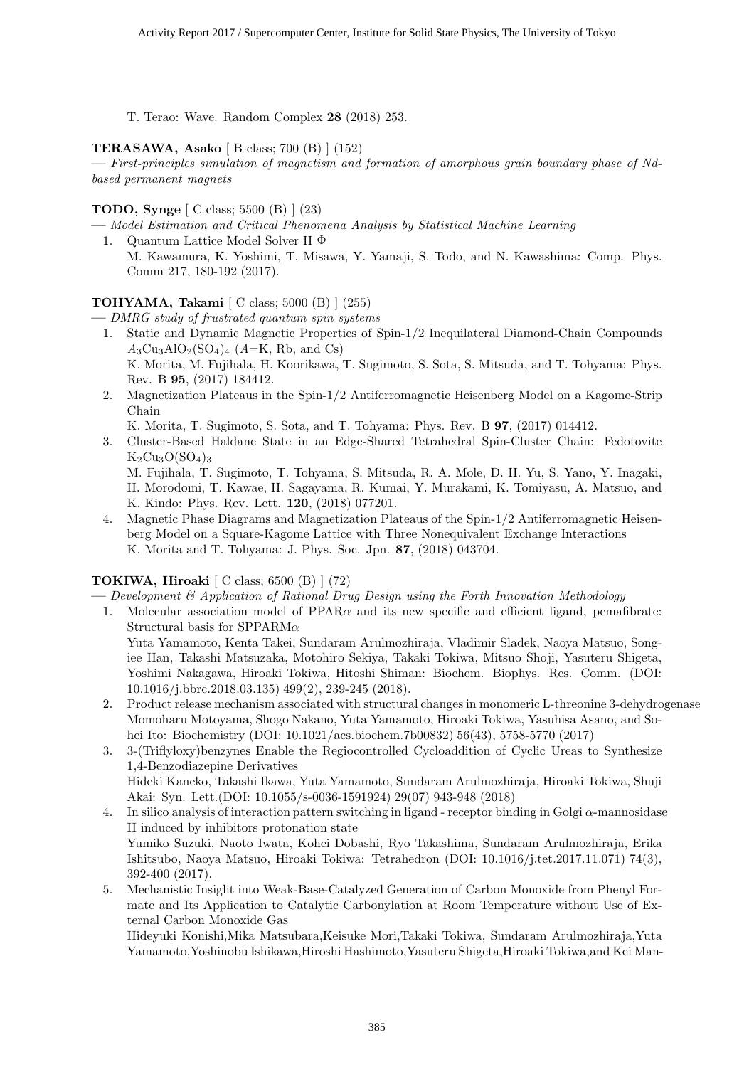T. Terao: Wave. Random Complex **28** (2018) 253.

**TERASAWA, Asako** [ B class; 700 (B) ] (152)

— *First-principles simulation of magnetism and formation of amorphous grain boundary phase of Nd-based permanent magnets*

**TODO, Synge** [ C class; 5500 (B) ] (23)

— *Model Estimation and Critical Phenomena Analysis by Statistical Machine Learning*

1. Quantum Lattice Model Solver H Φ
   M. Kawamura, K. Yoshimi, T. Misawa, Y. Yamaji, S. Todo, and N. Kawashima: Comp. Phys. Comm 217, 180-192 (2017).

**TOHYAMA, Takami** [ C class; 5000 (B) ] (255)

— *DMRG study of frustrated quantum spin systems*

1. Static and Dynamic Magnetic Properties of Spin-1/2 Inequilateral Diamond-Chain Compounds $A_3Cu_3AlO_2(SO_4)_4$ ($A$=K, Rb, and Cs)
   K. Morita, M. Fujihala, H. Koorikawa, T. Sugimoto, S. Sota, S. Mitsuda, and T. Tohyama: Phys. Rev. B **95**, (2017) 184412.
2. Magnetization Plateaus in the Spin-1/2 Antiferromagnetic Heisenberg Model on a Kagome-Strip Chain
   K. Morita, T. Sugimoto, S. Sota, and T. Tohyama: Phys. Rev. B **97**, (2017) 014412.
3. Cluster-Based Haldane State in an Edge-Shared Tetrahedral Spin-Cluster Chain: Fedotovite $K_2Cu_3O(SO_4)_3$
   M. Fujihala, T. Sugimoto, T. Tohyama, S. Mitsuda, R. A. Mole, D. H. Yu, S. Yano, Y. Inagaki, H. Morodomi, T. Kawae, H. Sagayama, R. Kumai, Y. Murakami, K. Tomiyasu, A. Matsuo, and K. Kindo: Phys. Rev. Lett. **120**, (2018) 077201.
4. Magnetic Phase Diagrams and Magnetization Plateaus of the Spin-1/2 Antiferromagnetic Heisenberg Model on a Square-Kagome Lattice with Three Nonequivalent Exchange Interactions
   K. Morita and T. Tohyama: J. Phys. Soc. Jpn. **87**, (2018) 043704.

**TOKIWA, Hiroaki** [ C class; 6500 (B) ] (72)

— *Development & Application of Rational Drug Design using the Forth Innovation Methodology*

1. Molecular association model of PPAR$\alpha$ and its new specific and efficient ligand, pemafibrate: Structural basis for SPPARM$\alpha$
   Yuta Yamamoto, Kenta Takei, Sundaram Arulmozhiraja, Vladimir Sladek, Naoya Matsuo, Song-iee Han, Takashi Matsuzaka, Motohiro Sekiya, Takaki Tokiwa, Mitsuo Shoji, Yasuteru Shigeta, Yoshimi Nakagawa, Hiroaki Tokiwa, Hitoshi Shiman: Biochem. Biophys. Res. Comm. (DOI: 10.1016/j.bbrc.2018.03.135) 499(2), 239-245 (2018).
2. Product release mechanism associated with structural changes in monomeric L-threonine 3-dehydrogenase
   Momoharu Motoyama, Shogo Nakano, Yuta Yamamoto, Hiroaki Tokiwa, Yasuhisa Asano, and Sohei Ito: Biochemistry (DOI: 10.1021/acs.biochem.7b00832) 56(43), 5758-5770 (2017)
3. 3-(Triflyloxy)benzynes Enable the Regiocontrolled Cycloaddition of Cyclic Ureas to Synthesize 1,4-Benzodiazepine Derivatives
   Hideki Kaneko, Takashi Ikawa, Yuta Yamamoto, Sundaram Arulmozhiraja, Hiroaki Tokiwa, Shuji Akai: Syn. Lett.(DOI: 10.1055/s-0036-1591924) 29(07) 943-948 (2018)
4. In silico analysis of interaction pattern switching in ligand - receptor binding in Golgi $\alpha$-mannosidase II induced by inhibitors protonation state
   Yumiko Suzuki, Naoto Iwata, Kohei Dobashi, Ryo Takashima, Sundaram Arulmozhiraja, Erika Ishitsubo, Naoya Matsuo, Hiroaki Tokiwa: Tetrahedron (DOI: 10.1016/j.tet.2017.11.071) 74(3), 392-400 (2017).
5. Mechanistic Insight into Weak-Base-Catalyzed Generation of Carbon Monoxide from Phenyl Formate and Its Application to Catalytic Carbonylation at Room Temperature without Use of External Carbon Monoxide Gas
   Hideyuki Konishi,Mika Matsubara,Keisuke Mori,Takaki Tokiwa, Sundaram Arulmozhiraja,Yuta Yamamoto,Yoshinobu Ishikawa,Hiroshi Hashimoto,Yasuteru Shigeta,Hiroaki Tokiwa,and Kei Man-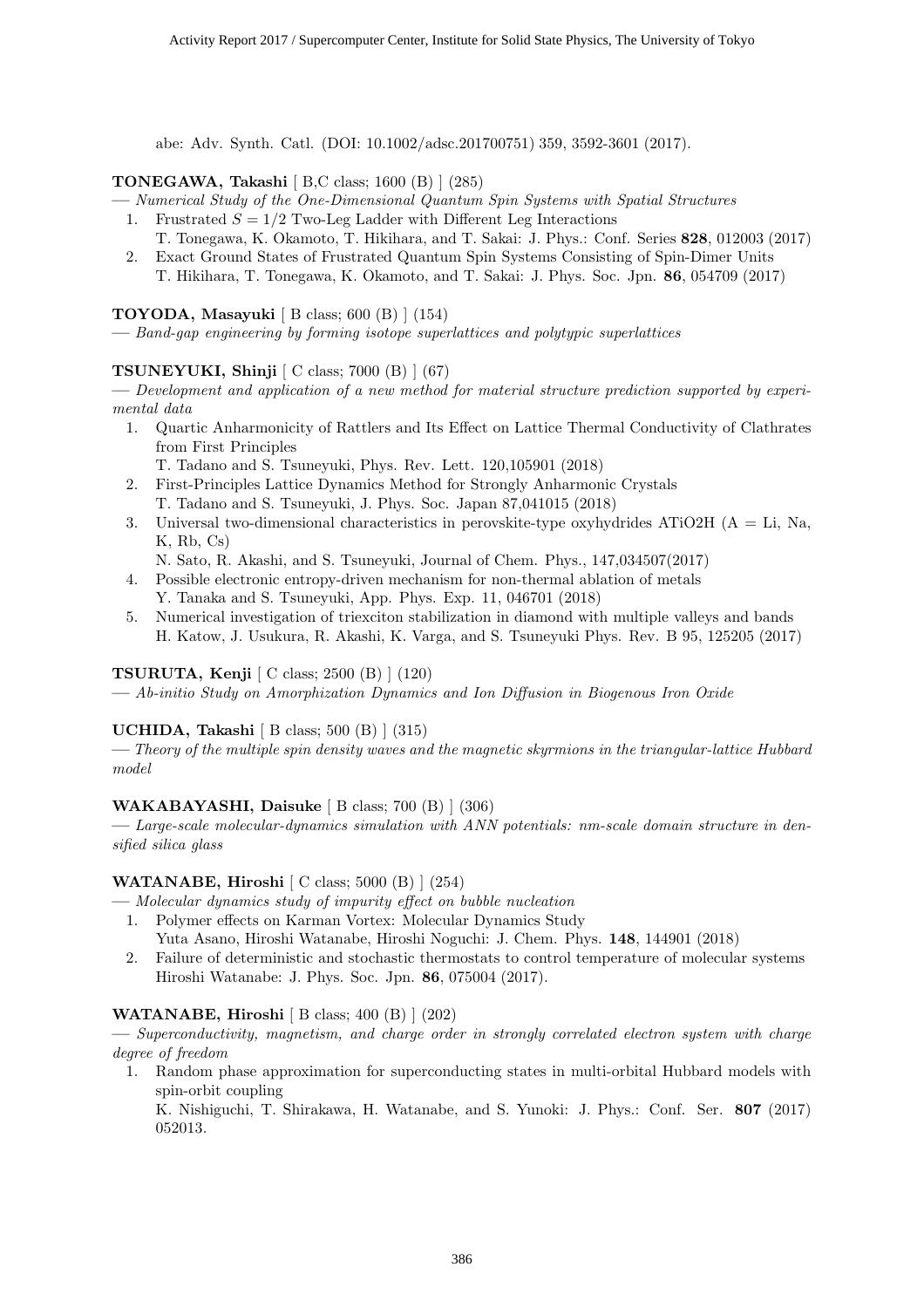abe: Adv. Synth. Catl. (DOI: 10.1002/adsc.201700751) 359, 3592-3601 (2017).

**TONEGAWA, Takashi** [ B,C class; 1600 (B) ] (285)

— *Numerical Study of the One-Dimensional Quantum Spin Systems with Spatial Structures*

1. Frustrated $S = 1/2$ Two-Leg Ladder with Different Leg Interactions
   T. Tonegawa, K. Okamoto, T. Hikihara, and T. Sakai: J. Phys.: Conf. Series **828**, 012003 (2017)
2. Exact Ground States of Frustrated Quantum Spin Systems Consisting of Spin-Dimer Units
   T. Hikihara, T. Tonegawa, K. Okamoto, and T. Sakai: J. Phys. Soc. Jpn. **86**, 054709 (2017)

**TOYODA, Masayuki** [ B class; 600 (B) ] (154)

— *Band-gap engineering by forming isotope superlattices and polytypic superlattices*

**TSUNEYUKI, Shinji** [ C class; 7000 (B) ] (67)

— *Development and application of a new method for material structure prediction supported by experimental data*

1. Quartic Anharmonicity of Rattlers and Its Effect on Lattice Thermal Conductivity of Clathrates from First Principles
   T. Tadano and S. Tsuneyuki, Phys. Rev. Lett. 120,105901 (2018)
2. First-Principles Lattice Dynamics Method for Strongly Anharmonic Crystals
   T. Tadano and S. Tsuneyuki, J. Phys. Soc. Japan 87,041015 (2018)
3. Universal two-dimensional characteristics in perovskite-type oxyhydrides ATiO2H (A = Li, Na, K, Rb, Cs)
   N. Sato, R. Akashi, and S. Tsuneyuki, Journal of Chem. Phys., 147,034507(2017)
4. Possible electronic entropy-driven mechanism for non-thermal ablation of metals
   Y. Tanaka and S. Tsuneyuki, App. Phys. Exp. 11, 046701 (2018)
5. Numerical investigation of triexciton stabilization in diamond with multiple valleys and bands
   H. Katow, J. Usukura, R. Akashi, K. Varga, and S. Tsuneyuki Phys. Rev. B 95, 125205 (2017)

**TSURUTA, Kenji** [ C class; 2500 (B) ] (120)

— *Ab-initio Study on Amorphization Dynamics and Ion Diffusion in Biogenous Iron Oxide*

**UCHIDA, Takashi** [ B class; 500 (B) ] (315)

— *Theory of the multiple spin density waves and the magnetic skyrmions in the triangular-lattice Hubbard model*

**WAKABAYASHI, Daisuke** [ B class; 700 (B) ] (306)

— *Large-scale molecular-dynamics simulation with ANN potentials: nm-scale domain structure in densified silica glass*

**WATANABE, Hiroshi** [ C class; 5000 (B) ] (254)

— *Molecular dynamics study of impurity effect on bubble nucleation*

1. Polymer effects on Karman Vortex: Molecular Dynamics Study
   Yuta Asano, Hiroshi Watanabe, Hiroshi Noguchi: J. Chem. Phys. **148**, 144901 (2018)
2. Failure of deterministic and stochastic thermostats to control temperature of molecular systems
   Hiroshi Watanabe: J. Phys. Soc. Jpn. **86**, 075004 (2017).

**WATANABE, Hiroshi** [ B class; 400 (B) ] (202)

— *Superconductivity, magnetism, and charge order in strongly correlated electron system with charge degree of freedom*

1. Random phase approximation for superconducting states in multi-orbital Hubbard models with spin-orbit coupling
   K. Nishiguchi, T. Shirakawa, H. Watanabe, and S. Yunoki: J. Phys.: Conf. Ser. **807** (2017) 052013.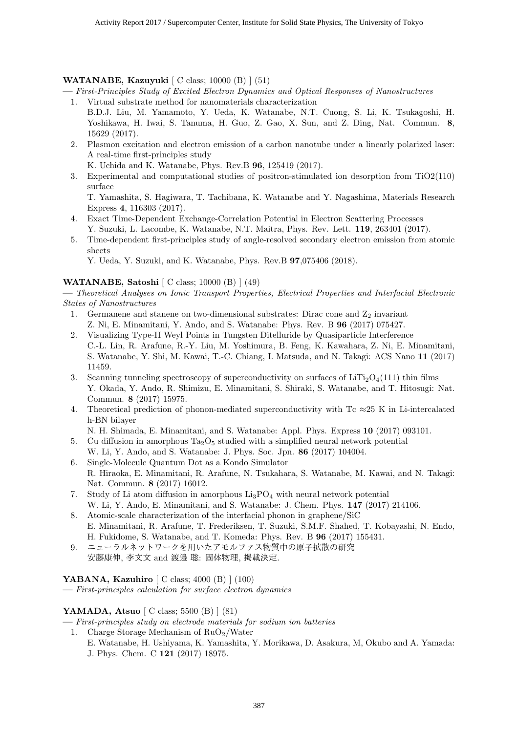**WATANABE, Kazuyuki** [ C class; 10000 (B) ] (51)

— *First-Principles Study of Excited Electron Dynamics and Optical Responses of Nanostructures*

1. Virtual substrate method for nanomaterials characterization
   B.D.J. Liu, M. Yamamoto, Y. Ueda, K. Watanabe, N.T. Cuong, S. Li, K. Tsukagoshi, H. Yoshikawa, H. Iwai, S. Tanuma, H. Guo, Z. Gao, X. Sun, and Z. Ding, Nat. Commun. **8**, 15629 (2017).
2. Plasmon excitation and electron emission of a carbon nanotube under a linearly polarized laser: A real-time first-principles study
   K. Uchida and K. Watanabe, Phys. Rev.B **96**, 125419 (2017).
3. Experimental and computational studies of positron-stimulated ion desorption from TiO2(110) surface
   T. Yamashita, S. Hagiwara, T. Tachibana, K. Watanabe and Y. Nagashima, Materials Research Express **4**, 116303 (2017).
4. Exact Time-Dependent Exchange-Correlation Potential in Electron Scattering Processes
   Y. Suzuki, L. Lacombe, K. Watanabe, N.T. Maitra, Phys. Rev. Lett. **119**, 263401 (2017).
5. Time-dependent first-principles study of angle-resolved secondary electron emission from atomic sheets
   Y. Ueda, Y. Suzuki, and K. Watanabe, Phys. Rev.B **97**,075406 (2018).

**WATANABE, Satoshi** [ C class; 10000 (B) ] (49)

— *Theoretical Analyses on Ionic Transport Properties, Electrical Properties and Interfacial Electronic States of Nanostructures*

1. Germanene and stanene on two-dimensional substrates: Dirac cone and $Z_2$ invariant
   Z. Ni, E. Minamitani, Y. Ando, and S. Watanabe: Phys. Rev. B **96** (2017) 075427.
2. Visualizing Type-II Weyl Points in Tungsten Ditelluride by Quasiparticle Interference
   C.-L. Lin, R. Arafune, R.-Y. Liu, M. Yoshimura, B. Feng, K. Kawahara, Z. Ni, E. Minamitani, S. Watanabe, Y. Shi, M. Kawai, T.-C. Chiang, I. Matsuda, and N. Takagi: ACS Nano **11** (2017) 11459.
3. Scanning tunneling spectroscopy of superconductivity on surfaces of $LiTi_2O_4$(111) thin films
   Y. Okada, Y. Ando, R. Shimizu, E. Minamitani, S. Shiraki, S. Watanabe, and T. Hitosugi: Nat. Commun. **8** (2017) 15975.
4. Theoretical prediction of phonon-mediated superconductivity with Tc $\approx$25 K in Li-intercalated h-BN bilayer
   N. H. Shimada, E. Minamitani, and S. Watanabe: Appl. Phys. Express **10** (2017) 093101.
5. Cu diffusion in amorphous $Ta_2O_5$ studied with a simplified neural network potential
   W. Li, Y. Ando, and S. Watanabe: J. Phys. Soc. Jpn. **86** (2017) 104004.
6. Single-Molecule Quantum Dot as a Kondo Simulator
   R. Hiraoka, E. Minamitani, R. Arafune, N. Tsukahara, S. Watanabe, M. Kawai, and N. Takagi: Nat. Commun. **8** (2017) 16012.
7. Study of Li atom diffusion in amorphous $Li_3PO_4$ with neural network potential
   W. Li, Y. Ando, E. Minamitani, and S. Watanabe: J. Chem. Phys. **147** (2017) 214106.
8. Atomic-scale characterization of the interfacial phonon in graphene/SiC
   E. Minamitani, R. Arafune, T. Frederiksen, T. Suzuki, S.M.F. Shahed, T. Kobayashi, N. Endo, H. Fukidome, S. Watanabe, and T. Komeda: Phys. Rev. B **96** (2017) 155431.
9. ニューラルネットワークを用いたアモルファス物質中の原子拡散の研究
   安藤康伸, 李文文 and 渡邉 聡: 固体物理, 掲載決定.

**YABANA, Kazuhiro** [ C class; 4000 (B) ] (100)

— *First-principles calculation for surface electron dynamics*

**YAMADA, Atsuo** [ C class; 5500 (B) ] (81)

— *First-principles study on electrode materials for sodium ion batteries*

1. Charge Storage Mechanism of $RuO_2$/Water
   E. Watanabe, H. Ushiyama, K. Yamashita, Y. Morikawa, D. Asakura, M, Okubo and A. Yamada: J. Phys. Chem. C **121** (2017) 18975.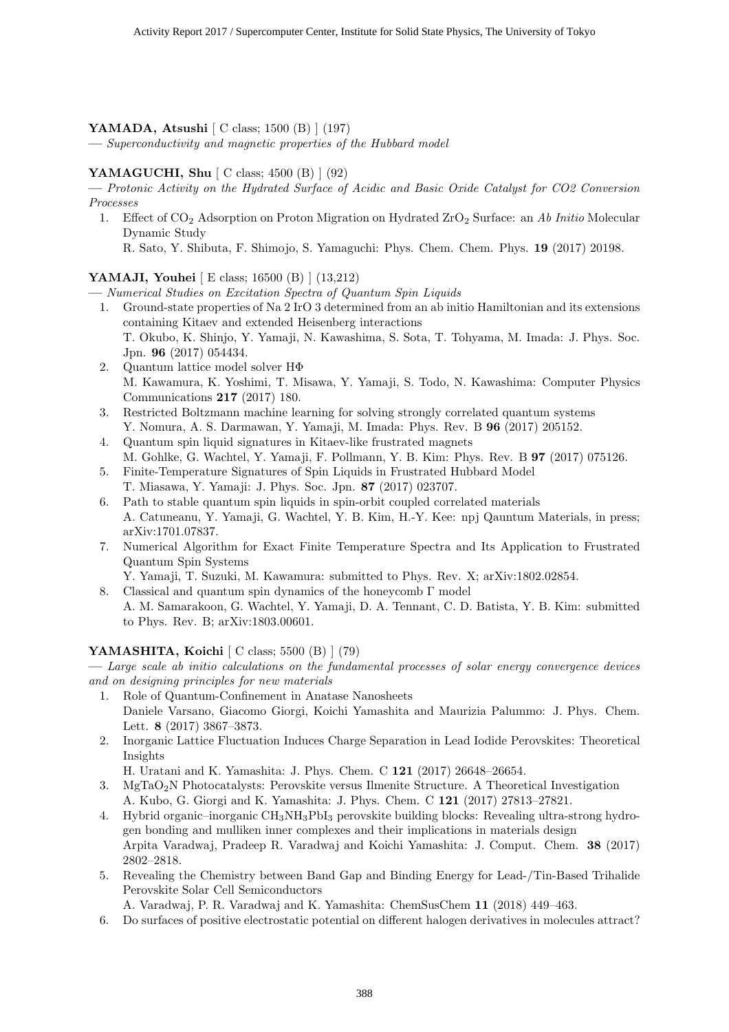**YAMADA, Atsushi** [ C class; 1500 (B) ] (197)

— *Superconductivity and magnetic properties of the Hubbard model*

**YAMAGUCHI, Shu** [ C class; 4500 (B) ] (92)

— *Protonic Activity on the Hydrated Surface of Acidic and Basic Oxide Catalyst for CO2 Conversion Processes*

1. Effect of $CO_2$ Adsorption on Proton Migration on Hydrated $ZrO_2$ Surface: an *Ab Initio* Molecular Dynamic Study
   R. Sato, Y. Shibuta, F. Shimojo, S. Yamaguchi: Phys. Chem. Chem. Phys. **19** (2017) 20198.

**YAMAJI, Youhei** [ E class; 16500 (B) ] (13,212)

— *Numerical Studies on Excitation Spectra of Quantum Spin Liquids*

1. Ground-state properties of Na 2 IrO 3 determined from an ab initio Hamiltonian and its extensions containing Kitaev and extended Heisenberg interactions
   T. Okubo, K. Shinjo, Y. Yamaji, N. Kawashima, S. Sota, T. Tohyama, M. Imada: J. Phys. Soc. Jpn. **96** (2017) 054434.
2. Quantum lattice model solver HΦ
   M. Kawamura, K. Yoshimi, T. Misawa, Y. Yamaji, S. Todo, N. Kawashima: Computer Physics Communications **217** (2017) 180.
3. Restricted Boltzmann machine learning for solving strongly correlated quantum systems
   Y. Nomura, A. S. Darmawan, Y. Yamaji, M. Imada: Phys. Rev. B **96** (2017) 205152.
4. Quantum spin liquid signatures in Kitaev-like frustrated magnets
   M. Gohlke, G. Wachtel, Y. Yamaji, F. Pollmann, Y. B. Kim: Phys. Rev. B **97** (2017) 075126.
5. Finite-Temperature Signatures of Spin Liquids in Frustrated Hubbard Model
   T. Miasawa, Y. Yamaji: J. Phys. Soc. Jpn. **87** (2017) 023707.
6. Path to stable quantum spin liquids in spin-orbit coupled correlated materials
   A. Catuneanu, Y. Yamaji, G. Wachtel, Y. B. Kim, H.-Y. Kee: npj Qauntum Materials, in press; arXiv:1701.07837.
7. Numerical Algorithm for Exact Finite Temperature Spectra and Its Application to Frustrated Quantum Spin Systems
   Y. Yamaji, T. Suzuki, M. Kawamura: submitted to Phys. Rev. X; arXiv:1802.02854.
8. Classical and quantum spin dynamics of the honeycomb Γ model
   A. M. Samarakoon, G. Wachtel, Y. Yamaji, D. A. Tennant, C. D. Batista, Y. B. Kim: submitted to Phys. Rev. B; arXiv:1803.00601.

**YAMASHITA, Koichi** [ C class; 5500 (B) ] (79)

— *Large scale ab initio calculations on the fundamental processes of solar energy convergence devices and on designing principles for new materials*

1. Role of Quantum-Confinement in Anatase Nanosheets
   Daniele Varsano, Giacomo Giorgi, Koichi Yamashita and Maurizia Palummo: J. Phys. Chem. Lett. **8** (2017) 3867–3873.
2. Inorganic Lattice Fluctuation Induces Charge Separation in Lead Iodide Perovskites: Theoretical Insights
   H. Uratani and K. Yamashita: J. Phys. Chem. C **121** (2017) 26648–26654.
3. $MgTaO_2N$ Photocatalysts: Perovskite versus Ilmenite Structure. A Theoretical Investigation
   A. Kubo, G. Giorgi and K. Yamashita: J. Phys. Chem. C **121** (2017) 27813–27821.
4. Hybrid organic–inorganic $CH_3NH_3PbI_3$ perovskite building blocks: Revealing ultra-strong hydrogen bonding and mulliken inner complexes and their implications in materials design
   Arpita Varadwaj, Pradeep R. Varadwaj and Koichi Yamashita: J. Comput. Chem. **38** (2017) 2802–2818.
5. Revealing the Chemistry between Band Gap and Binding Energy for Lead-/Tin-Based Trihalide Perovskite Solar Cell Semiconductors
   A. Varadwaj, P. R. Varadwaj and K. Yamashita: ChemSusChem **11** (2018) 449–463.
6. Do surfaces of positive electrostatic potential on different halogen derivatives in molecules attract?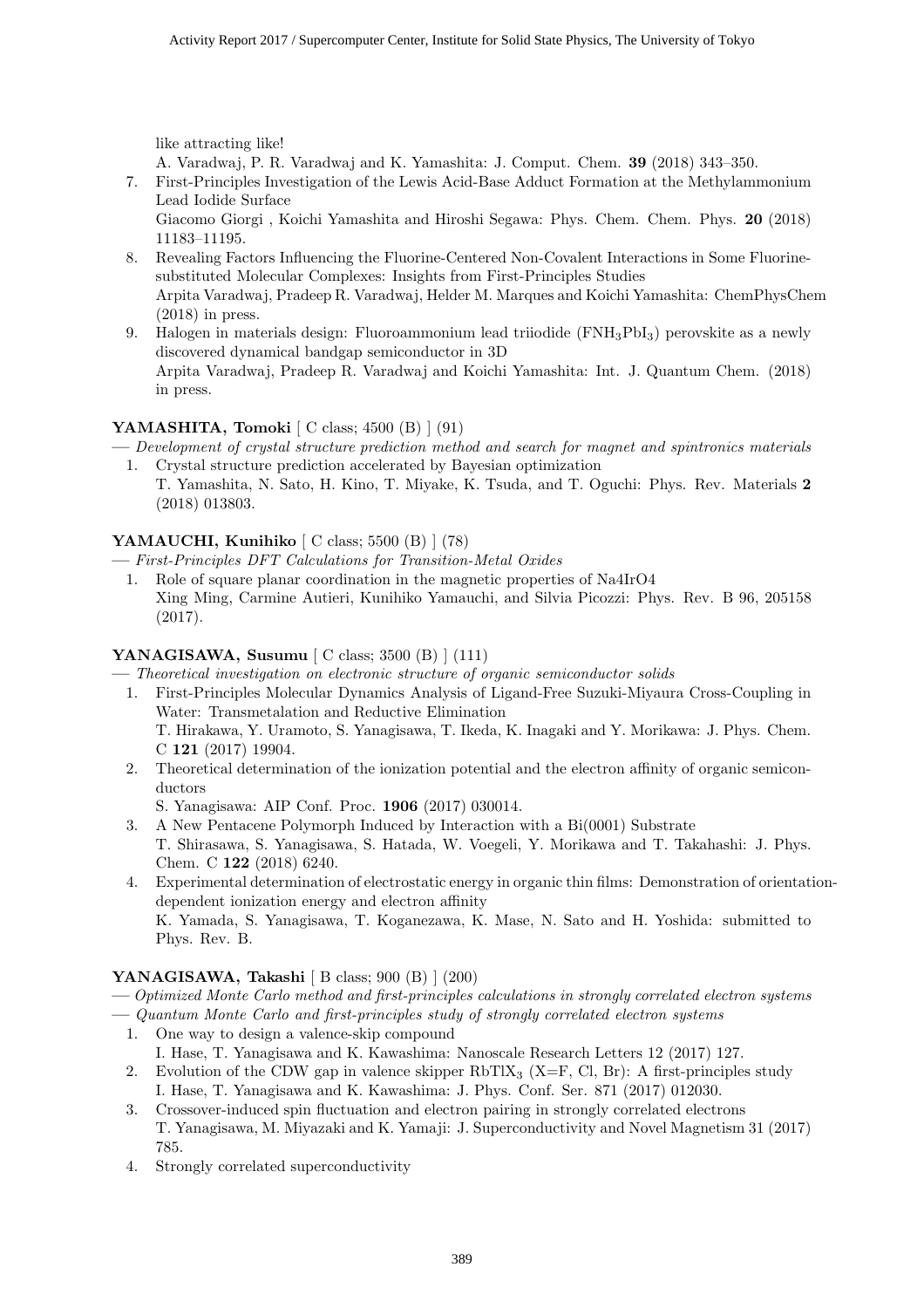like attracting like!
A. Varadwaj, P. R. Varadwaj and K. Yamashita: J. Comput. Chem. **39** (2018) 343–350.

7. First-Principles Investigation of the Lewis Acid-Base Adduct Formation at the Methylammonium Lead Iodide Surface
Giacomo Giorgi , Koichi Yamashita and Hiroshi Segawa: Phys. Chem. Chem. Phys. **20** (2018) 11183–11195.
8. Revealing Factors Influencing the Fluorine-Centered Non-Covalent Interactions in Some Fluorine-substituted Molecular Complexes: Insights from First-Principles Studies
Arpita Varadwaj, Pradeep R. Varadwaj, Helder M. Marques and Koichi Yamashita: ChemPhysChem (2018) in press.
9. Halogen in materials design: Fluoroammonium lead triiodide ($FNH_3PbI_3$) perovskite as a newly discovered dynamical bandgap semiconductor in 3D
Arpita Varadwaj, Pradeep R. Varadwaj and Koichi Yamashita: Int. J. Quantum Chem. (2018) in press.

**YAMASHITA, Tomoki** [ C class; 4500 (B) ] (91)

— *Development of crystal structure prediction method and search for magnet and spintronics materials*

1. Crystal structure prediction accelerated by Bayesian optimization
T. Yamashita, N. Sato, H. Kino, T. Miyake, K. Tsuda, and T. Oguchi: Phys. Rev. Materials **2** (2018) 013803.

**YAMAUCHI, Kunihiko** [ C class; 5500 (B) ] (78)

— *First-Principles DFT Calculations for Transition-Metal Oxides*

1. Role of square planar coordination in the magnetic properties of Na4IrO4
Xing Ming, Carmine Autieri, Kunihiko Yamauchi, and Silvia Picozzi: Phys. Rev. B 96, 205158 (2017).

**YANAGISAWA, Susumu** [ C class; 3500 (B) ] (111)

— *Theoretical investigation on electronic structure of organic semiconductor solids*

1. First-Principles Molecular Dynamics Analysis of Ligand-Free Suzuki-Miyaura Cross-Coupling in Water: Transmetalation and Reductive Elimination
T. Hirakawa, Y. Uramoto, S. Yanagisawa, T. Ikeda, K. Inagaki and Y. Morikawa: J. Phys. Chem. C **121** (2017) 19904.
2. Theoretical determination of the ionization potential and the electron affinity of organic semiconductors
S. Yanagisawa: AIP Conf. Proc. **1906** (2017) 030014.
3. A New Pentacene Polymorph Induced by Interaction with a Bi(0001) Substrate
T. Shirasawa, S. Yanagisawa, S. Hatada, W. Voegeli, Y. Morikawa and T. Takahashi: J. Phys. Chem. C **122** (2018) 6240.
4. Experimental determination of electrostatic energy in organic thin films: Demonstration of orientation-dependent ionization energy and electron affinity
K. Yamada, S. Yanagisawa, T. Koganezawa, K. Mase, N. Sato and H. Yoshida: submitted to Phys. Rev. B.

**YANAGISAWA, Takashi** [ B class; 900 (B) ] (200)

— *Optimized Monte Carlo method and first-principles calculations in strongly correlated electron systems*

— *Quantum Monte Carlo and first-principles study of strongly correlated electron systems*

1. One way to design a valence-skip compound
I. Hase, T. Yanagisawa and K. Kawashima: Nanoscale Research Letters 12 (2017) 127.
2. Evolution of the CDW gap in valence skipper $RbTlX_3$ (X=F, Cl, Br): A first-principles study
I. Hase, T. Yanagisawa and K. Kawashima: J. Phys. Conf. Ser. 871 (2017) 012030.
3. Crossover-induced spin fluctuation and electron pairing in strongly correlated electrons
T. Yanagisawa, M. Miyazaki and K. Yamaji: J. Superconductivity and Novel Magnetism 31 (2017) 785.
4. Strongly correlated superconductivity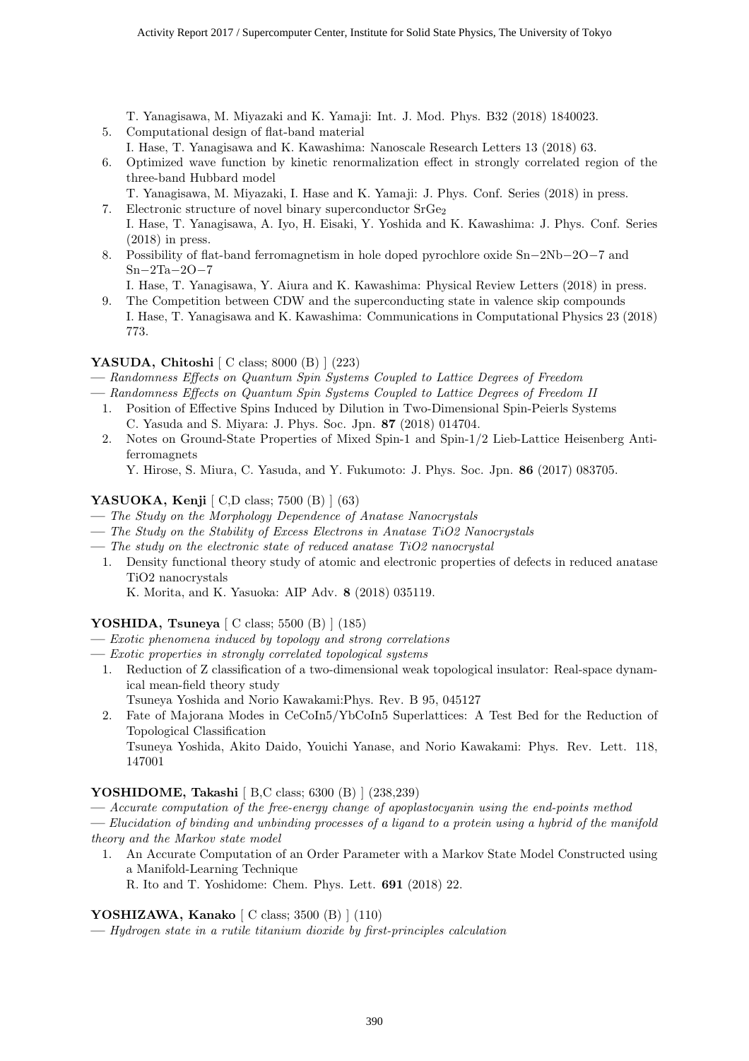T. Yanagisawa, M. Miyazaki and K. Yamaji: Int. J. Mod. Phys. B32 (2018) 1840023.

5. Computational design of flat-band material
   I. Hase, T. Yanagisawa and K. Kawashima: Nanoscale Research Letters 13 (2018) 63.
6. Optimized wave function by kinetic renormalization effect in strongly correlated region of the three-band Hubbard model
   T. Yanagisawa, M. Miyazaki, I. Hase and K. Yamaji: J. Phys. Conf. Series (2018) in press.
7. Electronic structure of novel binary superconductor $SrGe_2$
   I. Hase, T. Yanagisawa, A. Iyo, H. Eisaki, Y. Yoshida and K. Kawashima: J. Phys. Conf. Series (2018) in press.
8. Possibility of flat-band ferromagnetism in hole doped pyrochlore oxide Sn−2Nb−2O−7 and Sn−2Ta−2O−7
   I. Hase, T. Yanagisawa, Y. Aiura and K. Kawashima: Physical Review Letters (2018) in press.
9. The Competition between CDW and the superconducting state in valence skip compounds
   I. Hase, T. Yanagisawa and K. Kawashima: Communications in Computational Physics 23 (2018) 773.

**YASUDA, Chitoshi** [ C class; 8000 (B) ] (223)

— *Randomness Effects on Quantum Spin Systems Coupled to Lattice Degrees of Freedom*

— *Randomness Effects on Quantum Spin Systems Coupled to Lattice Degrees of Freedom II*

1. Position of Effective Spins Induced by Dilution in Two-Dimensional Spin-Peierls Systems
   C. Yasuda and S. Miyara: J. Phys. Soc. Jpn. **87** (2018) 014704.
2. Notes on Ground-State Properties of Mixed Spin-1 and Spin-1/2 Lieb-Lattice Heisenberg Antiferromagnets
   Y. Hirose, S. Miura, C. Yasuda, and Y. Fukumoto: J. Phys. Soc. Jpn. **86** (2017) 083705.

**YASUOKA, Kenji** [ C,D class; 7500 (B) ] (63)

— *The Study on the Morphology Dependence of Anatase Nanocrystals*

— *The Study on the Stability of Excess Electrons in Anatase TiO2 Nanocrystals*

— *The study on the electronic state of reduced anatase TiO2 nanocrystal*

1. Density functional theory study of atomic and electronic properties of defects in reduced anatase TiO2 nanocrystals
   K. Morita, and K. Yasuoka: AIP Adv. **8** (2018) 035119.

**YOSHIDA, Tsuneya** [ C class; 5500 (B) ] (185)

— *Exotic phenomena induced by topology and strong correlations*

— *Exotic properties in strongly correlated topological systems*

1. Reduction of Z classification of a two-dimensional weak topological insulator: Real-space dynamical mean-field theory study
   Tsuneya Yoshida and Norio Kawakami:Phys. Rev. B 95, 045127
2. Fate of Majorana Modes in CeCoIn5/YbCoIn5 Superlattices: A Test Bed for the Reduction of Topological Classification
   Tsuneya Yoshida, Akito Daido, Youichi Yanase, and Norio Kawakami: Phys. Rev. Lett. 118, 147001

**YOSHIDOME, Takashi** [ B,C class; 6300 (B) ] (238,239)

— *Accurate computation of the free-energy change of apoplastocyanin using the end-points method*

— *Elucidation of binding and unbinding processes of a ligand to a protein using a hybrid of the manifold theory and the Markov state model*

1. An Accurate Computation of an Order Parameter with a Markov State Model Constructed using a Manifold-Learning Technique
   R. Ito and T. Yoshidome: Chem. Phys. Lett. **691** (2018) 22.

**YOSHIZAWA, Kanako** [ C class; 3500 (B) ] (110)

— *Hydrogen state in a rutile titanium dioxide by first-principles calculation*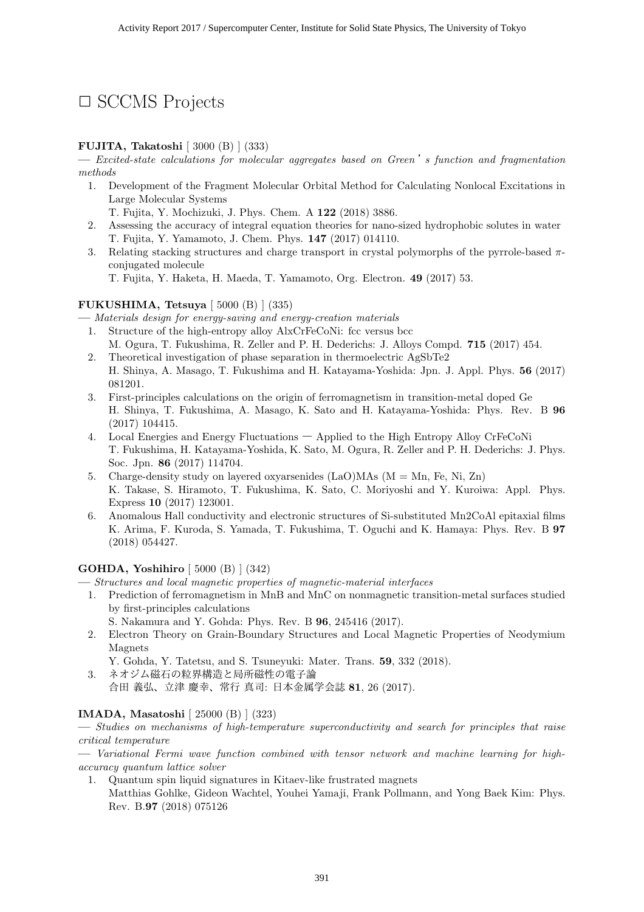# □ SCCMS Projects

**FUJITA, Takatoshi** [ 3000 (B) ] (333)

— *Excited-state calculations for molecular aggregates based on Green's function and fragmentation methods*

1. Development of the Fragment Molecular Orbital Method for Calculating Nonlocal Excitations in Large Molecular Systems
   T. Fujita, Y. Mochizuki, J. Phys. Chem. A **122** (2018) 3886.
2. Assessing the accuracy of integral equation theories for nano-sized hydrophobic solutes in water
   T. Fujita, Y. Yamamoto, J. Chem. Phys. **147** (2017) 014110.
3. Relating stacking structures and charge transport in crystal polymorphs of the pyrrole-based $\pi$-conjugated molecule
   T. Fujita, Y. Haketa, H. Maeda, T. Yamamoto, Org. Electron. **49** (2017) 53.

**FUKUSHIMA, Tetsuya** [ 5000 (B) ] (335)

— *Materials design for energy-saving and energy-creation materials*

1. Structure of the high-entropy alloy AlxCrFeCoNi: fcc versus bcc
   M. Ogura, T. Fukushima, R. Zeller and P. H. Dederichs: J. Alloys Compd. **715** (2017) 454.
2. Theoretical investigation of phase separation in thermoelectric AgSbTe2
   H. Shinya, A. Masago, T. Fukushima and H. Katayama-Yoshida: Jpn. J. Appl. Phys. **56** (2017) 081201.
3. First-principles calculations on the origin of ferromagnetism in transition-metal doped Ge
   H. Shinya, T. Fukushima, A. Masago, K. Sato and H. Katayama-Yoshida: Phys. Rev. B **96** (2017) 104415.
4. Local Energies and Energy Fluctuations — Applied to the High Entropy Alloy CrFeCoNi
   T. Fukushima, H. Katayama-Yoshida, K. Sato, M. Ogura, R. Zeller and P. H. Dederichs: J. Phys. Soc. Jpn. **86** (2017) 114704.
5. Charge-density study on layered oxyarsenides (LaO)MAs (M = Mn, Fe, Ni, Zn)
   K. Takase, S. Hiramoto, T. Fukushima, K. Sato, C. Moriyoshi and Y. Kuroiwa: Appl. Phys. Express **10** (2017) 123001.
6. Anomalous Hall conductivity and electronic structures of Si-substituted Mn2CoAl epitaxial films
   K. Arima, F. Kuroda, S. Yamada, T. Fukushima, T. Oguchi and K. Hamaya: Phys. Rev. B **97** (2018) 054427.

**GOHDA, Yoshihiro** [ 5000 (B) ] (342)

— *Structures and local magnetic properties of magnetic-material interfaces*

1. Prediction of ferromagnetism in MnB and MnC on nonmagnetic transition-metal surfaces studied by first-principles calculations
   S. Nakamura and Y. Gohda: Phys. Rev. B **96**, 245416 (2017).
2. Electron Theory on Grain-Boundary Structures and Local Magnetic Properties of Neodymium Magnets
   Y. Gohda, Y. Tatetsu, and S. Tsuneyuki: Mater. Trans. **59**, 332 (2018).
3. ネオジム磁石の粒界構造と局所磁性の電子論
   合田 義弘、立津 慶幸、常行 真司: 日本金属学会誌 **81**, 26 (2017).

**IMADA, Masatoshi** [ 25000 (B) ] (323)

— *Studies on mechanisms of high-temperature superconductivity and search for principles that raise critical temperature*

— *Variational Fermi wave function combined with tensor network and machine learning for high-accuracy quantum lattice solver*

1. Quantum spin liquid signatures in Kitaev-like frustrated magnets
   Matthias Gohlke, Gideon Wachtel, Youhei Yamaji, Frank Pollmann, and Yong Baek Kim: Phys. Rev. B.**97** (2018) 075126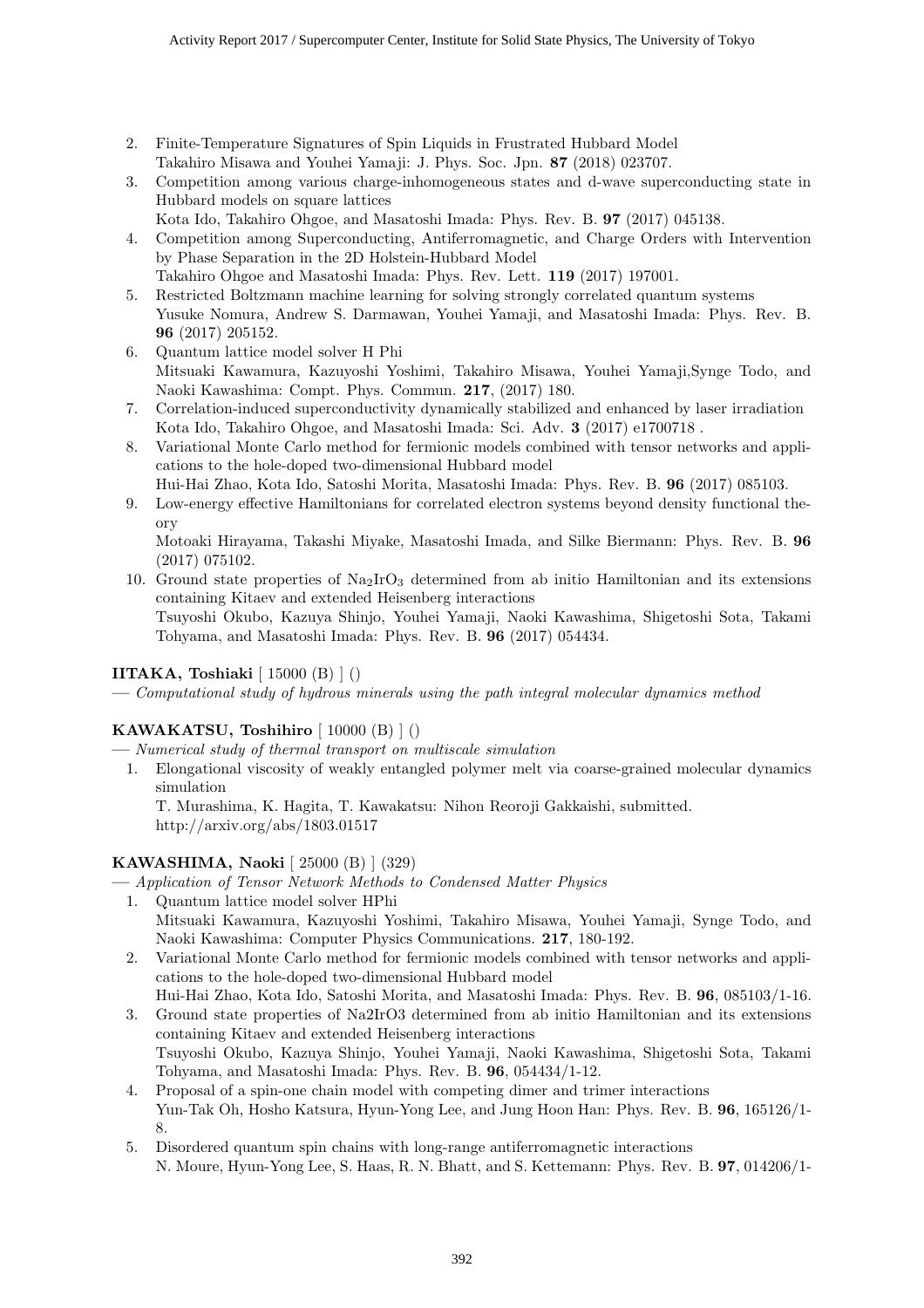2. Finite-Temperature Signatures of Spin Liquids in Frustrated Hubbard Model
   Takahiro Misawa and Youhei Yamaji: J. Phys. Soc. Jpn. **87** (2018) 023707.
3. Competition among various charge-inhomogeneous states and d-wave superconducting state in Hubbard models on square lattices
   Kota Ido, Takahiro Ohgoe, and Masatoshi Imada: Phys. Rev. B. **97** (2017) 045138.
4. Competition among Superconducting, Antiferromagnetic, and Charge Orders with Intervention by Phase Separation in the 2D Holstein-Hubbard Model
   Takahiro Ohgoe and Masatoshi Imada: Phys. Rev. Lett. **119** (2017) 197001.
5. Restricted Boltzmann machine learning for solving strongly correlated quantum systems
   Yusuke Nomura, Andrew S. Darmawan, Youhei Yamaji, and Masatoshi Imada: Phys. Rev. B. **96** (2017) 205152.
6. Quantum lattice model solver H Phi
   Mitsuaki Kawamura, Kazuyoshi Yoshimi, Takahiro Misawa, Youhei Yamaji,Synge Todo, and Naoki Kawashima: Compt. Phys. Commun. **217**, (2017) 180.
7. Correlation-induced superconductivity dynamically stabilized and enhanced by laser irradiation
   Kota Ido, Takahiro Ohgoe, and Masatoshi Imada: Sci. Adv. **3** (2017) e1700718 .
8. Variational Monte Carlo method for fermionic models combined with tensor networks and applications to the hole-doped two-dimensional Hubbard model
   Hui-Hai Zhao, Kota Ido, Satoshi Morita, Masatoshi Imada: Phys. Rev. B. **96** (2017) 085103.
9. Low-energy effective Hamiltonians for correlated electron systems beyond density functional theory
   Motoaki Hirayama, Takashi Miyake, Masatoshi Imada, and Silke Biermann: Phys. Rev. B. **96** (2017) 075102.
10. Ground state properties of $Na_2IrO_3$ determined from ab initio Hamiltonian and its extensions containing Kitaev and extended Heisenberg interactions
    Tsuyoshi Okubo, Kazuya Shinjo, Youhei Yamaji, Naoki Kawashima, Shigetoshi Sota, Takami Tohyama, and Masatoshi Imada: Phys. Rev. B. **96** (2017) 054434.

**IITAKA, Toshiaki** [ 15000 (B) ] ()
— *Computational study of hydrous minerals using the path integral molecular dynamics method*

**KAWAKATSU, Toshihiro** [ 10000 (B) ] ()
— *Numerical study of thermal transport on multiscale simulation*

1. Elongational viscosity of weakly entangled polymer melt via coarse-grained molecular dynamics simulation
   T. Murashima, K. Hagita, T. Kawakatsu: Nihon Reoroji Gakkaishi, submitted.
   http://arxiv.org/abs/1803.01517

**KAWASHIMA, Naoki** [ 25000 (B) ] (329)
— *Application of Tensor Network Methods to Condensed Matter Physics*

1. Quantum lattice model solver HPhi
   Mitsuaki Kawamura, Kazuyoshi Yoshimi, Takahiro Misawa, Youhei Yamaji, Synge Todo, and Naoki Kawashima: Computer Physics Communications. **217**, 180-192.
2. Variational Monte Carlo method for fermionic models combined with tensor networks and applications to the hole-doped two-dimensional Hubbard model
   Hui-Hai Zhao, Kota Ido, Satoshi Morita, and Masatoshi Imada: Phys. Rev. B. **96**, 085103/1-16.
3. Ground state properties of Na2IrO3 determined from ab initio Hamiltonian and its extensions containing Kitaev and extended Heisenberg interactions
   Tsuyoshi Okubo, Kazuya Shinjo, Youhei Yamaji, Naoki Kawashima, Shigetoshi Sota, Takami Tohyama, and Masatoshi Imada: Phys. Rev. B. **96**, 054434/1-12.
4. Proposal of a spin-one chain model with competing dimer and trimer interactions
   Yun-Tak Oh, Hosho Katsura, Hyun-Yong Lee, and Jung Hoon Han: Phys. Rev. B. **96**, 165126/1-8.
5. Disordered quantum spin chains with long-range antiferromagnetic interactions
   N. Moure, Hyun-Yong Lee, S. Haas, R. N. Bhatt, and S. Kettemann: Phys. Rev. B. **97**, 014206/1-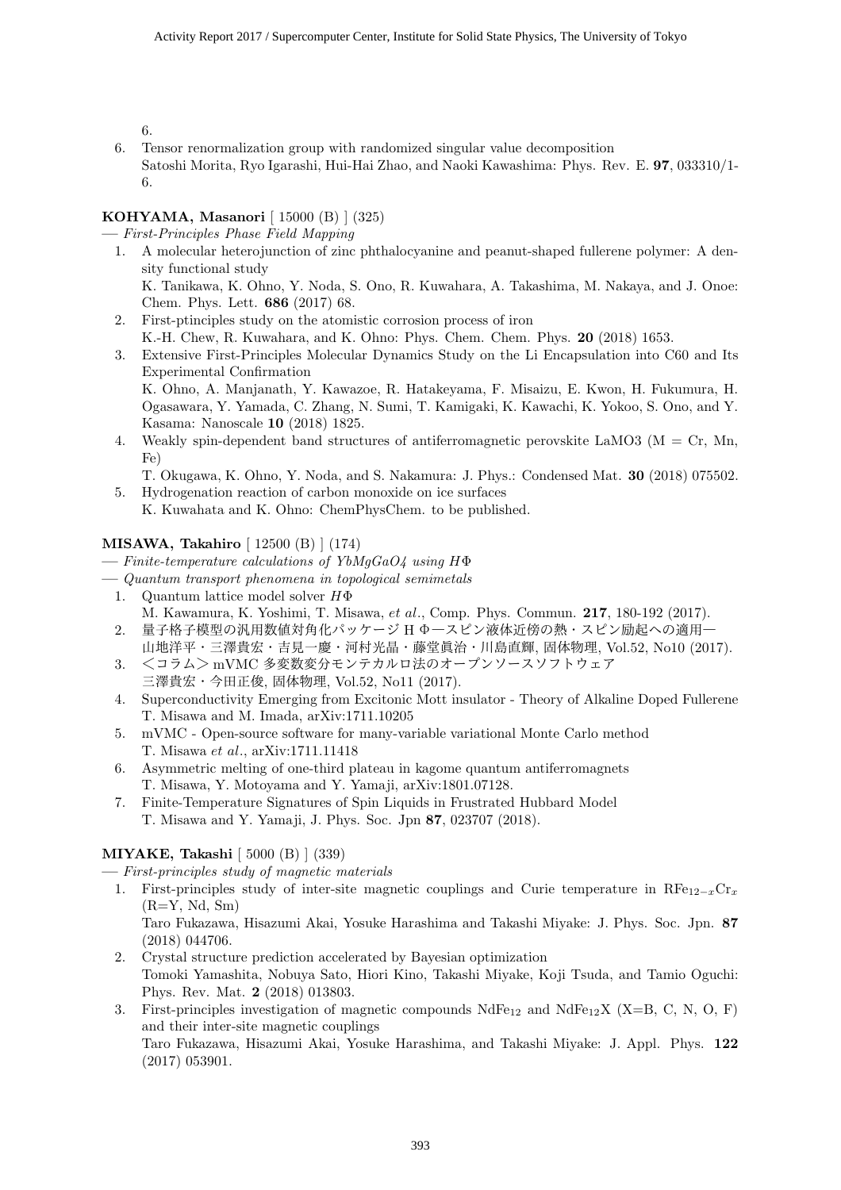6.

6. Tensor renormalization group with randomized singular value decomposition
   Satoshi Morita, Ryo Igarashi, Hui-Hai Zhao, and Naoki Kawashima: Phys. Rev. E. **97**, 033310/1-6.

**KOHYAMA, Masanori** [ 15000 (B) ] (325)

— *First-Principles Phase Field Mapping*

1. A molecular heterojunction of zinc phthalocyanine and peanut-shaped fullerene polymer: A density functional study
   K. Tanikawa, K. Ohno, Y. Noda, S. Ono, R. Kuwahara, A. Takashima, M. Nakaya, and J. Onoe: Chem. Phys. Lett. **686** (2017) 68.
2. First-ptinciples study on the atomistic corrosion process of iron
   K.-H. Chew, R. Kuwahara, and K. Ohno: Phys. Chem. Chem. Phys. **20** (2018) 1653.
3. Extensive First-Principles Molecular Dynamics Study on the Li Encapsulation into C60 and Its Experimental Confirmation
   K. Ohno, A. Manjanath, Y. Kawazoe, R. Hatakeyama, F. Misaizu, E. Kwon, H. Fukumura, H. Ogasawara, Y. Yamada, C. Zhang, N. Sumi, T. Kamigaki, K. Kawachi, K. Yokoo, S. Ono, and Y. Kasama: Nanoscale **10** (2018) 1825.
4. Weakly spin-dependent band structures of antiferromagnetic perovskite LaMO3 (M = Cr, Mn, Fe)
   T. Okugawa, K. Ohno, Y. Noda, and S. Nakamura: J. Phys.: Condensed Mat. **30** (2018) 075502.
5. Hydrogenation reaction of carbon monoxide on ice surfaces
   K. Kuwahata and K. Ohno: ChemPhysChem. to be published.

**MISAWA, Takahiro** [ 12500 (B) ] (174)

— *Finite-temperature calculations of YbMgGaO4 using HΦ*

— *Quantum transport phenomena in topological semimetals*

1. Quantum lattice model solver *HΦ*
   M. Kawamura, K. Yoshimi, T. Misawa, *et al*., Comp. Phys. Commun. **217**, 180-192 (2017).
2. 量子格子模型の汎用数値対角化パッケージ H Φ—スピン液体近傍の熱・スピン励起への適用—
   山地洋平・三澤貴宏・吉見一慶・河村光晶・藤堂眞治・川島直輝, 固体物理, Vol.52, No10 (2017).
3. ＜コラム＞ mVMC 多変数変分モンテカルロ法のオープンソースソフトウェア
   三澤貴宏・今田正俊, 固体物理, Vol.52, No11 (2017).
4. Superconductivity Emerging from Excitonic Mott insulator - Theory of Alkaline Doped Fullerene
   T. Misawa and M. Imada, arXiv:1711.10205
5. mVMC - Open-source software for many-variable variational Monte Carlo method
   T. Misawa *et al*., arXiv:1711.11418
6. Asymmetric melting of one-third plateau in kagome quantum antiferromagnets
   T. Misawa, Y. Motoyama and Y. Yamaji, arXiv:1801.07128.
7. Finite-Temperature Signatures of Spin Liquids in Frustrated Hubbard Model
   T. Misawa and Y. Yamaji, J. Phys. Soc. Jpn **87**, 023707 (2018).

**MIYAKE, Takashi** [ 5000 (B) ] (339)

— *First-principles study of magnetic materials*

1. First-principles study of inter-site magnetic couplings and Curie temperature in $RFe_{12-x}Cr_x$ (R=Y, Nd, Sm)
   Taro Fukazawa, Hisazumi Akai, Yosuke Harashima and Takashi Miyake: J. Phys. Soc. Jpn. **87** (2018) 044706.
2. Crystal structure prediction accelerated by Bayesian optimization
   Tomoki Yamashita, Nobuya Sato, Hiori Kino, Takashi Miyake, Koji Tsuda, and Tamio Oguchi: Phys. Rev. Mat. **2** (2018) 013803.
3. First-principles investigation of magnetic compounds $NdFe_{12}$ and $NdFe_{12}X$ (X=B, C, N, O, F) and their inter-site magnetic couplings
   Taro Fukazawa, Hisazumi Akai, Yosuke Harashima, and Takashi Miyake: J. Appl. Phys. **122** (2017) 053901.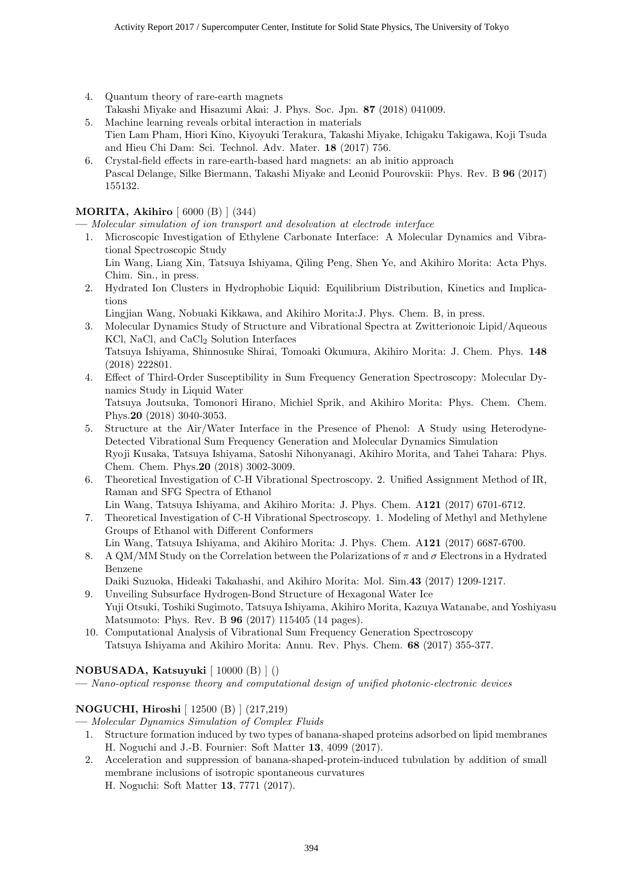4. Quantum theory of rare-earth magnets
   Takashi Miyake and Hisazumi Akai: J. Phys. Soc. Jpn. **87** (2018) 041009.
5. Machine learning reveals orbital interaction in materials
   Tien Lam Pham, Hiori Kino, Kiyoyuki Terakura, Takashi Miyake, Ichigaku Takigawa, Koji Tsuda and Hieu Chi Dam: Sci. Technol. Adv. Mater. **18** (2017) 756.
6. Crystal-field effects in rare-earth-based hard magnets: an ab initio approach
   Pascal Delange, Silke Biermann, Takashi Miyake and Leonid Pourovskii: Phys. Rev. B **96** (2017) 155132.

**MORITA, Akihiro** [ 6000 (B) ] (344)

— *Molecular simulation of ion transport and desolvation at electrode interface*

1. Microscopic Investigation of Ethylene Carbonate Interface: A Molecular Dynamics and Vibrational Spectroscopic Study
   Lin Wang, Liang Xin, Tatsuya Ishiyama, Qiling Peng, Shen Ye, and Akihiro Morita: Acta Phys. Chim. Sin., in press.
2. Hydrated Ion Clusters in Hydrophobic Liquid: Equilibrium Distribution, Kinetics and Implications
   Lingjian Wang, Nobuaki Kikkawa, and Akihiro Morita:J. Phys. Chem. B, in press.
3. Molecular Dynamics Study of Structure and Vibrational Spectra at Zwitterionoic Lipid/Aqueous KCl, NaCl, and $CaCl_2$ Solution Interfaces
   Tatsuya Ishiyama, Shinnosuke Shirai, Tomoaki Okumura, Akihiro Morita: J. Chem. Phys. **148** (2018) 222801.
4. Effect of Third-Order Susceptibility in Sum Frequency Generation Spectroscopy: Molecular Dynamics Study in Liquid Water
   Tatsuya Joutsuka, Tomonori Hirano, Michiel Sprik, and Akihiro Morita: Phys. Chem. Chem. Phys.**20** (2018) 3040-3053.
5. Structure at the Air/Water Interface in the Presence of Phenol: A Study using Heterodyne-Detected Vibrational Sum Frequency Generation and Molecular Dynamics Simulation
   Ryoji Kusaka, Tatsuya Ishiyama, Satoshi Nihonyanagi, Akihiro Morita, and Tahei Tahara: Phys. Chem. Chem. Phys.**20** (2018) 3002-3009.
6. Theoretical Investigation of C-H Vibrational Spectroscopy. 2. Unified Assignment Method of IR, Raman and SFG Spectra of Ethanol
   Lin Wang, Tatsuya Ishiyama, and Akihiro Morita: J. Phys. Chem. A**121** (2017) 6701-6712.
7. Theoretical Investigation of C-H Vibrational Spectroscopy. 1. Modeling of Methyl and Methylene Groups of Ethanol with Different Conformers
   Lin Wang, Tatsuya Ishiyama, and Akihiro Morita: J. Phys. Chem. A**121** (2017) 6687-6700.
8. A QM/MM Study on the Correlation between the Polarizations of $\pi$ and $\sigma$ Electrons in a Hydrated Benzene
   Daiki Suzuoka, Hideaki Takahashi, and Akihiro Morita: Mol. Sim.**43** (2017) 1209-1217.
9. Unveiling Subsurface Hydrogen-Bond Structure of Hexagonal Water Ice
   Yuji Otsuki, Toshiki Sugimoto, Tatsuya Ishiyama, Akihiro Morita, Kazuya Watanabe, and Yoshiyasu Matsumoto: Phys. Rev. B **96** (2017) 115405 (14 pages).
10. Computational Analysis of Vibrational Sum Frequency Generation Spectroscopy
    Tatsuya Ishiyama and Akihiro Morita: Annu. Rev. Phys. Chem. **68** (2017) 355-377.

**NOBUSADA, Katsuyuki** [ 10000 (B) ] ()

— *Nano-optical response theory and computational design of unified photonic-electronic devices*

**NOGUCHI, Hiroshi** [ 12500 (B) ] (217,219)

— *Molecular Dynamics Simulation of Complex Fluids*

1. Structure formation induced by two types of banana-shaped proteins adsorbed on lipid membranes
   H. Noguchi and J.-B. Fournier: Soft Matter **13**, 4099 (2017).
2. Acceleration and suppression of banana-shaped-protein-induced tubulation by addition of small membrane inclusions of isotropic spontaneous curvatures
   H. Noguchi: Soft Matter **13**, 7771 (2017).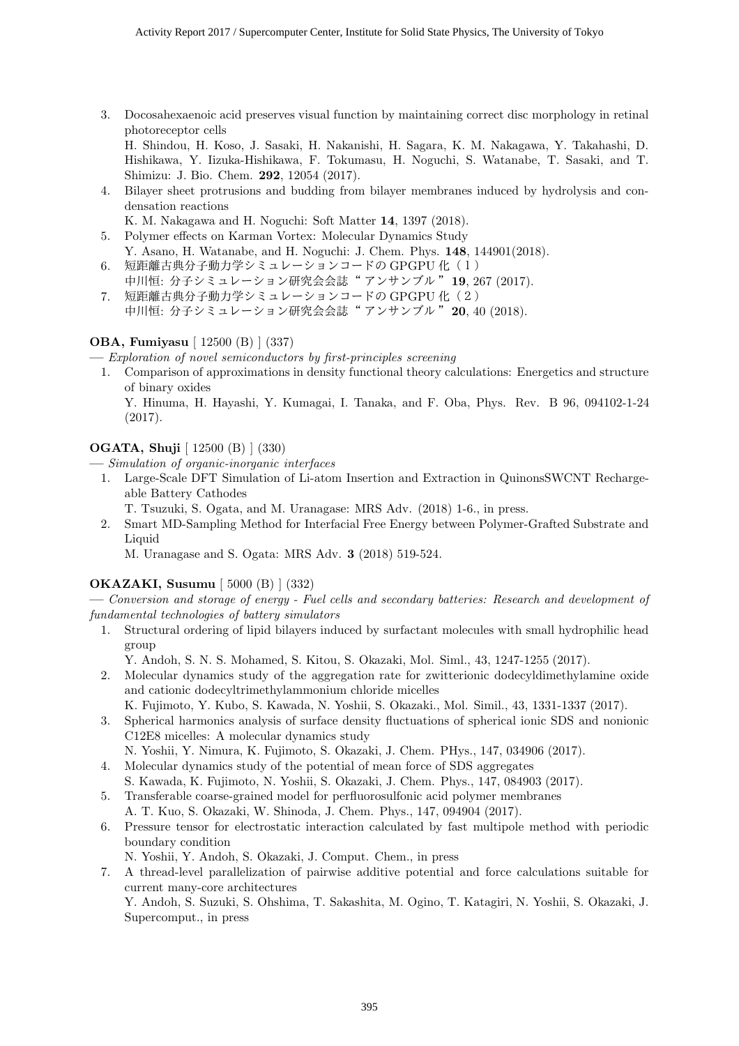3. Docosahexaenoic acid preserves visual function by maintaining correct disc morphology in retinal photoreceptor cells
   H. Shindou, H. Koso, J. Sasaki, H. Nakanishi, H. Sagara, K. M. Nakagawa, Y. Takahashi, D. Hishikawa, Y. Iizuka-Hishikawa, F. Tokumasu, H. Noguchi, S. Watanabe, T. Sasaki, and T. Shimizu: J. Bio. Chem. **292**, 12054 (2017).
4. Bilayer sheet protrusions and budding from bilayer membranes induced by hydrolysis and condensation reactions
   K. M. Nakagawa and H. Noguchi: Soft Matter **14**, 1397 (2018).
5. Polymer effects on Karman Vortex: Molecular Dynamics Study
   Y. Asano, H. Watanabe, and H. Noguchi: J. Chem. Phys. **148**, 144901(2018).
6. 短距離古典分子動力学シミュレーションコードの GPGPU 化（１）
   中川恒: 分子シミュレーション研究会会誌 " アンサンブル " **19**, 267 (2017).
7. 短距離古典分子動力学シミュレーションコードの GPGPU 化（２）
   中川恒: 分子シミュレーション研究会会誌 " アンサンブル " **20**, 40 (2018).

**OBA, Fumiyasu** [ 12500 (B) ] (337)

— *Exploration of novel semiconductors by first-principles screening*

1. Comparison of approximations in density functional theory calculations: Energetics and structure of binary oxides
   Y. Hinuma, H. Hayashi, Y. Kumagai, I. Tanaka, and F. Oba, Phys. Rev. B 96, 094102-1-24 (2017).

**OGATA, Shuji** [ 12500 (B) ] (330)

— *Simulation of organic-inorganic interfaces*

1. Large-Scale DFT Simulation of Li-atom Insertion and Extraction in QuinonsSWCNT Rechargeable Battery Cathodes
   T. Tsuzuki, S. Ogata, and M. Uranagase: MRS Adv. (2018) 1-6., in press.
2. Smart MD-Sampling Method for Interfacial Free Energy between Polymer-Grafted Substrate and Liquid
   M. Uranagase and S. Ogata: MRS Adv. **3** (2018) 519-524.

**OKAZAKI, Susumu** [ 5000 (B) ] (332)

— *Conversion and storage of energy - Fuel cells and secondary batteries: Research and development of fundamental technologies of battery simulators*

1. Structural ordering of lipid bilayers induced by surfactant molecules with small hydrophilic head group
   Y. Andoh, S. N. S. Mohamed, S. Kitou, S. Okazaki, Mol. Siml., 43, 1247-1255 (2017).
2. Molecular dynamics study of the aggregation rate for zwitterionic dodecyldimethylamine oxide and cationic dodecyltrimethylammonium chloride micelles
   K. Fujimoto, Y. Kubo, S. Kawada, N. Yoshii, S. Okazaki., Mol. Simil., 43, 1331-1337 (2017).
3. Spherical harmonics analysis of surface density fluctuations of spherical ionic SDS and nonionic C12E8 micelles: A molecular dynamics study
   N. Yoshii, Y. Nimura, K. Fujimoto, S. Okazaki, J. Chem. PHys., 147, 034906 (2017).
4. Molecular dynamics study of the potential of mean force of SDS aggregates
   S. Kawada, K. Fujimoto, N. Yoshii, S. Okazaki, J. Chem. Phys., 147, 084903 (2017).
5. Transferable coarse-grained model for perfluorosulfonic acid polymer membranes
   A. T. Kuo, S. Okazaki, W. Shinoda, J. Chem. Phys., 147, 094904 (2017).
6. Pressure tensor for electrostatic interaction calculated by fast multipole method with periodic boundary condition
   N. Yoshii, Y. Andoh, S. Okazaki, J. Comput. Chem., in press
7. A thread-level parallelization of pairwise additive potential and force calculations suitable for current many-core architectures
   Y. Andoh, S. Suzuki, S. Ohshima, T. Sakashita, M. Ogino, T. Katagiri, N. Yoshii, S. Okazaki, J. Supercomput., in press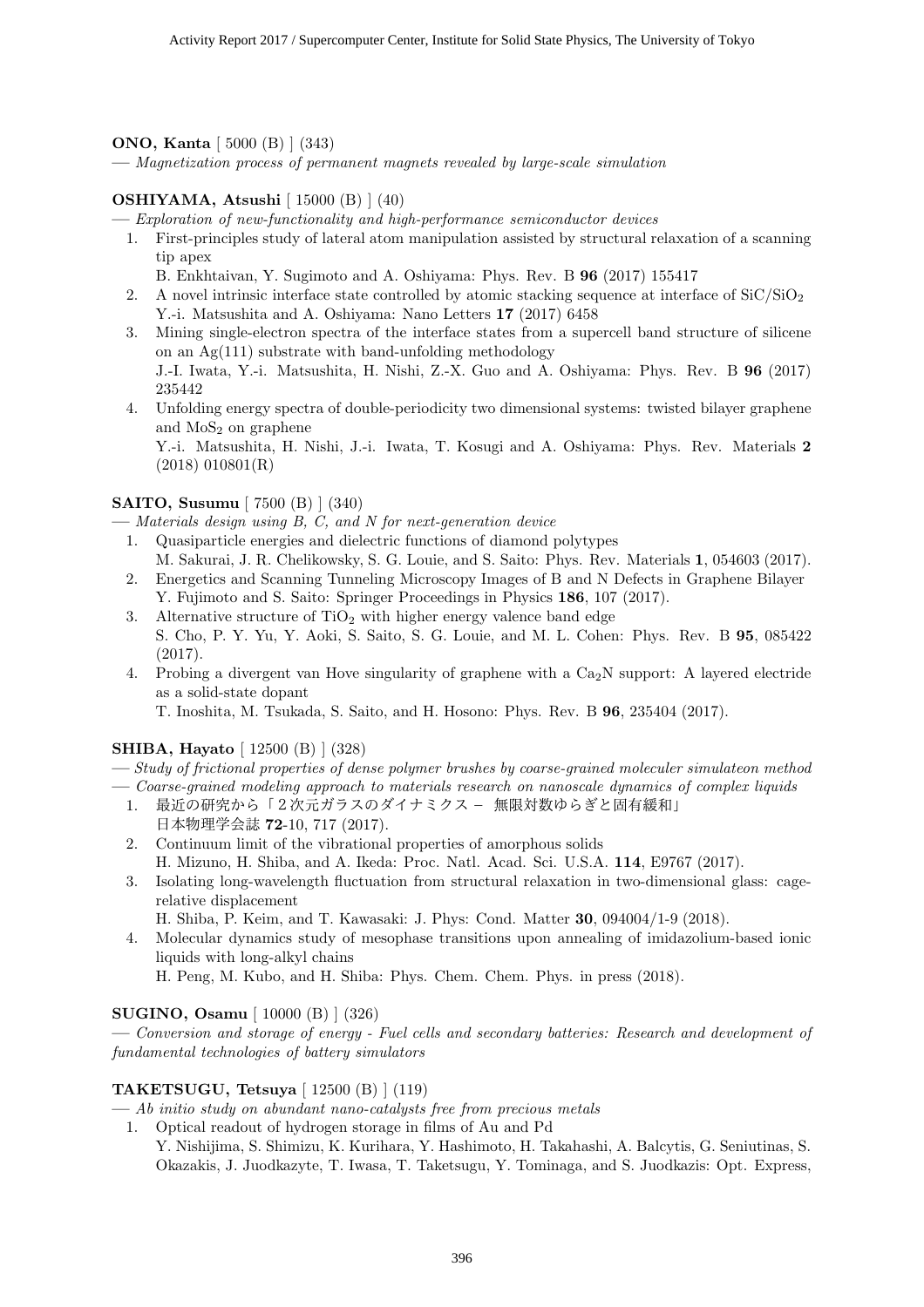**ONO, Kanta** [ 5000 (B) ] (343)

— *Magnetization process of permanent magnets revealed by large-scale simulation*

**OSHIYAMA, Atsushi** [ 15000 (B) ] (40)

— *Exploration of new-functionality and high-performance semiconductor devices*

1. First-principles study of lateral atom manipulation assisted by structural relaxation of a scanning tip apex
   B. Enkhtaivan, Y. Sugimoto and A. Oshiyama: Phys. Rev. B **96** (2017) 155417
2. A novel intrinsic interface state controlled by atomic stacking sequence at interface of $SiC/SiO_2$
   Y.-i. Matsushita and A. Oshiyama: Nano Letters **17** (2017) 6458
3. Mining single-electron spectra of the interface states from a supercell band structure of silicene on an Ag(111) substrate with band-unfolding methodology
   J.-I. Iwata, Y.-i. Matsushita, H. Nishi, Z.-X. Guo and A. Oshiyama: Phys. Rev. B **96** (2017) 235442
4. Unfolding energy spectra of double-periodicity two dimensional systems: twisted bilayer graphene and $MoS_2$ on graphene
   Y.-i. Matsushita, H. Nishi, J.-i. Iwata, T. Kosugi and A. Oshiyama: Phys. Rev. Materials **2** (2018) 010801(R)

**SAITO, Susumu** [ 7500 (B) ] (340)

— *Materials design using B, C, and N for next-generation device*

1. Quasiparticle energies and dielectric functions of diamond polytypes
   M. Sakurai, J. R. Chelikowsky, S. G. Louie, and S. Saito: Phys. Rev. Materials **1**, 054603 (2017).
2. Energetics and Scanning Tunneling Microscopy Images of B and N Defects in Graphene Bilayer
   Y. Fujimoto and S. Saito: Springer Proceedings in Physics **186**, 107 (2017).
3. Alternative structure of $TiO_2$ with higher energy valence band edge
   S. Cho, P. Y. Yu, Y. Aoki, S. Saito, S. G. Louie, and M. L. Cohen: Phys. Rev. B **95**, 085422 (2017).
4. Probing a divergent van Hove singularity of graphene with a $Ca_2N$ support: A layered electride as a solid-state dopant
   T. Inoshita, M. Tsukada, S. Saito, and H. Hosono: Phys. Rev. B **96**, 235404 (2017).

**SHIBA, Hayato** [ 12500 (B) ] (328)

— *Study of frictional properties of dense polymer brushes by coarse-grained moleculer simulateon method*

— *Coarse-grained modeling approach to materials research on nanoscale dynamics of complex liquids*

1. 最近の研究から「２次元ガラスのダイナミクス – 無限対数ゆらぎと固有緩和」
   日本物理学会誌 **72**-10, 717 (2017).
2. Continuum limit of the vibrational properties of amorphous solids
   H. Mizuno, H. Shiba, and A. Ikeda: Proc. Natl. Acad. Sci. U.S.A. **114**, E9767 (2017).
3. Isolating long-wavelength fluctuation from structural relaxation in two-dimensional glass: cage-relative displacement
   H. Shiba, P. Keim, and T. Kawasaki: J. Phys: Cond. Matter **30**, 094004/1-9 (2018).
4. Molecular dynamics study of mesophase transitions upon annealing of imidazolium-based ionic liquids with long-alkyl chains
   H. Peng, M. Kubo, and H. Shiba: Phys. Chem. Chem. Phys. in press (2018).

**SUGINO, Osamu** [ 10000 (B) ] (326)

— *Conversion and storage of energy - Fuel cells and secondary batteries: Research and development of fundamental technologies of battery simulators*

**TAKETSUGU, Tetsuya** [ 12500 (B) ] (119)

— *Ab initio study on abundant nano-catalysts free from precious metals*

1. Optical readout of hydrogen storage in films of Au and Pd
   Y. Nishijima, S. Shimizu, K. Kurihara, Y. Hashimoto, H. Takahashi, A. Balcytis, G. Seniutinas, S. Okazakis, J. Juodkazyte, T. Iwasa, T. Taketsugu, Y. Tominaga, and S. Juodkazis: Opt. Express,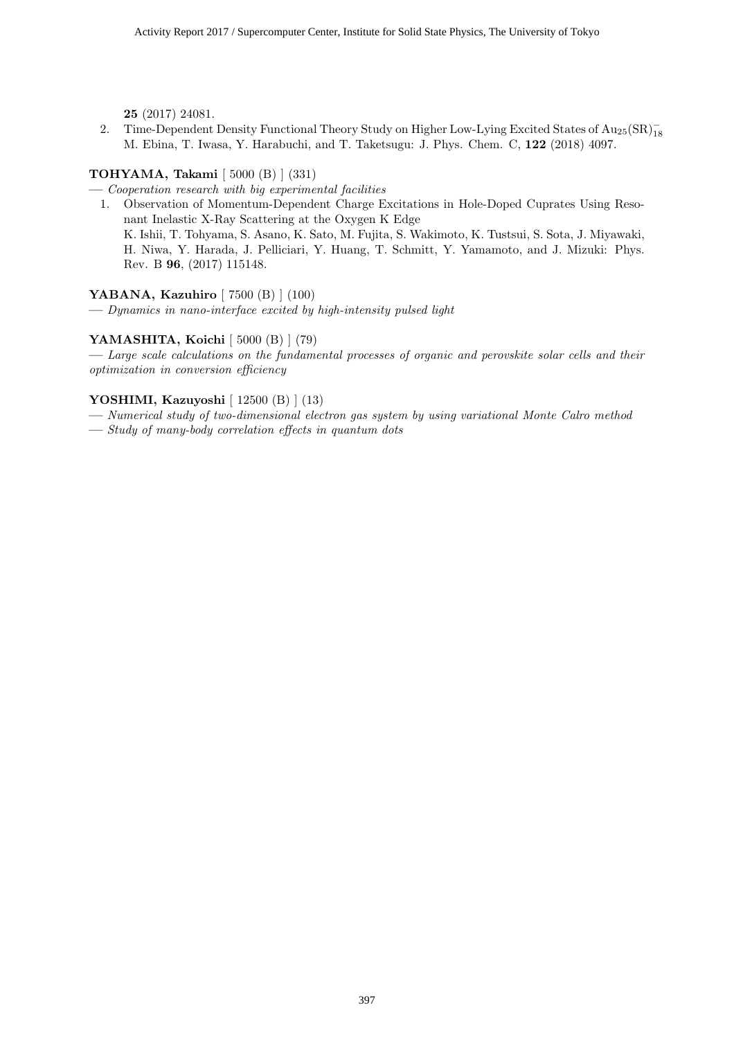**25** (2017) 24081.

2. Time-Dependent Density Functional Theory Study on Higher Low-Lying Excited States of $Au_{25}(SR)_{18}^{-}$
M. Ebina, T. Iwasa, Y. Harabuchi, and T. Taketsugu: J. Phys. Chem. C, **122** (2018) 4097.

**TOHYAMA, Takami** [ 5000 (B) ] (331)

— *Cooperation research with big experimental facilities*

1. Observation of Momentum-Dependent Charge Excitations in Hole-Doped Cuprates Using Resonant Inelastic X-Ray Scattering at the Oxygen K Edge
K. Ishii, T. Tohyama, S. Asano, K. Sato, M. Fujita, S. Wakimoto, K. Tustsui, S. Sota, J. Miyawaki, H. Niwa, Y. Harada, J. Pelliciari, Y. Huang, T. Schmitt, Y. Yamamoto, and J. Mizuki: Phys. Rev. B **96**, (2017) 115148.

**YABANA, Kazuhiro** [ 7500 (B) ] (100)

— *Dynamics in nano-interface excited by high-intensity pulsed light*

**YAMASHITA, Koichi** [ 5000 (B) ] (79)

— *Large scale calculations on the fundamental processes of organic and perovskite solar cells and their optimization in conversion efficiency*

**YOSHIMI, Kazuyoshi** [ 12500 (B) ] (13)

— *Numerical study of two-dimensional electron gas system by using variational Monte Calro method*

— *Study of many-body correlation effects in quantum dots*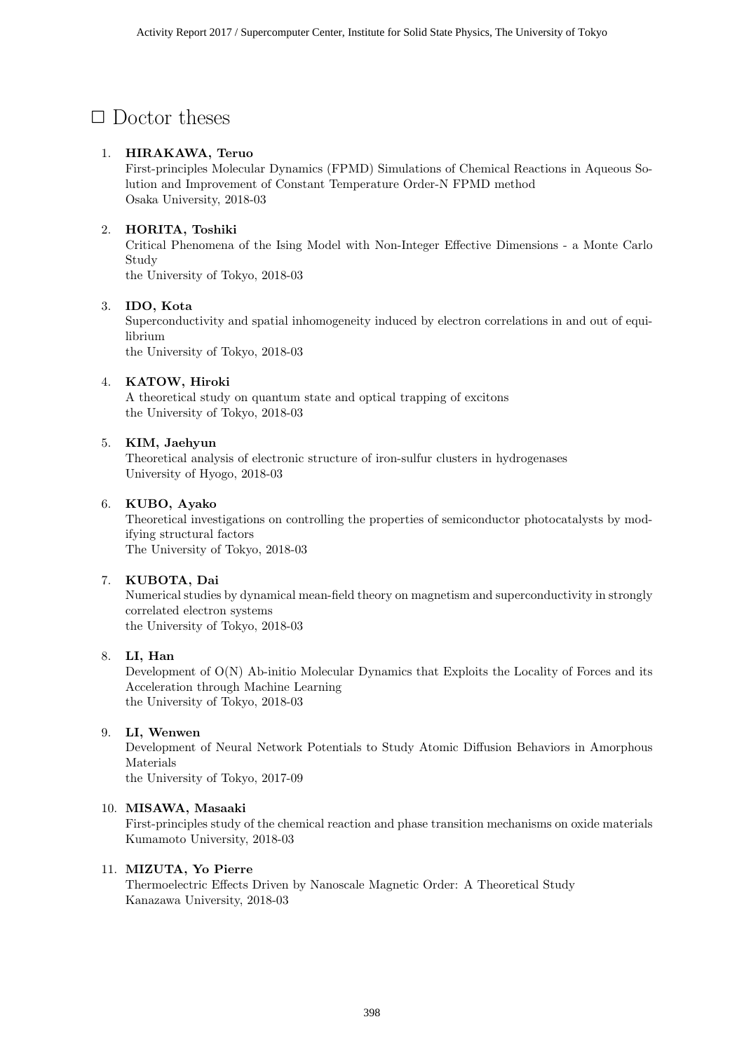# □ Doctor theses

1. **HIRAKAWA, Teruo**
   First-principles Molecular Dynamics (FPMD) Simulations of Chemical Reactions in Aqueous Solution and Improvement of Constant Temperature Order-N FPMD method
   Osaka University, 2018-03

2. **HORITA, Toshiki**
   Critical Phenomena of the Ising Model with Non-Integer Effective Dimensions - a Monte Carlo Study
   the University of Tokyo, 2018-03

3. **IDO, Kota**
   Superconductivity and spatial inhomogeneity induced by electron correlations in and out of equilibrium
   the University of Tokyo, 2018-03

4. **KATOW, Hiroki**
   A theoretical study on quantum state and optical trapping of excitons
   the University of Tokyo, 2018-03

5. **KIM, Jaehyun**
   Theoretical analysis of electronic structure of iron-sulfur clusters in hydrogenases
   University of Hyogo, 2018-03

6. **KUBO, Ayako**
   Theoretical investigations on controlling the properties of semiconductor photocatalysts by modifying structural factors
   The University of Tokyo, 2018-03

7. **KUBOTA, Dai**
   Numerical studies by dynamical mean-field theory on magnetism and superconductivity in strongly correlated electron systems
   the University of Tokyo, 2018-03

8. **LI, Han**
   Development of O(N) Ab-initio Molecular Dynamics that Exploits the Locality of Forces and its Acceleration through Machine Learning
   the University of Tokyo, 2018-03

9. **LI, Wenwen**
   Development of Neural Network Potentials to Study Atomic Diffusion Behaviors in Amorphous Materials
   the University of Tokyo, 2017-09

10. **MISAWA, Masaaki**
    First-principles study of the chemical reaction and phase transition mechanisms on oxide materials
    Kumamoto University, 2018-03

11. **MIZUTA, Yo Pierre**
    Thermoelectric Effects Driven by Nanoscale Magnetic Order: A Theoretical Study
    Kanazawa University, 2018-03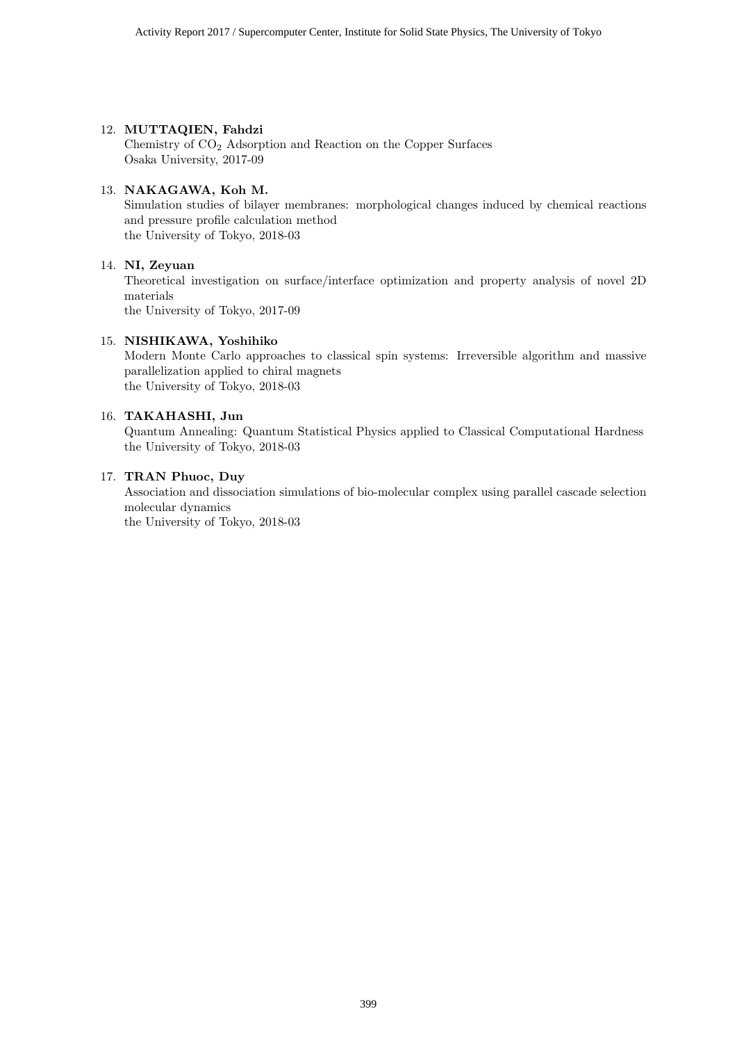12. **MUTTAQIEN, Fahdzi**
    Chemistry of $CO_2$ Adsorption and Reaction on the Copper Surfaces
    Osaka University, 2017-09

13. **NAKAGAWA, Koh M.**
    Simulation studies of bilayer membranes: morphological changes induced by chemical reactions and pressure profile calculation method
    the University of Tokyo, 2018-03

14. **NI, Zeyuan**
    Theoretical investigation on surface/interface optimization and property analysis of novel 2D materials
    the University of Tokyo, 2017-09

15. **NISHIKAWA, Yoshihiko**
    Modern Monte Carlo approaches to classical spin systems: Irreversible algorithm and massive parallelization applied to chiral magnets
    the University of Tokyo, 2018-03

16. **TAKAHASHI, Jun**
    Quantum Annealing: Quantum Statistical Physics applied to Classical Computational Hardness
    the University of Tokyo, 2018-03

17. **TRAN Phuoc, Duy**
    Association and dissociation simulations of bio-molecular complex using parallel cascade selection molecular dynamics
    the University of Tokyo, 2018-03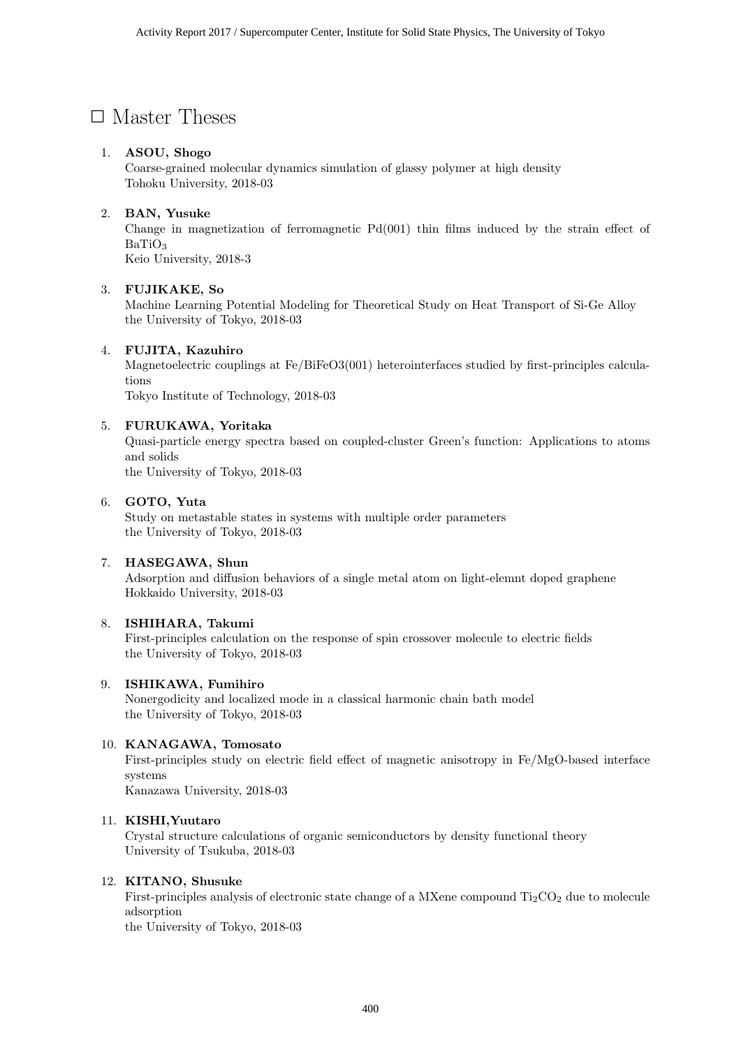# □ Master Theses

1. **ASOU, Shogo**
   Coarse-grained molecular dynamics simulation of glassy polymer at high density
   Tohoku University, 2018-03

2. **BAN, Yusuke**
   Change in magnetization of ferromagnetic Pd(001) thin films induced by the strain effect of $BaTiO_3$
   Keio University, 2018-3

3. **FUJIKAKE, So**
   Machine Learning Potential Modeling for Theoretical Study on Heat Transport of Si-Ge Alloy
   the University of Tokyo, 2018-03

4. **FUJITA, Kazuhiro**
   Magnetoelectric couplings at Fe/BiFeO3(001) heterointerfaces studied by first-principles calculations
   Tokyo Institute of Technology, 2018-03

5. **FURUKAWA, Yoritaka**
   Quasi-particle energy spectra based on coupled-cluster Green's function: Applications to atoms and solids
   the University of Tokyo, 2018-03

6. **GOTO, Yuta**
   Study on metastable states in systems with multiple order parameters
   the University of Tokyo, 2018-03

7. **HASEGAWA, Shun**
   Adsorption and diffusion behaviors of a single metal atom on light-elemnt doped graphene
   Hokkaido University, 2018-03

8. **ISHIHARA, Takumi**
   First-principles calculation on the response of spin crossover molecule to electric fields
   the University of Tokyo, 2018-03

9. **ISHIKAWA, Fumihiro**
   Nonergodicity and localized mode in a classical harmonic chain bath model
   the University of Tokyo, 2018-03

10. **KANAGAWA, Tomosato**
    First-principles study on electric field effect of magnetic anisotropy in Fe/MgO-based interface systems
    Kanazawa University, 2018-03

11. **KISHI,Yuutaro**
    Crystal structure calculations of organic semiconductors by density functional theory
    University of Tsukuba, 2018-03

12. **KITANO, Shusuke**
    First-principles analysis of electronic state change of a MXene compound $Ti_2CO_2$ due to molecule adsorption
    the University of Tokyo, 2018-03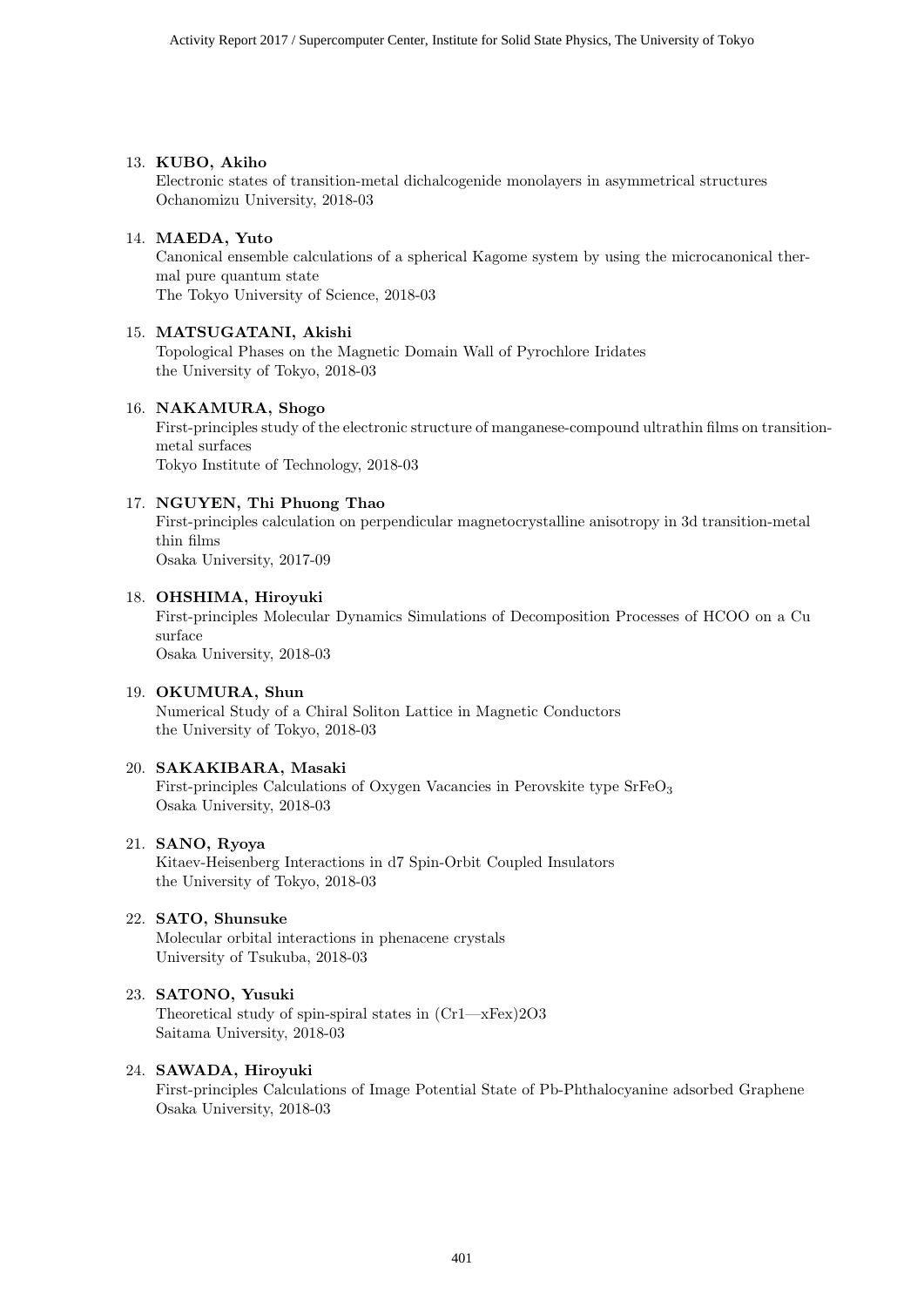13. **KUBO, Akiho**
    Electronic states of transition-metal dichalcogenide monolayers in asymmetrical structures
    Ochanomizu University, 2018-03

14. **MAEDA, Yuto**
    Canonical ensemble calculations of a spherical Kagome system by using the microcanonical thermal pure quantum state
    The Tokyo University of Science, 2018-03

15. **MATSUGATANI, Akishi**
    Topological Phases on the Magnetic Domain Wall of Pyrochlore Iridates
    the University of Tokyo, 2018-03

16. **NAKAMURA, Shogo**
    First-principles study of the electronic structure of manganese-compound ultrathin films on transition-metal surfaces
    Tokyo Institute of Technology, 2018-03

17. **NGUYEN, Thi Phuong Thao**
    First-principles calculation on perpendicular magnetocrystalline anisotropy in 3d transition-metal thin films
    Osaka University, 2017-09

18. **OHSHIMA, Hiroyuki**
    First-principles Molecular Dynamics Simulations of Decomposition Processes of HCOO on a Cu surface
    Osaka University, 2018-03

19. **OKUMURA, Shun**
    Numerical Study of a Chiral Soliton Lattice in Magnetic Conductors
    the University of Tokyo, 2018-03

20. **SAKAKIBARA, Masaki**
    First-principles Calculations of Oxygen Vacancies in Perovskite type $SrFeO_3$
    Osaka University, 2018-03

21. **SANO, Ryoya**
    Kitaev-Heisenberg Interactions in d7 Spin-Orbit Coupled Insulators
    the University of Tokyo, 2018-03

22. **SATO, Shunsuke**
    Molecular orbital interactions in phenacene crystals
    University of Tsukuba, 2018-03

23. **SATONO, Yusuki**
    Theoretical study of spin-spiral states in (Cr1—xFex)2O3
    Saitama University, 2018-03

24. **SAWADA, Hiroyuki**
    First-principles Calculations of Image Potential State of Pb-Phthalocyanine adsorbed Graphene
    Osaka University, 2018-03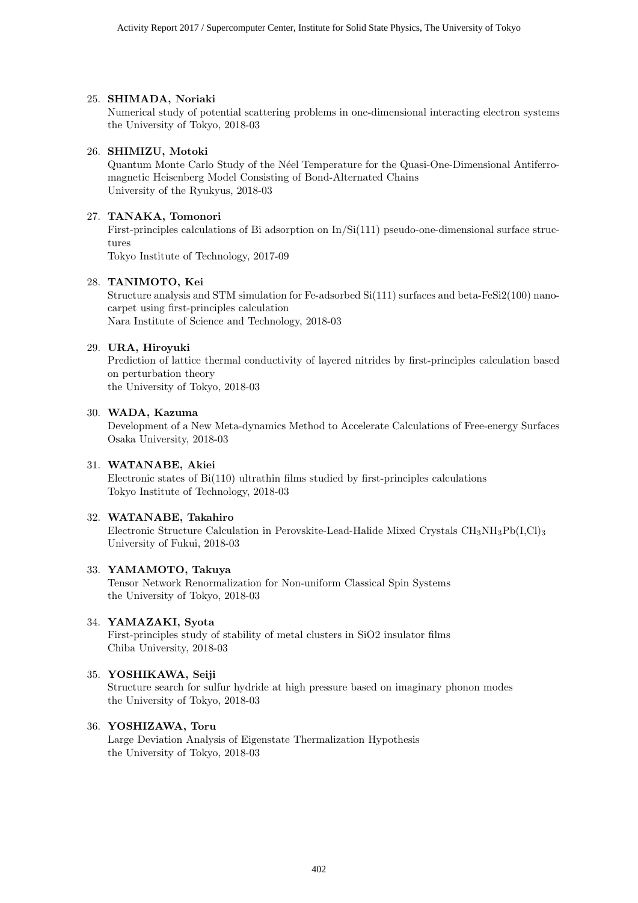25. **SHIMADA, Noriaki**
    Numerical study of potential scattering problems in one-dimensional interacting electron systems
    the University of Tokyo, 2018-03

26. **SHIMIZU, Motoki**
    Quantum Monte Carlo Study of the Néel Temperature for the Quasi-One-Dimensional Antiferromagnetic Heisenberg Model Consisting of Bond-Alternated Chains
    University of the Ryukyus, 2018-03

27. **TANAKA, Tomonori**
    First-principles calculations of Bi adsorption on In/Si(111) pseudo-one-dimensional surface structures
    Tokyo Institute of Technology, 2017-09

28. **TANIMOTO, Kei**
    Structure analysis and STM simulation for Fe-adsorbed Si(111) surfaces and beta-FeSi2(100) nanocarpet using first-principles calculation
    Nara Institute of Science and Technology, 2018-03

29. **URA, Hiroyuki**
    Prediction of lattice thermal conductivity of layered nitrides by first-principles calculation based on perturbation theory
    the University of Tokyo, 2018-03

30. **WADA, Kazuma**
    Development of a New Meta-dynamics Method to Accelerate Calculations of Free-energy Surfaces
    Osaka University, 2018-03

31. **WATANABE, Akiei**
    Electronic states of Bi(110) ultrathin films studied by first-principles calculations
    Tokyo Institute of Technology, 2018-03

32. **WATANABE, Takahiro**
    Electronic Structure Calculation in Perovskite-Lead-Halide Mixed Crystals $CH_3NH_3Pb(I,Cl)_3$
    University of Fukui, 2018-03

33. **YAMAMOTO, Takuya**
    Tensor Network Renormalization for Non-uniform Classical Spin Systems
    the University of Tokyo, 2018-03

34. **YAMAZAKI, Syota**
    First-principles study of stability of metal clusters in SiO2 insulator films
    Chiba University, 2018-03

35. **YOSHIKAWA, Seiji**
    Structure search for sulfur hydride at high pressure based on imaginary phonon modes
    the University of Tokyo, 2018-03

36. **YOSHIZAWA, Toru**
    Large Deviation Analysis of Eigenstate Thermalization Hypothesis
    the University of Tokyo, 2018-03